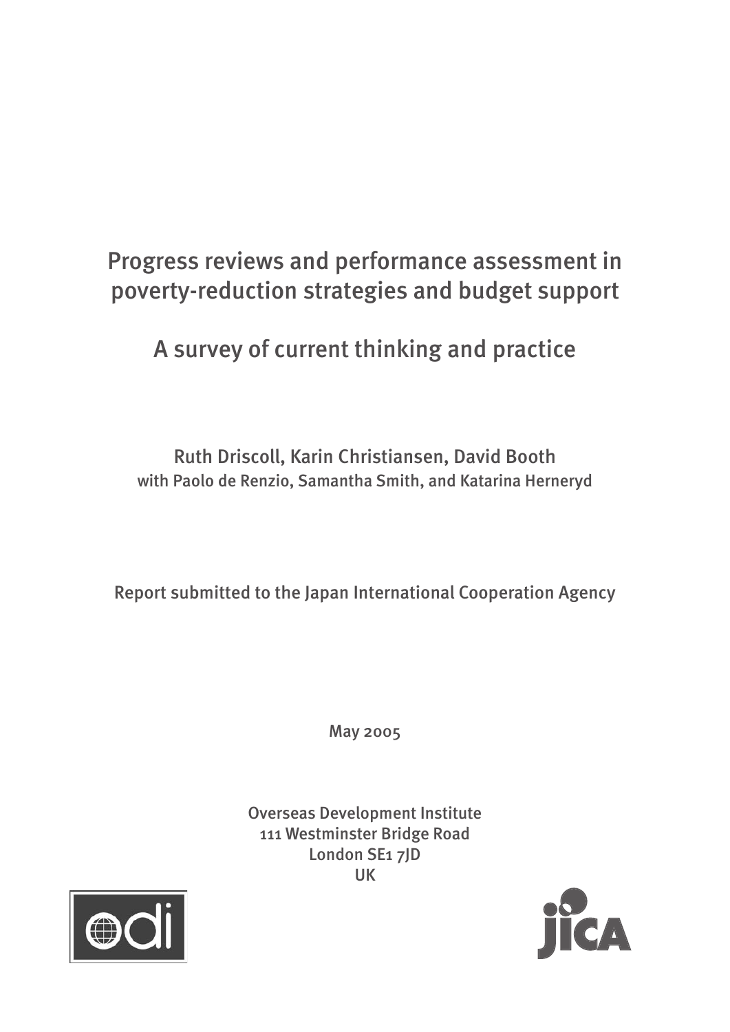# Progress reviews and performance assessment in poverty-reduction strategies and budget support

## A survey of current thinking and practice

Ruth Driscoll, Karin Christiansen, David Booth
with Paolo de Renzio, Samantha Smith, and Katarina Herneryd

Report submitted to the Japan International Cooperation Agency

May 2005

Overseas Development Institute
111 Westminster Bridge Road
London SE1 7JD
UK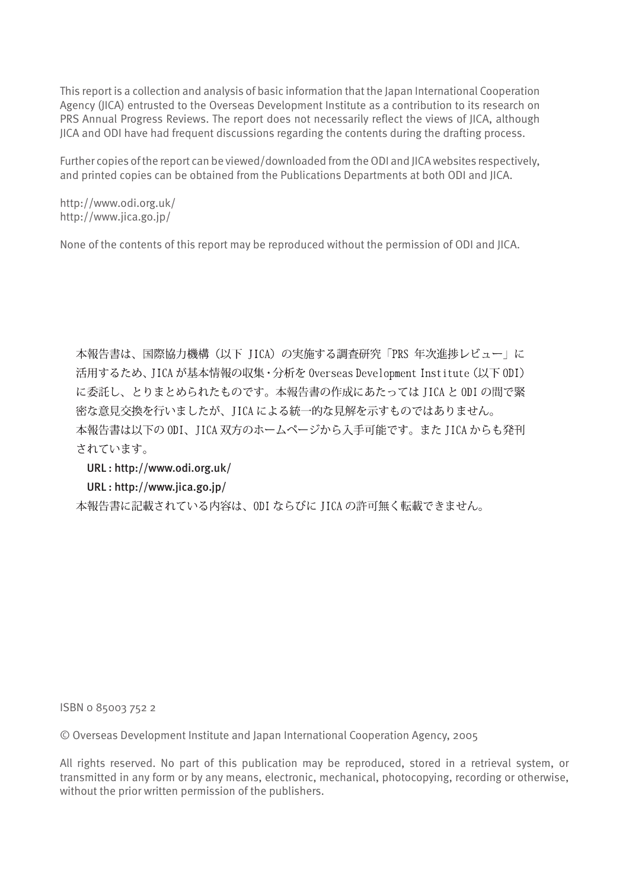This report is a collection and analysis of basic information that the Japan International Cooperation Agency (JICA) entrusted to the Overseas Development Institute as a contribution to its research on PRS Annual Progress Reviews. The report does not necessarily reflect the views of JICA, although JICA and ODI have had frequent discussions regarding the contents during the drafting process.

Further copies of the report can be viewed/downloaded from the ODI and JICA websites respectively, and printed copies can be obtained from the Publications Departments at both ODI and JICA.

http://www.odi.org.uk/
http://www.jica.go.jp/

None of the contents of this report may be reproduced without the permission of ODI and JICA.

本報告書は、国際協力機構（以下 JICA）の実施する調査研究「PRS 年次進捗レビュー」に活用するため、JICA が基本情報の収集・分析を Overseas Development Institute（以下 ODI）に委託し、とりまとめられたものです。本報告書の作成にあたっては JICA と ODI の間で緊密な意見交換を行いましたが、JICA による統一的な見解を示すものではありません。
本報告書は以下の ODI、JICA 双方のホームページから入手可能です。また JICA からも発刊されています。

URL : http://www.odi.org.uk/
URL : http://www.jica.go.jp/

本報告書に記載されている内容は、ODI ならびに JICA の許可無く転載できません。

ISBN 0 85003 752 2

© Overseas Development Institute and Japan International Cooperation Agency, 2005

All rights reserved. No part of this publication may be reproduced, stored in a retrieval system, or transmitted in any form or by any means, electronic, mechanical, photocopying, recording or otherwise, without the prior written permission of the publishers.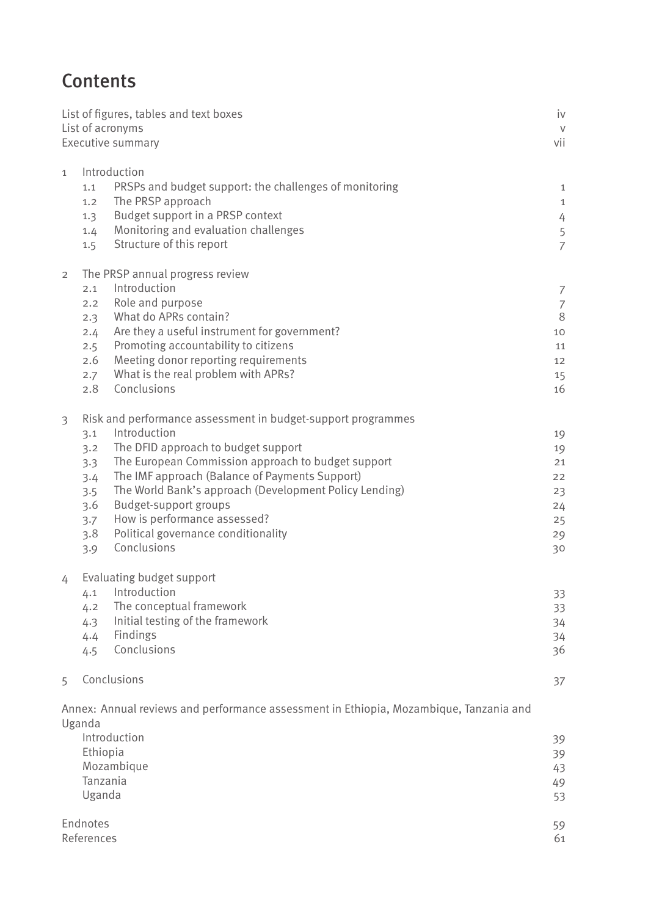# Contents

| | |
|---|---|
| List of figures, tables and text boxes | iv |
| List of acronyms | v |
| Executive summary | vii |
| **1 Introduction** | |
| 1.1 PRSPs and budget support: the challenges of monitoring | 1 |
| 1.2 The PRSP approach | 1 |
| 1.3 Budget support in a PRSP context | 4 |
| 1.4 Monitoring and evaluation challenges | 5 |
| 1.5 Structure of this report | 7 |
| **2 The PRSP annual progress review** | |
| 2.1 Introduction | 7 |
| 2.2 Role and purpose | 7 |
| 2.3 What do APRs contain? | 8 |
| 2.4 Are they a useful instrument for government? | 10 |
| 2.5 Promoting accountability to citizens | 11 |
| 2.6 Meeting donor reporting requirements | 12 |
| 2.7 What is the real problem with APRs? | 15 |
| 2.8 Conclusions | 16 |
| **3 Risk and performance assessment in budget-support programmes** | |
| 3.1 Introduction | 19 |
| 3.2 The DFID approach to budget support | 19 |
| 3.3 The European Commission approach to budget support | 21 |
| 3.4 The IMF approach (Balance of Payments Support) | 22 |
| 3.5 The World Bank's approach (Development Policy Lending) | 23 |
| 3.6 Budget-support groups | 24 |
| 3.7 How is performance assessed? | 25 |
| 3.8 Political governance conditionality | 29 |
| 3.9 Conclusions | 30 |
| **4 Evaluating budget support** | |
| 4.1 Introduction | 33 |
| 4.2 The conceptual framework | 33 |
| 4.3 Initial testing of the framework | 34 |
| 4.4 Findings | 34 |
| 4.5 Conclusions | 36 |
| **5 Conclusions** | 37 |
| **Annex: Annual reviews and performance assessment in Ethiopia, Mozambique, Tanzania and Uganda** | |
| Introduction | 39 |
| Ethiopia | 39 |
| Mozambique | 43 |
| Tanzania | 49 |
| Uganda | 53 |
| Endnotes | 59 |
| References | 61 |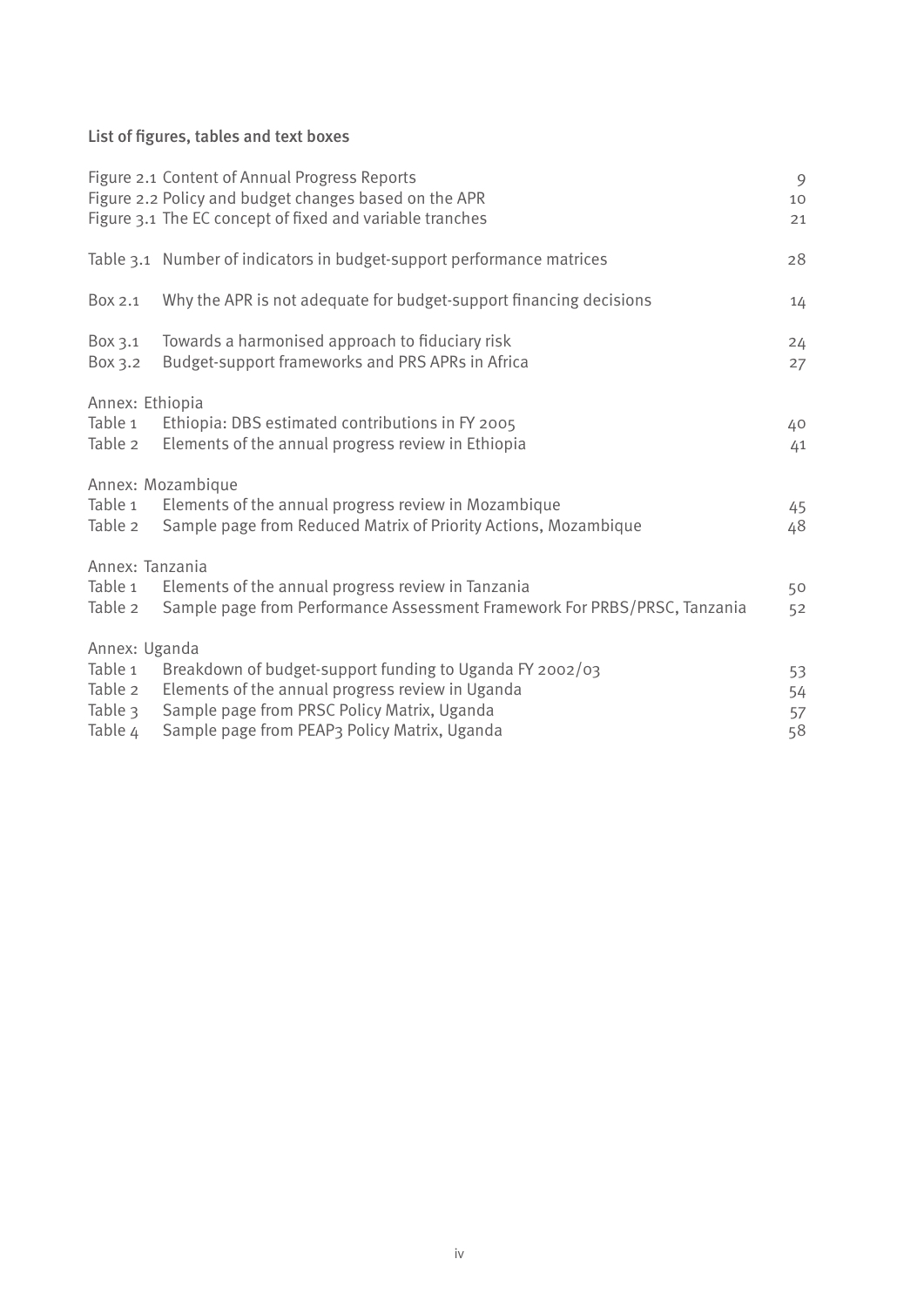## List of figures, tables and text boxes

| | |
|---|---|
| Figure 2.1 Content of Annual Progress Reports | 9 |
| Figure 2.2 Policy and budget changes based on the APR | 10 |
| Figure 3.1 The EC concept of fixed and variable tranches | 21 |
| Table 3.1 Number of indicators in budget-support performance matrices | 28 |
| Box 2.1 Why the APR is not adequate for budget-support financing decisions | 14 |
| Box 3.1 Towards a harmonised approach to fiduciary risk | 24 |
| Box 3.2 Budget-support frameworks and PRS APRs in Africa | 27 |
| **Annex: Ethiopia** | |
| Table 1 Ethiopia: DBS estimated contributions in FY 2005 | 40 |
| Table 2 Elements of the annual progress review in Ethiopia | 41 |
| **Annex: Mozambique** | |
| Table 1 Elements of the annual progress review in Mozambique | 45 |
| Table 2 Sample page from Reduced Matrix of Priority Actions, Mozambique | 48 |
| **Annex: Tanzania** | |
| Table 1 Elements of the annual progress review in Tanzania | 50 |
| Table 2 Sample page from Performance Assessment Framework For PRBS/PRSC, Tanzania | 52 |
| **Annex: Uganda** | |
| Table 1 Breakdown of budget-support funding to Uganda FY 2002/03 | 53 |
| Table 2 Elements of the annual progress review in Uganda | 54 |
| Table 3 Sample page from PRSC Policy Matrix, Uganda | 57 |
| Table 4 Sample page from PEAP3 Policy Matrix, Uganda | 58 |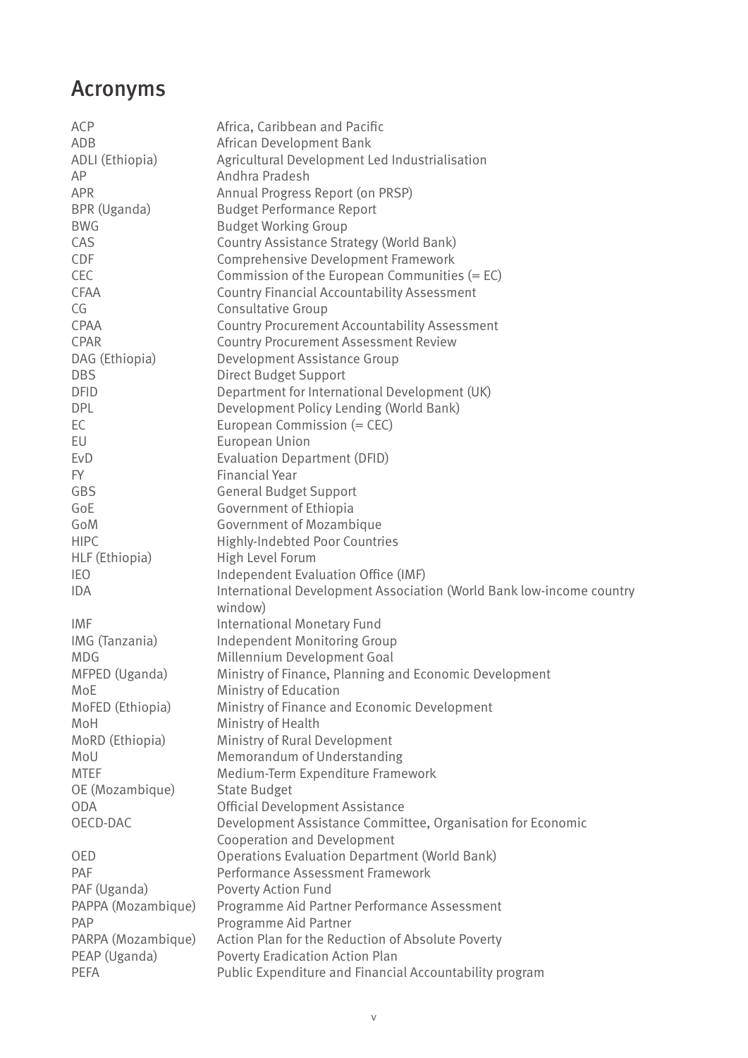# Acronyms

| | |
|---|---|
| ACP | Africa, Caribbean and Pacific |
| ADB | African Development Bank |
| ADLI (Ethiopia) | Agricultural Development Led Industrialisation |
| AP | Andhra Pradesh |
| APR | Annual Progress Report (on PRSP) |
| BPR (Uganda) | Budget Performance Report |
| BWG | Budget Working Group |
| CAS | Country Assistance Strategy (World Bank) |
| CDF | Comprehensive Development Framework |
| CEC | Commission of the European Communities (= EC) |
| CFAA | Country Financial Accountability Assessment |
| CG | Consultative Group |
| CPAA | Country Procurement Accountability Assessment |
| CPAR | Country Procurement Assessment Review |
| DAG (Ethiopia) | Development Assistance Group |
| DBS | Direct Budget Support |
| DFID | Department for International Development (UK) |
| DPL | Development Policy Lending (World Bank) |
| EC | European Commission (= CEC) |
| EU | European Union |
| EvD | Evaluation Department (DFID) |
| FY | Financial Year |
| GBS | General Budget Support |
| GoE | Government of Ethiopia |
| GoM | Government of Mozambique |
| HIPC | Highly-Indebted Poor Countries |
| HLF (Ethiopia) | High Level Forum |
| IEO | Independent Evaluation Office (IMF) |
| IDA | International Development Association (World Bank low-income country window) |
| IMF | International Monetary Fund |
| IMG (Tanzania) | Independent Monitoring Group |
| MDG | Millennium Development Goal |
| MFPED (Uganda) | Ministry of Finance, Planning and Economic Development |
| MoE | Ministry of Education |
| MoFED (Ethiopia) | Ministry of Finance and Economic Development |
| MoH | Ministry of Health |
| MoRD (Ethiopia) | Ministry of Rural Development |
| MoU | Memorandum of Understanding |
| MTEF | Medium-Term Expenditure Framework |
| OE (Mozambique) | State Budget |
| ODA | Official Development Assistance |
| OECD-DAC | Development Assistance Committee, Organisation for Economic Cooperation and Development |
| OED | Operations Evaluation Department (World Bank) |
| PAF | Performance Assessment Framework |
| PAF (Uganda) | Poverty Action Fund |
| PAPPA (Mozambique) | Programme Aid Partner Performance Assessment |
| PAP | Programme Aid Partner |
| PARPA (Mozambique) | Action Plan for the Reduction of Absolute Poverty |
| PEAP (Uganda) | Poverty Eradication Action Plan |
| PEFA | Public Expenditure and Financial Accountability program |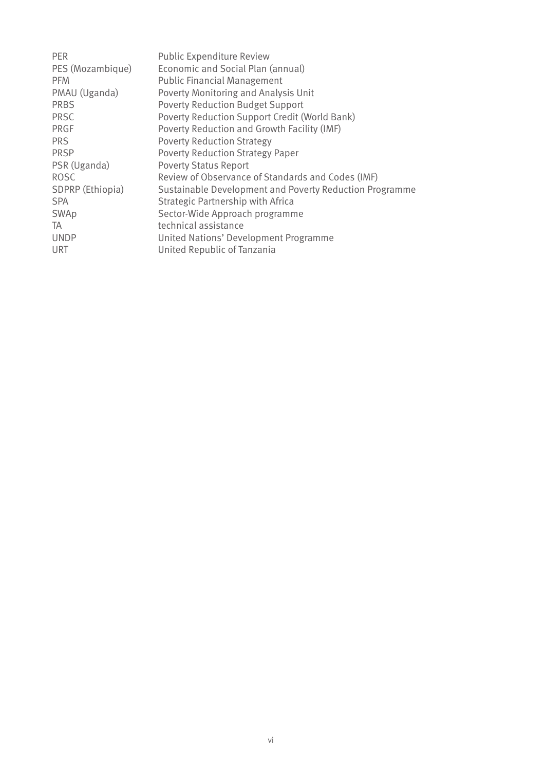| | |
|---|---|
| PER | Public Expenditure Review |
| PES (Mozambique) | Economic and Social Plan (annual) |
| PFM | Public Financial Management |
| PMAU (Uganda) | Poverty Monitoring and Analysis Unit |
| PRBS | Poverty Reduction Budget Support |
| PRSC | Poverty Reduction Support Credit (World Bank) |
| PRGF | Poverty Reduction and Growth Facility (IMF) |
| PRS | Poverty Reduction Strategy |
| PRSP | Poverty Reduction Strategy Paper |
| PSR (Uganda) | Poverty Status Report |
| ROSC | Review of Observance of Standards and Codes (IMF) |
| SDPRP (Ethiopia) | Sustainable Development and Poverty Reduction Programme |
| SPA | Strategic Partnership with Africa |
| SWAp | Sector-Wide Approach programme |
| TA | technical assistance |
| UNDP | United Nations' Development Programme |
| URT | United Republic of Tanzania |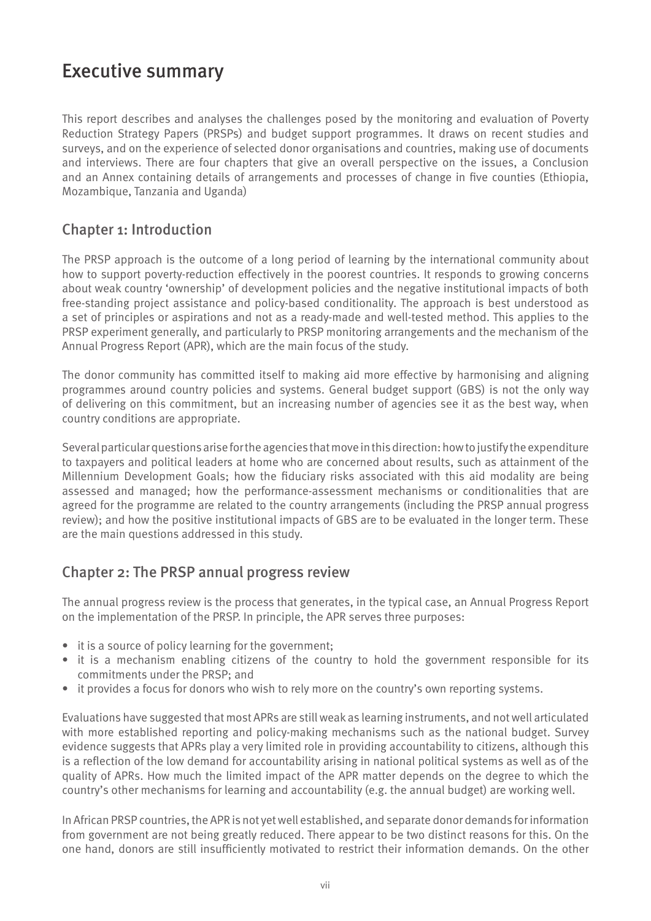# Executive summary

This report describes and analyses the challenges posed by the monitoring and evaluation of Poverty Reduction Strategy Papers (PRSPs) and budget support programmes. It draws on recent studies and surveys, and on the experience of selected donor organisations and countries, making use of documents and interviews. There are four chapters that give an overall perspective on the issues, a Conclusion and an Annex containing details of arrangements and processes of change in five counties (Ethiopia, Mozambique, Tanzania and Uganda)

## Chapter 1: Introduction

The PRSP approach is the outcome of a long period of learning by the international community about how to support poverty-reduction effectively in the poorest countries. It responds to growing concerns about weak country 'ownership' of development policies and the negative institutional impacts of both free-standing project assistance and policy-based conditionality. The approach is best understood as a set of principles or aspirations and not as a ready-made and well-tested method. This applies to the PRSP experiment generally, and particularly to PRSP monitoring arrangements and the mechanism of the Annual Progress Report (APR), which are the main focus of the study.

The donor community has committed itself to making aid more effective by harmonising and aligning programmes around country policies and systems. General budget support (GBS) is not the only way of delivering on this commitment, but an increasing number of agencies see it as the best way, when country conditions are appropriate.

Several particular questions arise for the agencies that move in this direction: how to justify the expenditure to taxpayers and political leaders at home who are concerned about results, such as attainment of the Millennium Development Goals; how the fiduciary risks associated with this aid modality are being assessed and managed; how the performance-assessment mechanisms or conditionalities that are agreed for the programme are related to the country arrangements (including the PRSP annual progress review); and how the positive institutional impacts of GBS are to be evaluated in the longer term. These are the main questions addressed in this study.

## Chapter 2: The PRSP annual progress review

The annual progress review is the process that generates, in the typical case, an Annual Progress Report on the implementation of the PRSP. In principle, the APR serves three purposes:

- it is a source of policy learning for the government;
- it is a mechanism enabling citizens of the country to hold the government responsible for its commitments under the PRSP; and
- it provides a focus for donors who wish to rely more on the country's own reporting systems.

Evaluations have suggested that most APRs are still weak as learning instruments, and not well articulated with more established reporting and policy-making mechanisms such as the national budget. Survey evidence suggests that APRs play a very limited role in providing accountability to citizens, although this is a reflection of the low demand for accountability arising in national political systems as well as of the quality of APRs. How much the limited impact of the APR matter depends on the degree to which the country's other mechanisms for learning and accountability (e.g. the annual budget) are working well.

In African PRSP countries, the APR is not yet well established, and separate donor demands for information from government are not being greatly reduced. There appear to be two distinct reasons for this. On the one hand, donors are still insufficiently motivated to restrict their information demands. On the other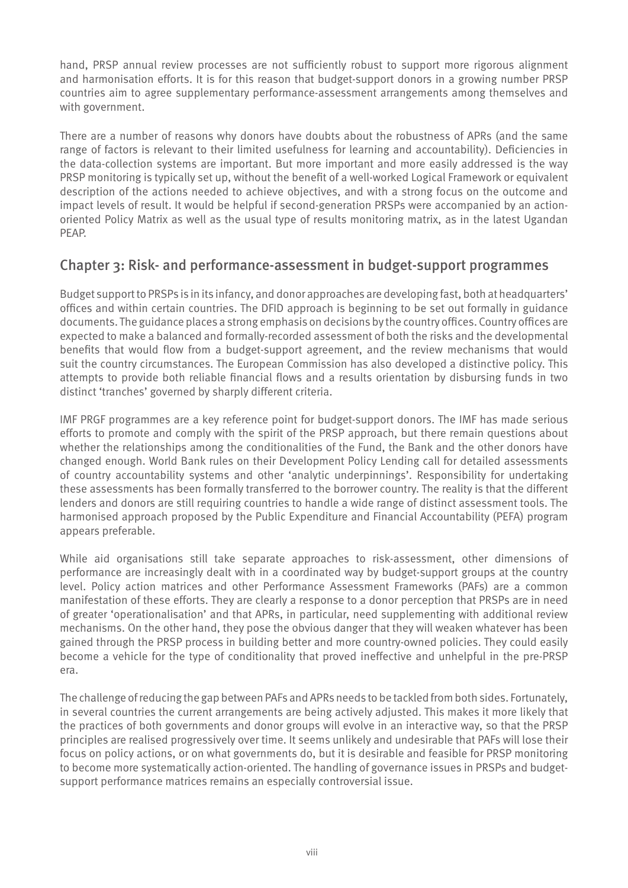hand, PRSP annual review processes are not sufficiently robust to support more rigorous alignment and harmonisation efforts. It is for this reason that budget-support donors in a growing number PRSP countries aim to agree supplementary performance-assessment arrangements among themselves and with government.

There are a number of reasons why donors have doubts about the robustness of APRs (and the same range of factors is relevant to their limited usefulness for learning and accountability). Deficiencies in the data-collection systems are important. But more important and more easily addressed is the way PRSP monitoring is typically set up, without the benefit of a well-worked Logical Framework or equivalent description of the actions needed to achieve objectives, and with a strong focus on the outcome and impact levels of result. It would be helpful if second-generation PRSPs were accompanied by an action-oriented Policy Matrix as well as the usual type of results monitoring matrix, as in the latest Ugandan PEAP.

## Chapter 3: Risk- and performance-assessment in budget-support programmes

Budget support to PRSPs is in its infancy, and donor approaches are developing fast, both at headquarters' offices and within certain countries. The DFID approach is beginning to be set out formally in guidance documents. The guidance places a strong emphasis on decisions by the country offices. Country offices are expected to make a balanced and formally-recorded assessment of both the risks and the developmental benefits that would flow from a budget-support agreement, and the review mechanisms that would suit the country circumstances. The European Commission has also developed a distinctive policy. This attempts to provide both reliable financial flows and a results orientation by disbursing funds in two distinct 'tranches' governed by sharply different criteria.

IMF PRGF programmes are a key reference point for budget-support donors. The IMF has made serious efforts to promote and comply with the spirit of the PRSP approach, but there remain questions about whether the relationships among the conditionalities of the Fund, the Bank and the other donors have changed enough. World Bank rules on their Development Policy Lending call for detailed assessments of country accountability systems and other 'analytic underpinnings'. Responsibility for undertaking these assessments has been formally transferred to the borrower country. The reality is that the different lenders and donors are still requiring countries to handle a wide range of distinct assessment tools. The harmonised approach proposed by the Public Expenditure and Financial Accountability (PEFA) program appears preferable.

While aid organisations still take separate approaches to risk-assessment, other dimensions of performance are increasingly dealt with in a coordinated way by budget-support groups at the country level. Policy action matrices and other Performance Assessment Frameworks (PAFs) are a common manifestation of these efforts. They are clearly a response to a donor perception that PRSPs are in need of greater 'operationalisation' and that APRs, in particular, need supplementing with additional review mechanisms. On the other hand, they pose the obvious danger that they will weaken whatever has been gained through the PRSP process in building better and more country-owned policies. They could easily become a vehicle for the type of conditionality that proved ineffective and unhelpful in the pre-PRSP era.

The challenge of reducing the gap between PAFs and APRs needs to be tackled from both sides. Fortunately, in several countries the current arrangements are being actively adjusted. This makes it more likely that the practices of both governments and donor groups will evolve in an interactive way, so that the PRSP principles are realised progressively over time. It seems unlikely and undesirable that PAFs will lose their focus on policy actions, or on what governments do, but it is desirable and feasible for PRSP monitoring to become more systematically action-oriented. The handling of governance issues in PRSPs and budget-support performance matrices remains an especially controversial issue.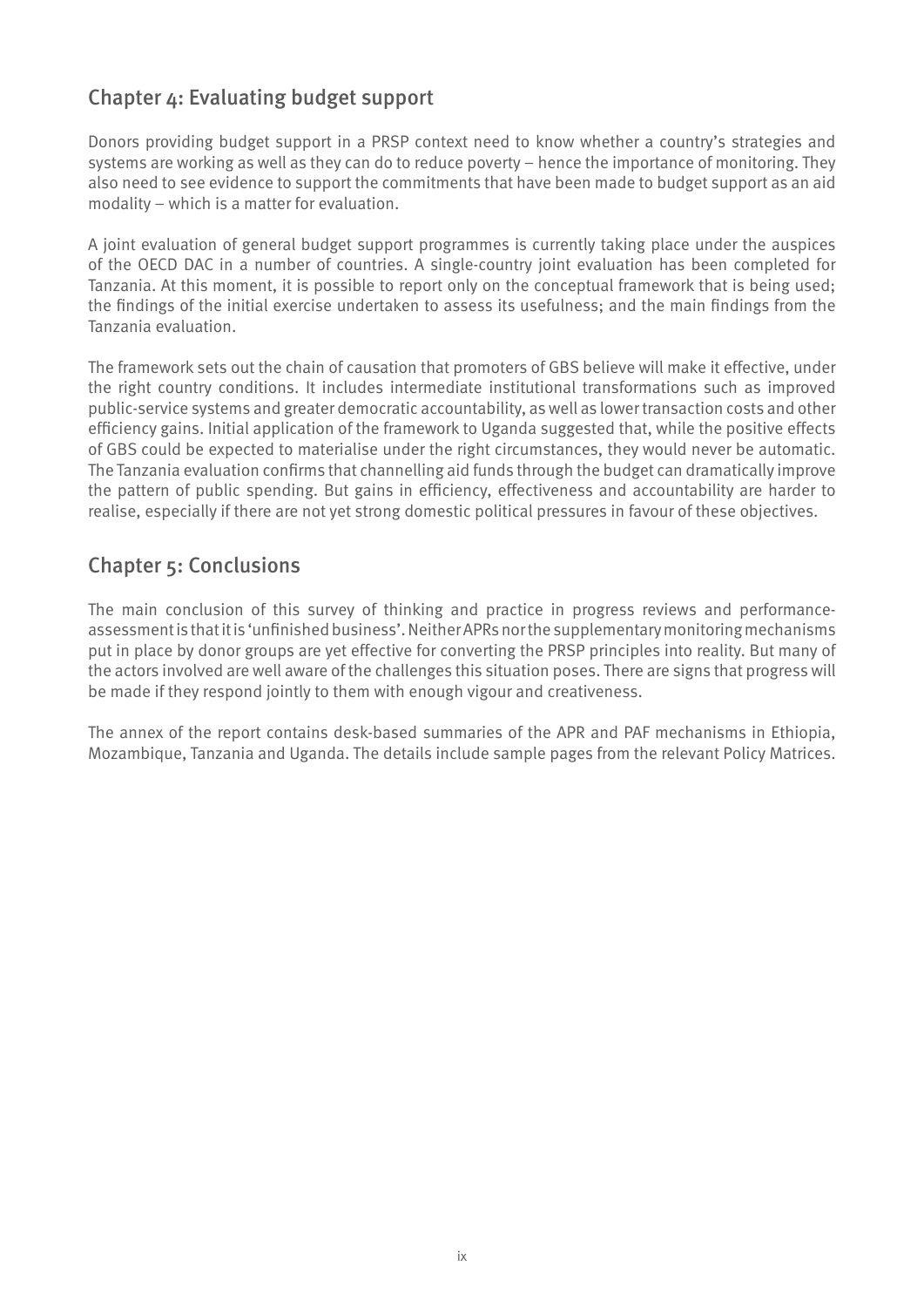## Chapter 4: Evaluating budget support

Donors providing budget support in a PRSP context need to know whether a country's strategies and systems are working as well as they can do to reduce poverty – hence the importance of monitoring. They also need to see evidence to support the commitments that have been made to budget support as an aid modality – which is a matter for evaluation.

A joint evaluation of general budget support programmes is currently taking place under the auspices of the OECD DAC in a number of countries. A single-country joint evaluation has been completed for Tanzania. At this moment, it is possible to report only on the conceptual framework that is being used; the findings of the initial exercise undertaken to assess its usefulness; and the main findings from the Tanzania evaluation.

The framework sets out the chain of causation that promoters of GBS believe will make it effective, under the right country conditions. It includes intermediate institutional transformations such as improved public-service systems and greater democratic accountability, as well as lower transaction costs and other efficiency gains. Initial application of the framework to Uganda suggested that, while the positive effects of GBS could be expected to materialise under the right circumstances, they would never be automatic. The Tanzania evaluation confirms that channelling aid funds through the budget can dramatically improve the pattern of public spending. But gains in efficiency, effectiveness and accountability are harder to realise, especially if there are not yet strong domestic political pressures in favour of these objectives.

## Chapter 5: Conclusions

The main conclusion of this survey of thinking and practice in progress reviews and performance-assessment is that it is 'unfinished business'. Neither APRs nor the supplementary monitoring mechanisms put in place by donor groups are yet effective for converting the PRSP principles into reality. But many of the actors involved are well aware of the challenges this situation poses. There are signs that progress will be made if they respond jointly to them with enough vigour and creativeness.

The annex of the report contains desk-based summaries of the APR and PAF mechanisms in Ethiopia, Mozambique, Tanzania and Uganda. The details include sample pages from the relevant Policy Matrices.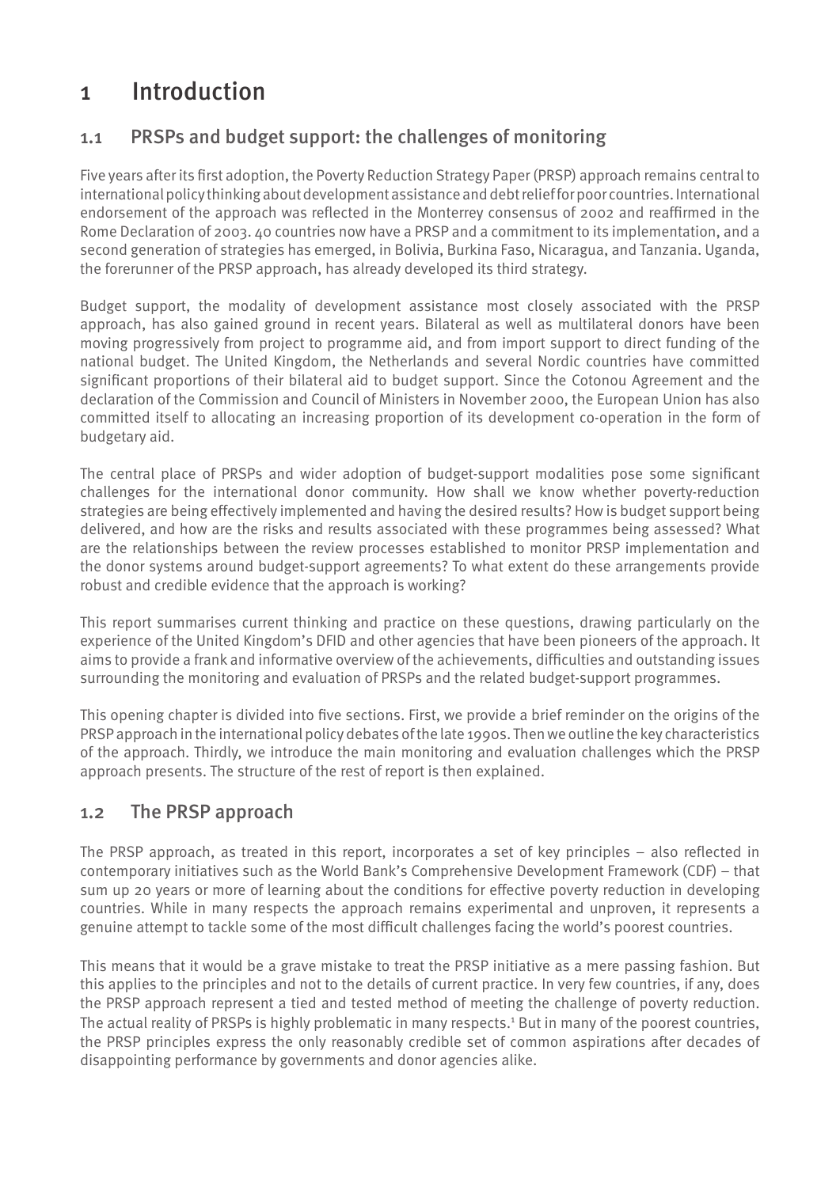# 1 Introduction

## 1.1 PRSPs and budget support: the challenges of monitoring

Five years after its first adoption, the Poverty Reduction Strategy Paper (PRSP) approach remains central to international policy thinking about development assistance and debt relief for poor countries. International endorsement of the approach was reflected in the Monterrey consensus of 2002 and reaffirmed in the Rome Declaration of 2003. 40 countries now have a PRSP and a commitment to its implementation, and a second generation of strategies has emerged, in Bolivia, Burkina Faso, Nicaragua, and Tanzania. Uganda, the forerunner of the PRSP approach, has already developed its third strategy.

Budget support, the modality of development assistance most closely associated with the PRSP approach, has also gained ground in recent years. Bilateral as well as multilateral donors have been moving progressively from project to programme aid, and from import support to direct funding of the national budget. The United Kingdom, the Netherlands and several Nordic countries have committed significant proportions of their bilateral aid to budget support. Since the Cotonou Agreement and the declaration of the Commission and Council of Ministers in November 2000, the European Union has also committed itself to allocating an increasing proportion of its development co-operation in the form of budgetary aid.

The central place of PRSPs and wider adoption of budget-support modalities pose some significant challenges for the international donor community. How shall we know whether poverty-reduction strategies are being effectively implemented and having the desired results? How is budget support being delivered, and how are the risks and results associated with these programmes being assessed? What are the relationships between the review processes established to monitor PRSP implementation and the donor systems around budget-support agreements? To what extent do these arrangements provide robust and credible evidence that the approach is working?

This report summarises current thinking and practice on these questions, drawing particularly on the experience of the United Kingdom's DFID and other agencies that have been pioneers of the approach. It aims to provide a frank and informative overview of the achievements, difficulties and outstanding issues surrounding the monitoring and evaluation of PRSPs and the related budget-support programmes.

This opening chapter is divided into five sections. First, we provide a brief reminder on the origins of the PRSP approach in the international policy debates of the late 1990s. Then we outline the key characteristics of the approach. Thirdly, we introduce the main monitoring and evaluation challenges which the PRSP approach presents. The structure of the rest of report is then explained.

## 1.2 The PRSP approach

The PRSP approach, as treated in this report, incorporates a set of key principles – also reflected in contemporary initiatives such as the World Bank's Comprehensive Development Framework (CDF) – that sum up 20 years or more of learning about the conditions for effective poverty reduction in developing countries. While in many respects the approach remains experimental and unproven, it represents a genuine attempt to tackle some of the most difficult challenges facing the world's poorest countries.

This means that it would be a grave mistake to treat the PRSP initiative as a mere passing fashion. But this applies to the principles and not to the details of current practice. In very few countries, if any, does the PRSP approach represent a tied and tested method of meeting the challenge of poverty reduction. The actual reality of PRSPs is highly problematic in many respects.[1] But in many of the poorest countries, the PRSP principles express the only reasonably credible set of common aspirations after decades of disappointing performance by governments and donor agencies alike.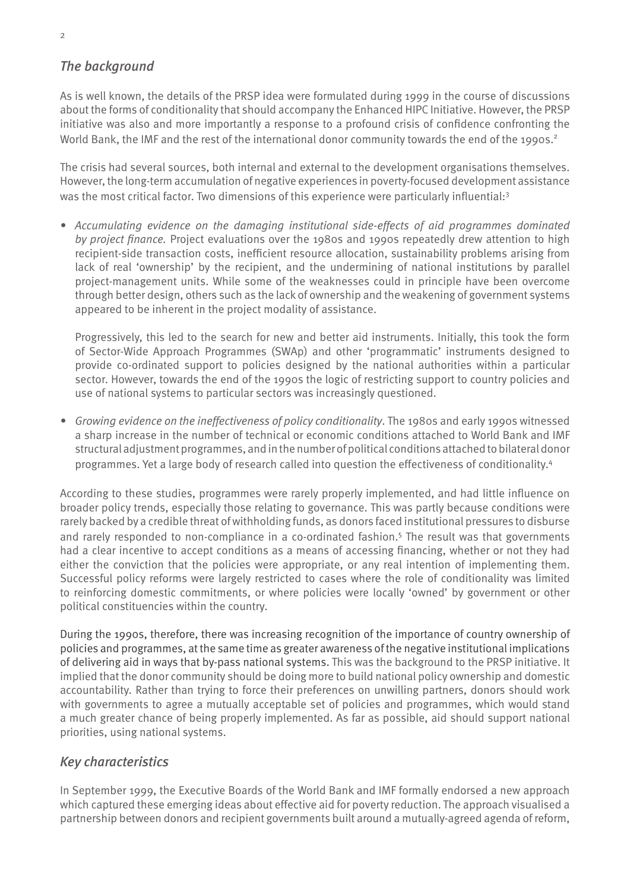## *The background*

As is well known, the details of the PRSP idea were formulated during 1999 in the course of discussions about the forms of conditionality that should accompany the Enhanced HIPC Initiative. However, the PRSP initiative was also and more importantly a response to a profound crisis of confidence confronting the World Bank, the IMF and the rest of the international donor community towards the end of the 1990s.[2]

The crisis had several sources, both internal and external to the development organisations themselves. However, the long-term accumulation of negative experiences in poverty-focused development assistance was the most critical factor. Two dimensions of this experience were particularly influential:[3]

- *Accumulating evidence on the damaging institutional side-effects of aid programmes dominated by project finance.* Project evaluations over the 1980s and 1990s repeatedly drew attention to high recipient-side transaction costs, inefficient resource allocation, sustainability problems arising from lack of real 'ownership' by the recipient, and the undermining of national institutions by parallel project-management units. While some of the weaknesses could in principle have been overcome through better design, others such as the lack of ownership and the weakening of government systems appeared to be inherent in the project modality of assistance.

  Progressively, this led to the search for new and better aid instruments. Initially, this took the form of Sector-Wide Approach Programmes (SWAp) and other 'programmatic' instruments designed to provide co-ordinated support to policies designed by the national authorities within a particular sector. However, towards the end of the 1990s the logic of restricting support to country policies and use of national systems to particular sectors was increasingly questioned.

- *Growing evidence on the ineffectiveness of policy conditionality*. The 1980s and early 1990s witnessed a sharp increase in the number of technical or economic conditions attached to World Bank and IMF structural adjustment programmes, and in the number of political conditions attached to bilateral donor programmes. Yet a large body of research called into question the effectiveness of conditionality.[4]

According to these studies, programmes were rarely properly implemented, and had little influence on broader policy trends, especially those relating to governance. This was partly because conditions were rarely backed by a credible threat of withholding funds, as donors faced institutional pressures to disburse and rarely responded to non-compliance in a co-ordinated fashion.[5] The result was that governments had a clear incentive to accept conditions as a means of accessing financing, whether or not they had either the conviction that the policies were appropriate, or any real intention of implementing them. Successful policy reforms were largely restricted to cases where the role of conditionality was limited to reinforcing domestic commitments, or where policies were locally 'owned' by government or other political constituencies within the country.

During the 1990s, therefore, there was increasing recognition of the importance of country ownership of policies and programmes, at the same time as greater awareness of the negative institutional implications of delivering aid in ways that by-pass national systems. This was the background to the PRSP initiative. It implied that the donor community should be doing more to build national policy ownership and domestic accountability. Rather than trying to force their preferences on unwilling partners, donors should work with governments to agree a mutually acceptable set of policies and programmes, which would stand a much greater chance of being properly implemented. As far as possible, aid should support national priorities, using national systems.

## *Key characteristics*

In September 1999, the Executive Boards of the World Bank and IMF formally endorsed a new approach which captured these emerging ideas about effective aid for poverty reduction. The approach visualised a partnership between donors and recipient governments built around a mutually-agreed agenda of reform,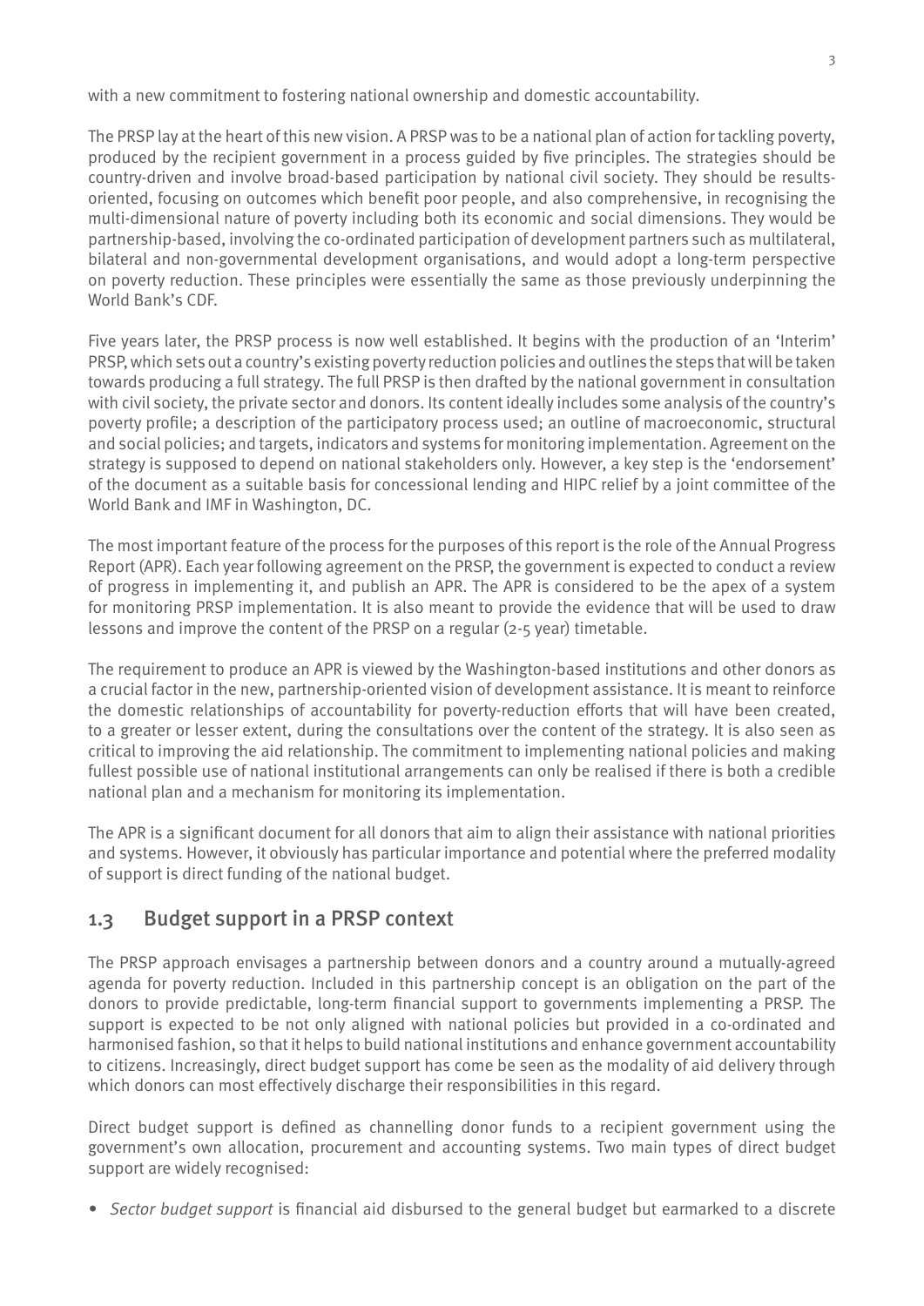with a new commitment to fostering national ownership and domestic accountability.

The PRSP lay at the heart of this new vision. A PRSP was to be a national plan of action for tackling poverty, produced by the recipient government in a process guided by five principles. The strategies should be country-driven and involve broad-based participation by national civil society. They should be results-oriented, focusing on outcomes which benefit poor people, and also comprehensive, in recognising the multi-dimensional nature of poverty including both its economic and social dimensions. They would be partnership-based, involving the co-ordinated participation of development partners such as multilateral, bilateral and non-governmental development organisations, and would adopt a long-term perspective on poverty reduction. These principles were essentially the same as those previously underpinning the World Bank's CDF.

Five years later, the PRSP process is now well established. It begins with the production of an 'Interim' PRSP, which sets out a country's existing poverty reduction policies and outlines the steps that will be taken towards producing a full strategy. The full PRSP is then drafted by the national government in consultation with civil society, the private sector and donors. Its content ideally includes some analysis of the country's poverty profile; a description of the participatory process used; an outline of macroeconomic, structural and social policies; and targets, indicators and systems for monitoring implementation. Agreement on the strategy is supposed to depend on national stakeholders only. However, a key step is the 'endorsement' of the document as a suitable basis for concessional lending and HIPC relief by a joint committee of the World Bank and IMF in Washington, DC.

The most important feature of the process for the purposes of this report is the role of the Annual Progress Report (APR). Each year following agreement on the PRSP, the government is expected to conduct a review of progress in implementing it, and publish an APR. The APR is considered to be the apex of a system for monitoring PRSP implementation. It is also meant to provide the evidence that will be used to draw lessons and improve the content of the PRSP on a regular (2-5 year) timetable.

The requirement to produce an APR is viewed by the Washington-based institutions and other donors as a crucial factor in the new, partnership-oriented vision of development assistance. It is meant to reinforce the domestic relationships of accountability for poverty-reduction efforts that will have been created, to a greater or lesser extent, during the consultations over the content of the strategy. It is also seen as critical to improving the aid relationship. The commitment to implementing national policies and making fullest possible use of national institutional arrangements can only be realised if there is both a credible national plan and a mechanism for monitoring its implementation.

The APR is a significant document for all donors that aim to align their assistance with national priorities and systems. However, it obviously has particular importance and potential where the preferred modality of support is direct funding of the national budget.

## 1.3 Budget support in a PRSP context

The PRSP approach envisages a partnership between donors and a country around a mutually-agreed agenda for poverty reduction. Included in this partnership concept is an obligation on the part of the donors to provide predictable, long-term financial support to governments implementing a PRSP. The support is expected to be not only aligned with national policies but provided in a co-ordinated and harmonised fashion, so that it helps to build national institutions and enhance government accountability to citizens. Increasingly, direct budget support has come be seen as the modality of aid delivery through which donors can most effectively discharge their responsibilities in this regard.

Direct budget support is defined as channelling donor funds to a recipient government using the government's own allocation, procurement and accounting systems. Two main types of direct budget support are widely recognised:

- *Sector budget support* is financial aid disbursed to the general budget but earmarked to a discrete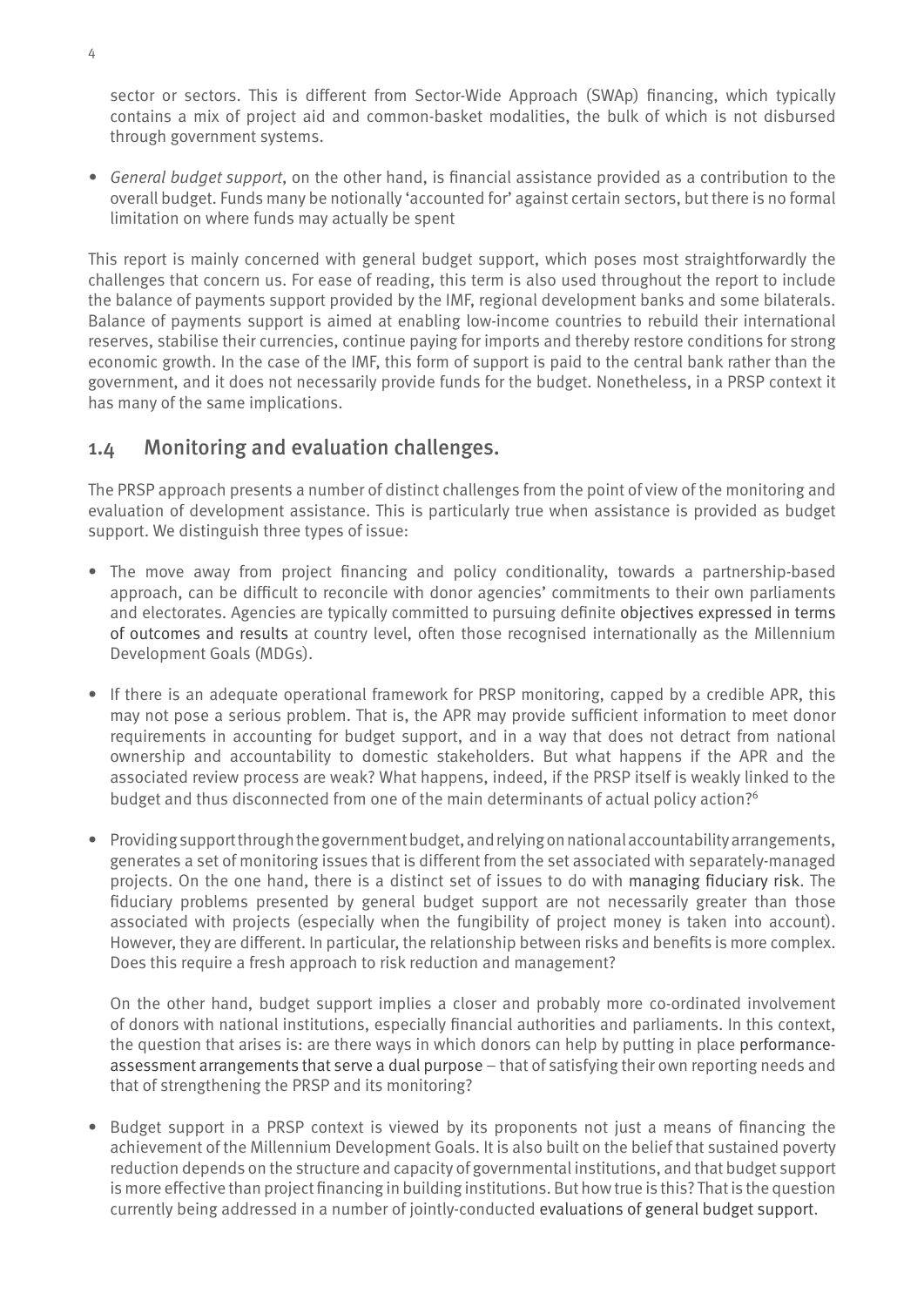sector or sectors. This is different from Sector-Wide Approach (SWAp) financing, which typically contains a mix of project aid and common-basket modalities, the bulk of which is not disbursed through government systems.

- *General budget support*, on the other hand, is financial assistance provided as a contribution to the overall budget. Funds many be notionally 'accounted for' against certain sectors, but there is no formal limitation on where funds may actually be spent

This report is mainly concerned with general budget support, which poses most straightforwardly the challenges that concern us. For ease of reading, this term is also used throughout the report to include the balance of payments support provided by the IMF, regional development banks and some bilaterals. Balance of payments support is aimed at enabling low-income countries to rebuild their international reserves, stabilise their currencies, continue paying for imports and thereby restore conditions for strong economic growth. In the case of the IMF, this form of support is paid to the central bank rather than the government, and it does not necessarily provide funds for the budget. Nonetheless, in a PRSP context it has many of the same implications.

## 1.4 Monitoring and evaluation challenges.

The PRSP approach presents a number of distinct challenges from the point of view of the monitoring and evaluation of development assistance. This is particularly true when assistance is provided as budget support. We distinguish three types of issue:

- The move away from project financing and policy conditionality, towards a partnership-based approach, can be difficult to reconcile with donor agencies' commitments to their own parliaments and electorates. Agencies are typically committed to pursuing definite objectives expressed in terms of outcomes and results at country level, often those recognised internationally as the Millennium Development Goals (MDGs).

- If there is an adequate operational framework for PRSP monitoring, capped by a credible APR, this may not pose a serious problem. That is, the APR may provide sufficient information to meet donor requirements in accounting for budget support, and in a way that does not detract from national ownership and accountability to domestic stakeholders. But what happens if the APR and the associated review process are weak? What happens, indeed, if the PRSP itself is weakly linked to the budget and thus disconnected from one of the main determinants of actual policy action?[6]

- Providing support through the government budget, and relying on national accountability arrangements, generates a set of monitoring issues that is different from the set associated with separately-managed projects. On the one hand, there is a distinct set of issues to do with managing fiduciary risk. The fiduciary problems presented by general budget support are not necessarily greater than those associated with projects (especially when the fungibility of project money is taken into account). However, they are different. In particular, the relationship between risks and benefits is more complex. Does this require a fresh approach to risk reduction and management?

  On the other hand, budget support implies a closer and probably more co-ordinated involvement of donors with national institutions, especially financial authorities and parliaments. In this context, the question that arises is: are there ways in which donors can help by putting in place performance-assessment arrangements that serve a dual purpose – that of satisfying their own reporting needs and that of strengthening the PRSP and its monitoring?

- Budget support in a PRSP context is viewed by its proponents not just a means of financing the achievement of the Millennium Development Goals. It is also built on the belief that sustained poverty reduction depends on the structure and capacity of governmental institutions, and that budget support is more effective than project financing in building institutions. But how true is this? That is the question currently being addressed in a number of jointly-conducted evaluations of general budget support.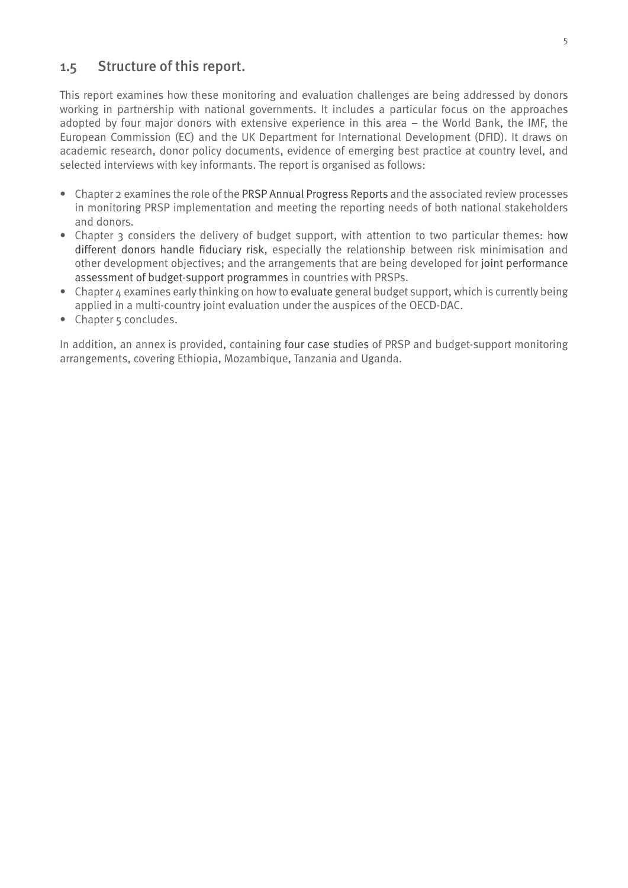## 1.5 Structure of this report.

This report examines how these monitoring and evaluation challenges are being addressed by donors working in partnership with national governments. It includes a particular focus on the approaches adopted by four major donors with extensive experience in this area – the World Bank, the IMF, the European Commission (EC) and the UK Department for International Development (DFID). It draws on academic research, donor policy documents, evidence of emerging best practice at country level, and selected interviews with key informants. The report is organised as follows:

- Chapter 2 examines the role of the PRSP Annual Progress Reports and the associated review processes in monitoring PRSP implementation and meeting the reporting needs of both national stakeholders and donors.
- Chapter 3 considers the delivery of budget support, with attention to two particular themes: how different donors handle fiduciary risk, especially the relationship between risk minimisation and other development objectives; and the arrangements that are being developed for joint performance assessment of budget-support programmes in countries with PRSPs.
- Chapter 4 examines early thinking on how to evaluate general budget support, which is currently being applied in a multi-country joint evaluation under the auspices of the OECD-DAC.
- Chapter 5 concludes.

In addition, an annex is provided, containing four case studies of PRSP and budget-support monitoring arrangements, covering Ethiopia, Mozambique, Tanzania and Uganda.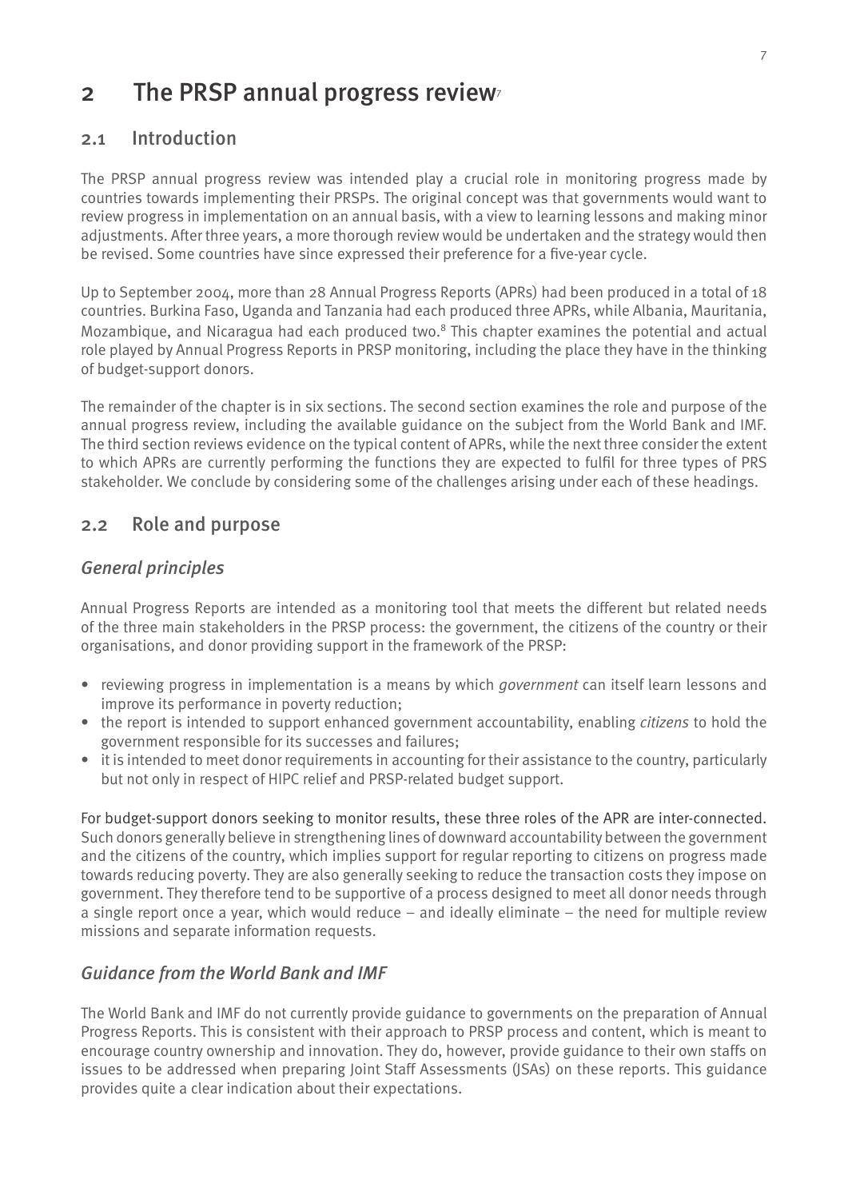# 2 The PRSP annual progress review[7]

## 2.1 Introduction

The PRSP annual progress review was intended play a crucial role in monitoring progress made by countries towards implementing their PRSPs. The original concept was that governments would want to review progress in implementation on an annual basis, with a view to learning lessons and making minor adjustments. After three years, a more thorough review would be undertaken and the strategy would then be revised. Some countries have since expressed their preference for a five-year cycle.

Up to September 2004, more than 28 Annual Progress Reports (APRs) had been produced in a total of 18 countries. Burkina Faso, Uganda and Tanzania had each produced three APRs, while Albania, Mauritania, Mozambique, and Nicaragua had each produced two.[8] This chapter examines the potential and actual role played by Annual Progress Reports in PRSP monitoring, including the place they have in the thinking of budget-support donors.

The remainder of the chapter is in six sections. The second section examines the role and purpose of the annual progress review, including the available guidance on the subject from the World Bank and IMF. The third section reviews evidence on the typical content of APRs, while the next three consider the extent to which APRs are currently performing the functions they are expected to fulfil for three types of PRS stakeholder. We conclude by considering some of the challenges arising under each of these headings.

## 2.2 Role and purpose

### *General principles*

Annual Progress Reports are intended as a monitoring tool that meets the different but related needs of the three main stakeholders in the PRSP process: the government, the citizens of the country or their organisations, and donor providing support in the framework of the PRSP:

- reviewing progress in implementation is a means by which *government* can itself learn lessons and improve its performance in poverty reduction;
- the report is intended to support enhanced government accountability, enabling *citizens* to hold the government responsible for its successes and failures;
- it is intended to meet donor requirements in accounting for their assistance to the country, particularly but not only in respect of HIPC relief and PRSP-related budget support.

For budget-support donors seeking to monitor results, these three roles of the APR are inter-connected. Such donors generally believe in strengthening lines of downward accountability between the government and the citizens of the country, which implies support for regular reporting to citizens on progress made towards reducing poverty. They are also generally seeking to reduce the transaction costs they impose on government. They therefore tend to be supportive of a process designed to meet all donor needs through a single report once a year, which would reduce – and ideally eliminate – the need for multiple review missions and separate information requests.

### *Guidance from the World Bank and IMF*

The World Bank and IMF do not currently provide guidance to governments on the preparation of Annual Progress Reports. This is consistent with their approach to PRSP process and content, which is meant to encourage country ownership and innovation. They do, however, provide guidance to their own staffs on issues to be addressed when preparing Joint Staff Assessments (JSAs) on these reports. This guidance provides quite a clear indication about their expectations.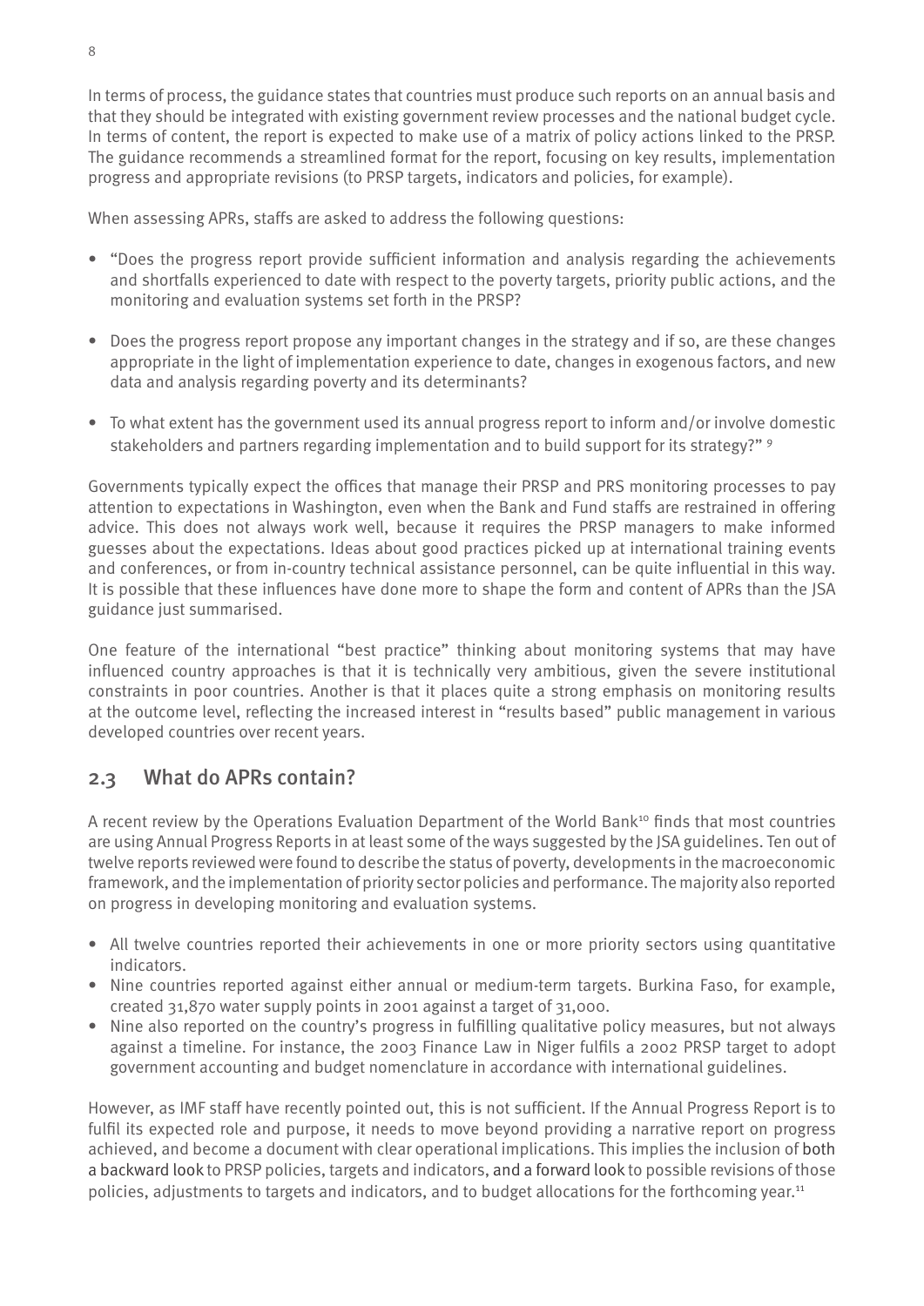In terms of process, the guidance states that countries must produce such reports on an annual basis and that they should be integrated with existing government review processes and the national budget cycle. In terms of content, the report is expected to make use of a matrix of policy actions linked to the PRSP. The guidance recommends a streamlined format for the report, focusing on key results, implementation progress and appropriate revisions (to PRSP targets, indicators and policies, for example).

When assessing APRs, staffs are asked to address the following questions:

- "Does the progress report provide sufficient information and analysis regarding the achievements and shortfalls experienced to date with respect to the poverty targets, priority public actions, and the monitoring and evaluation systems set forth in the PRSP?
- Does the progress report propose any important changes in the strategy and if so, are these changes appropriate in the light of implementation experience to date, changes in exogenous factors, and new data and analysis regarding poverty and its determinants?
- To what extent has the government used its annual progress report to inform and/or involve domestic stakeholders and partners regarding implementation and to build support for its strategy?" [9]

Governments typically expect the offices that manage their PRSP and PRS monitoring processes to pay attention to expectations in Washington, even when the Bank and Fund staffs are restrained in offering advice. This does not always work well, because it requires the PRSP managers to make informed guesses about the expectations. Ideas about good practices picked up at international training events and conferences, or from in-country technical assistance personnel, can be quite influential in this way. It is possible that these influences have done more to shape the form and content of APRs than the JSA guidance just summarised.

One feature of the international "best practice" thinking about monitoring systems that may have influenced country approaches is that it is technically very ambitious, given the severe institutional constraints in poor countries. Another is that it places quite a strong emphasis on monitoring results at the outcome level, reflecting the increased interest in "results based" public management in various developed countries over recent years.

## 2.3 What do APRs contain?

A recent review by the Operations Evaluation Department of the World Bank[10] finds that most countries are using Annual Progress Reports in at least some of the ways suggested by the JSA guidelines. Ten out of twelve reports reviewed were found to describe the status of poverty, developments in the macroeconomic framework, and the implementation of priority sector policies and performance. The majority also reported on progress in developing monitoring and evaluation systems.

- All twelve countries reported their achievements in one or more priority sectors using quantitative indicators.
- Nine countries reported against either annual or medium-term targets. Burkina Faso, for example, created 31,870 water supply points in 2001 against a target of 31,000.
- Nine also reported on the country's progress in fulfilling qualitative policy measures, but not always against a timeline. For instance, the 2003 Finance Law in Niger fulfils a 2002 PRSP target to adopt government accounting and budget nomenclature in accordance with international guidelines.

However, as IMF staff have recently pointed out, this is not sufficient. If the Annual Progress Report is to fulfil its expected role and purpose, it needs to move beyond providing a narrative report on progress achieved, and become a document with clear operational implications. This implies the inclusion of both a backward look to PRSP policies, targets and indicators, and a forward look to possible revisions of those policies, adjustments to targets and indicators, and to budget allocations for the forthcoming year.[11]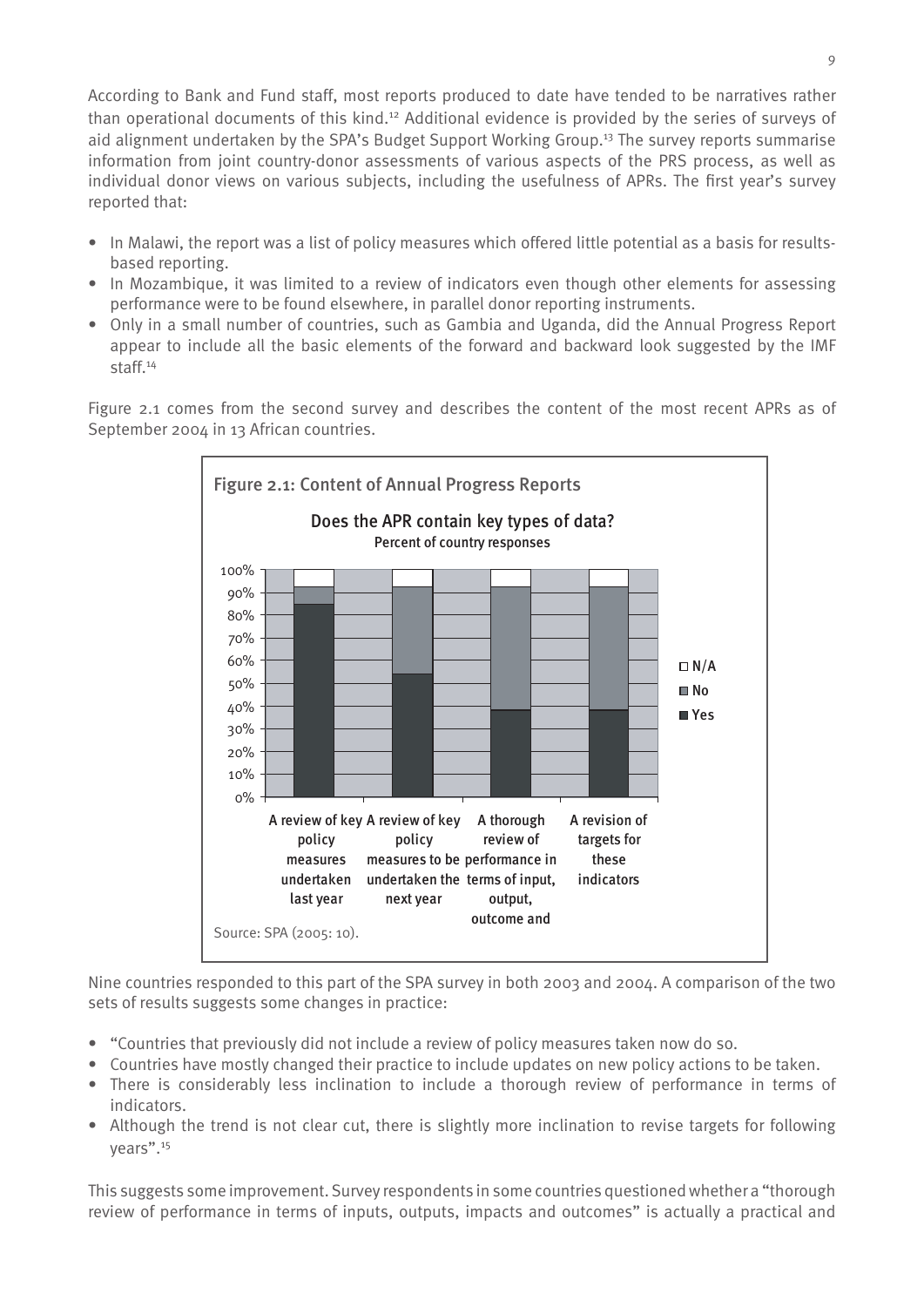According to Bank and Fund staff, most reports produced to date have tended to be narratives rather than operational documents of this kind.[12] Additional evidence is provided by the series of surveys of aid alignment undertaken by the SPA's Budget Support Working Group.[13] The survey reports summarise information from joint country-donor assessments of various aspects of the PRS process, as well as individual donor views on various subjects, including the usefulness of APRs. The first year's survey reported that:

- In Malawi, the report was a list of policy measures which offered little potential as a basis for results-based reporting.
- In Mozambique, it was limited to a review of indicators even though other elements for assessing performance were to be found elsewhere, in parallel donor reporting instruments.
- Only in a small number of countries, such as Gambia and Uganda, did the Annual Progress Report appear to include all the basic elements of the forward and backward look suggested by the IMF staff.[14]

Figure 2.1 comes from the second survey and describes the content of the most recent APRs as of September 2004 in 13 African countries.

**Figure 2.1: Content of Annual Progress Reports**

**Does the APR contain key types of data?**
Percent of country responses

| | Yes | No | N/A |
|---|---|---|---|
| A review of key policy measures undertaken last year | 85% | 8% | 8% |
| A review of key policy measures to be undertaken the next year | 54% | 38% | 8% |
| A thorough review of performance in terms of input, output, outcome and | 38% | 54% | 8% |
| A revision of targets for these indicators | 38% | 54% | 8% |

Source: SPA (2005: 10).

Nine countries responded to this part of the SPA survey in both 2003 and 2004. A comparison of the two sets of results suggests some changes in practice:

- "Countries that previously did not include a review of policy measures taken now do so.
- Countries have mostly changed their practice to include updates on new policy actions to be taken.
- There is considerably less inclination to include a thorough review of performance in terms of indicators.
- Although the trend is not clear cut, there is slightly more inclination to revise targets for following years".[15]

This suggests some improvement. Survey respondents in some countries questioned whether a "thorough review of performance in terms of inputs, outputs, impacts and outcomes" is actually a practical and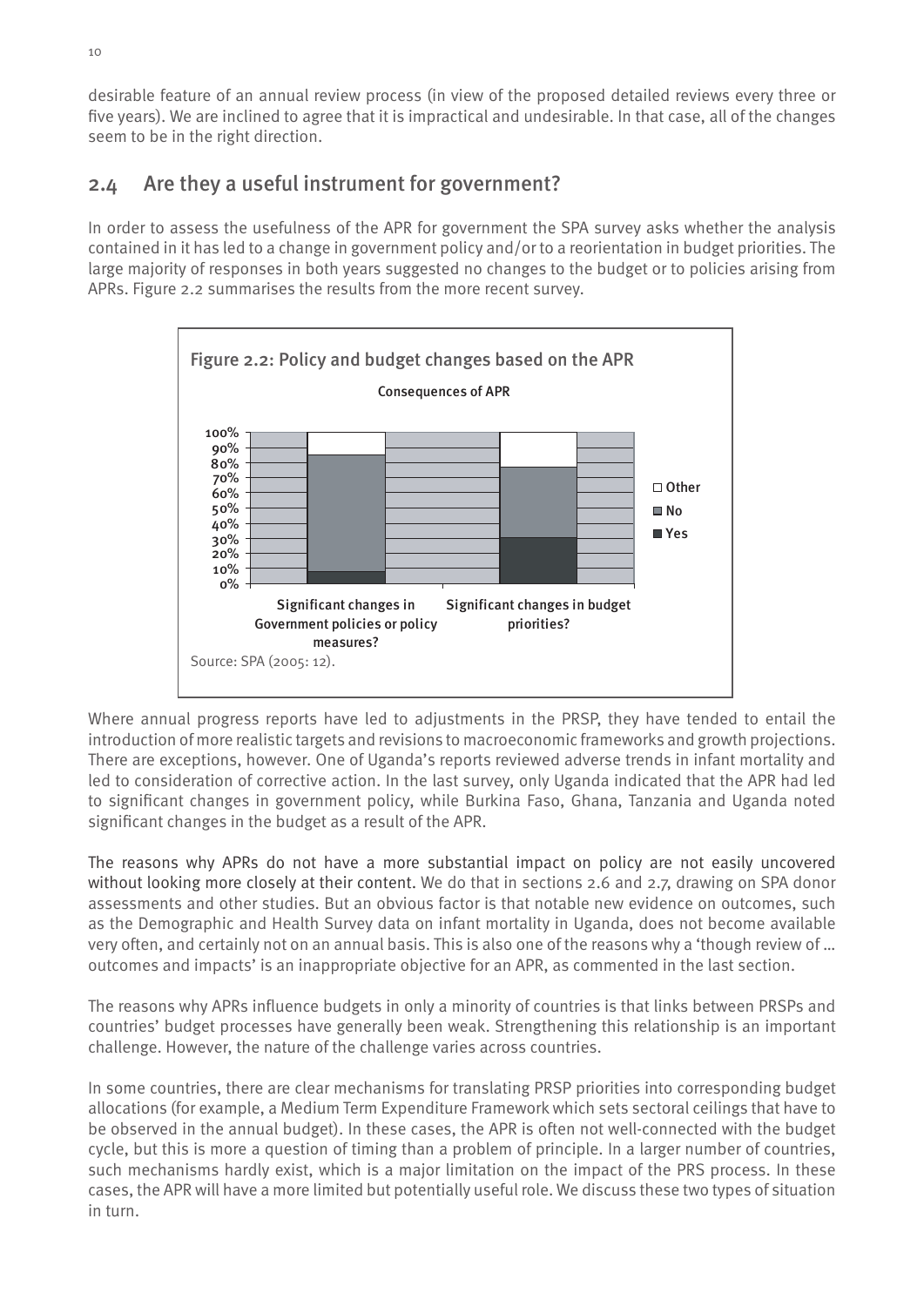desirable feature of an annual review process (in view of the proposed detailed reviews every three or five years). We are inclined to agree that it is impractical and undesirable. In that case, all of the changes seem to be in the right direction.

## 2.4 Are they a useful instrument for government?

In order to assess the usefulness of the APR for government the SPA survey asks whether the analysis contained in it has led to a change in government policy and/or to a reorientation in budget priorities. The large majority of responses in both years suggested no changes to the budget or to policies arising from APRs. Figure 2.2 summarises the results from the more recent survey.

**Figure 2.2: Policy and budget changes based on the APR**

Consequences of APR

Source: SPA (2005: 12).

Where annual progress reports have led to adjustments in the PRSP, they have tended to entail the introduction of more realistic targets and revisions to macroeconomic frameworks and growth projections. There are exceptions, however. One of Uganda's reports reviewed adverse trends in infant mortality and led to consideration of corrective action. In the last survey, only Uganda indicated that the APR had led to significant changes in government policy, while Burkina Faso, Ghana, Tanzania and Uganda noted significant changes in the budget as a result of the APR.

The reasons why APRs do not have a more substantial impact on policy are not easily uncovered without looking more closely at their content. We do that in sections 2.6 and 2.7, drawing on SPA donor assessments and other studies. But an obvious factor is that notable new evidence on outcomes, such as the Demographic and Health Survey data on infant mortality in Uganda, does not become available very often, and certainly not on an annual basis. This is also one of the reasons why a 'though review of … outcomes and impacts' is an inappropriate objective for an APR, as commented in the last section.

The reasons why APRs influence budgets in only a minority of countries is that links between PRSPs and countries' budget processes have generally been weak. Strengthening this relationship is an important challenge. However, the nature of the challenge varies across countries.

In some countries, there are clear mechanisms for translating PRSP priorities into corresponding budget allocations (for example, a Medium Term Expenditure Framework which sets sectoral ceilings that have to be observed in the annual budget). In these cases, the APR is often not well-connected with the budget cycle, but this is more a question of timing than a problem of principle. In a larger number of countries, such mechanisms hardly exist, which is a major limitation on the impact of the PRS process. In these cases, the APR will have a more limited but potentially useful role. We discuss these two types of situation in turn.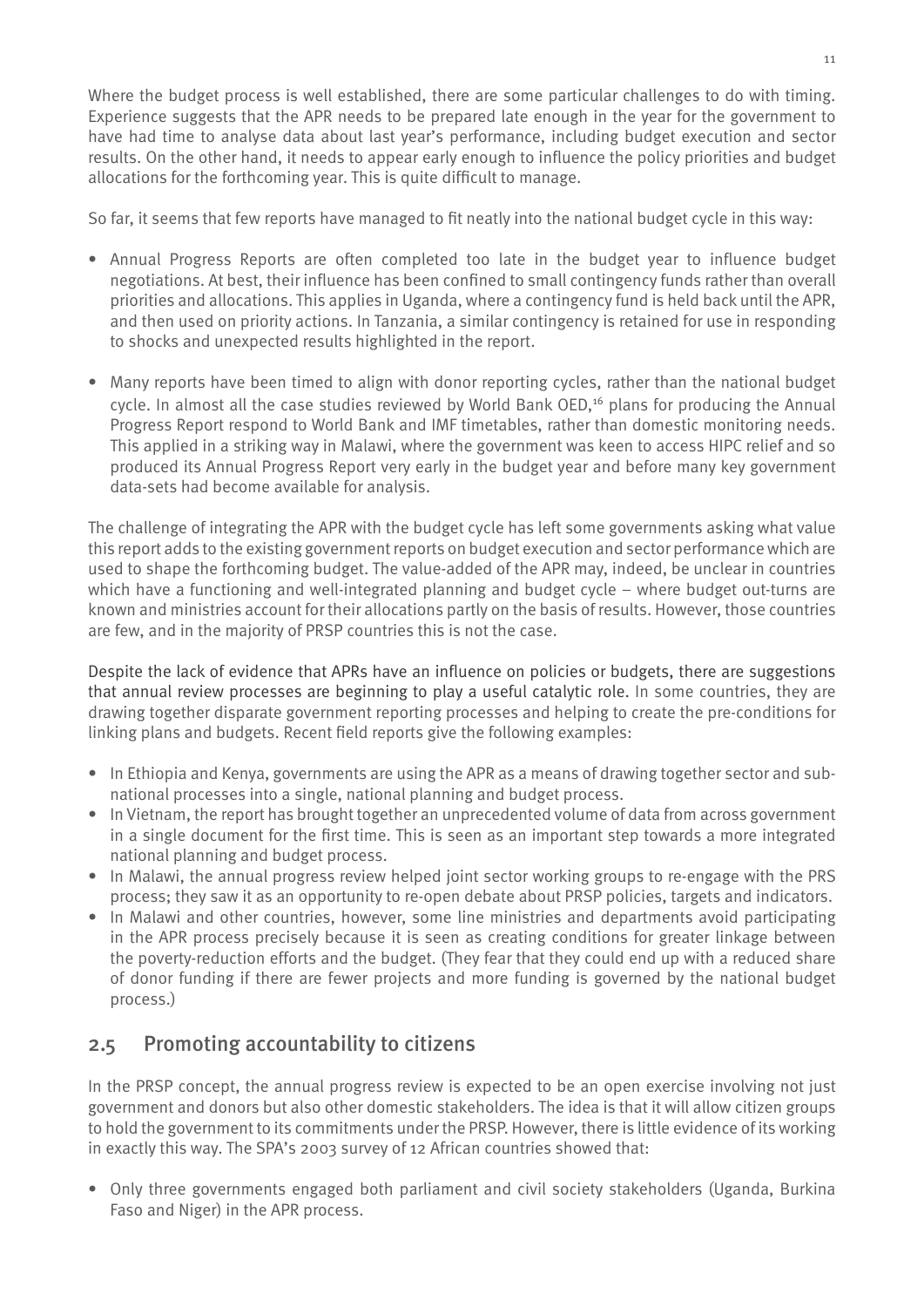Where the budget process is well established, there are some particular challenges to do with timing. Experience suggests that the APR needs to be prepared late enough in the year for the government to have had time to analyse data about last year's performance, including budget execution and sector results. On the other hand, it needs to appear early enough to influence the policy priorities and budget allocations for the forthcoming year. This is quite difficult to manage.

So far, it seems that few reports have managed to fit neatly into the national budget cycle in this way:

- Annual Progress Reports are often completed too late in the budget year to influence budget negotiations. At best, their influence has been confined to small contingency funds rather than overall priorities and allocations. This applies in Uganda, where a contingency fund is held back until the APR, and then used on priority actions. In Tanzania, a similar contingency is retained for use in responding to shocks and unexpected results highlighted in the report.
- Many reports have been timed to align with donor reporting cycles, rather than the national budget cycle. In almost all the case studies reviewed by World Bank OED,[16] plans for producing the Annual Progress Report respond to World Bank and IMF timetables, rather than domestic monitoring needs. This applied in a striking way in Malawi, where the government was keen to access HIPC relief and so produced its Annual Progress Report very early in the budget year and before many key government data-sets had become available for analysis.

The challenge of integrating the APR with the budget cycle has left some governments asking what value this report adds to the existing government reports on budget execution and sector performance which are used to shape the forthcoming budget. The value-added of the APR may, indeed, be unclear in countries which have a functioning and well-integrated planning and budget cycle – where budget out-turns are known and ministries account for their allocations partly on the basis of results. However, those countries are few, and in the majority of PRSP countries this is not the case.

Despite the lack of evidence that APRs have an influence on policies or budgets, there are suggestions that annual review processes are beginning to play a useful catalytic role. In some countries, they are drawing together disparate government reporting processes and helping to create the pre-conditions for linking plans and budgets. Recent field reports give the following examples:

- In Ethiopia and Kenya, governments are using the APR as a means of drawing together sector and sub-national processes into a single, national planning and budget process.
- In Vietnam, the report has brought together an unprecedented volume of data from across government in a single document for the first time. This is seen as an important step towards a more integrated national planning and budget process.
- In Malawi, the annual progress review helped joint sector working groups to re-engage with the PRS process; they saw it as an opportunity to re-open debate about PRSP policies, targets and indicators.
- In Malawi and other countries, however, some line ministries and departments avoid participating in the APR process precisely because it is seen as creating conditions for greater linkage between the poverty-reduction efforts and the budget. (They fear that they could end up with a reduced share of donor funding if there are fewer projects and more funding is governed by the national budget process.)

## 2.5 Promoting accountability to citizens

In the PRSP concept, the annual progress review is expected to be an open exercise involving not just government and donors but also other domestic stakeholders. The idea is that it will allow citizen groups to hold the government to its commitments under the PRSP. However, there is little evidence of its working in exactly this way. The SPA's 2003 survey of 12 African countries showed that:

- Only three governments engaged both parliament and civil society stakeholders (Uganda, Burkina Faso and Niger) in the APR process.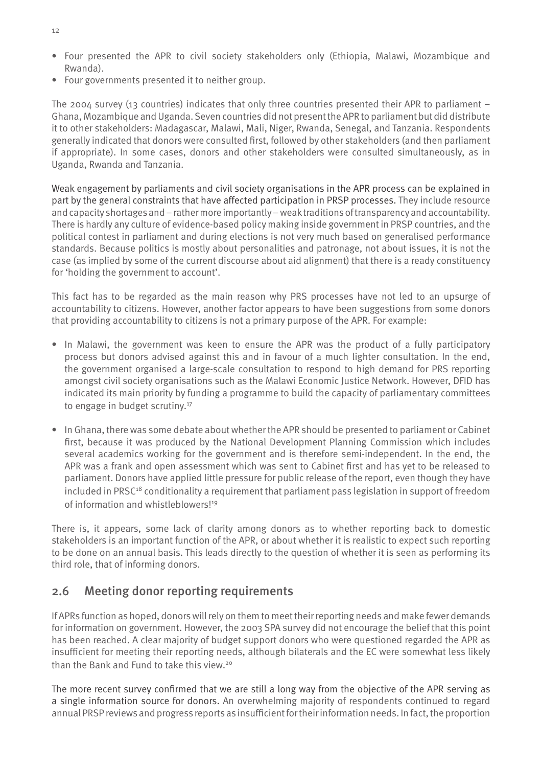- Four presented the APR to civil society stakeholders only (Ethiopia, Malawi, Mozambique and Rwanda).
- Four governments presented it to neither group.

The 2004 survey (13 countries) indicates that only three countries presented their APR to parliament – Ghana, Mozambique and Uganda. Seven countries did not present the APR to parliament but did distribute it to other stakeholders: Madagascar, Malawi, Mali, Niger, Rwanda, Senegal, and Tanzania. Respondents generally indicated that donors were consulted first, followed by other stakeholders (and then parliament if appropriate). In some cases, donors and other stakeholders were consulted simultaneously, as in Uganda, Rwanda and Tanzania.

Weak engagement by parliaments and civil society organisations in the APR process can be explained in part by the general constraints that have affected participation in PRSP processes. They include resource and capacity shortages and – rather more importantly – weak traditions of transparency and accountability. There is hardly any culture of evidence-based policy making inside government in PRSP countries, and the political contest in parliament and during elections is not very much based on generalised performance standards. Because politics is mostly about personalities and patronage, not about issues, it is not the case (as implied by some of the current discourse about aid alignment) that there is a ready constituency for 'holding the government to account'.

This fact has to be regarded as the main reason why PRS processes have not led to an upsurge of accountability to citizens. However, another factor appears to have been suggestions from some donors that providing accountability to citizens is not a primary purpose of the APR. For example:

- In Malawi, the government was keen to ensure the APR was the product of a fully participatory process but donors advised against this and in favour of a much lighter consultation. In the end, the government organised a large-scale consultation to respond to high demand for PRS reporting amongst civil society organisations such as the Malawi Economic Justice Network. However, DFID has indicated its main priority by funding a programme to build the capacity of parliamentary committees to engage in budget scrutiny.[17]
- In Ghana, there was some debate about whether the APR should be presented to parliament or Cabinet first, because it was produced by the National Development Planning Commission which includes several academics working for the government and is therefore semi-independent. In the end, the APR was a frank and open assessment which was sent to Cabinet first and has yet to be released to parliament. Donors have applied little pressure for public release of the report, even though they have included in PRSC[18] conditionality a requirement that parliament pass legislation in support of freedom of information and whistleblowers![19]

There is, it appears, some lack of clarity among donors as to whether reporting back to domestic stakeholders is an important function of the APR, or about whether it is realistic to expect such reporting to be done on an annual basis. This leads directly to the question of whether it is seen as performing its third role, that of informing donors.

## 2.6 Meeting donor reporting requirements

If APRs function as hoped, donors will rely on them to meet their reporting needs and make fewer demands for information on government. However, the 2003 SPA survey did not encourage the belief that this point has been reached. A clear majority of budget support donors who were questioned regarded the APR as insufficient for meeting their reporting needs, although bilaterals and the EC were somewhat less likely than the Bank and Fund to take this view.[20]

The more recent survey confirmed that we are still a long way from the objective of the APR serving as a single information source for donors. An overwhelming majority of respondents continued to regard annual PRSP reviews and progress reports as insufficient for their information needs. In fact, the proportion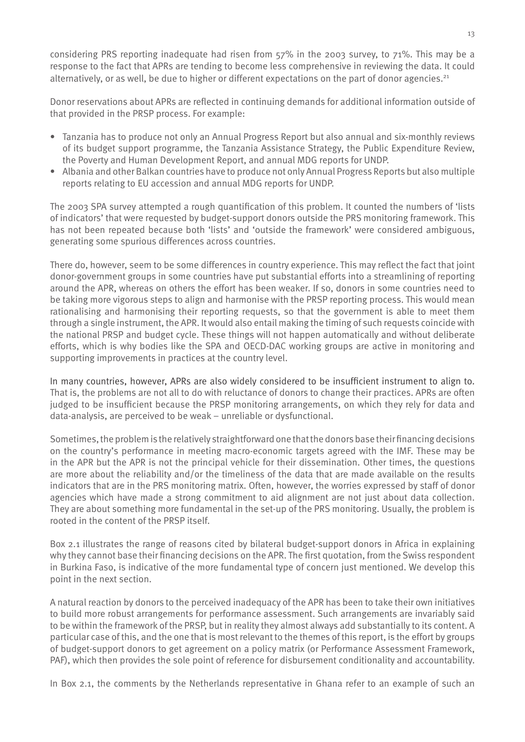considering PRS reporting inadequate had risen from 57% in the 2003 survey, to 71%. This may be a response to the fact that APRs are tending to become less comprehensive in reviewing the data. It could alternatively, or as well, be due to higher or different expectations on the part of donor agencies.[21]

Donor reservations about APRs are reflected in continuing demands for additional information outside of that provided in the PRSP process. For example:

- Tanzania has to produce not only an Annual Progress Report but also annual and six-monthly reviews of its budget support programme, the Tanzania Assistance Strategy, the Public Expenditure Review, the Poverty and Human Development Report, and annual MDG reports for UNDP.
- Albania and other Balkan countries have to produce not only Annual Progress Reports but also multiple reports relating to EU accession and annual MDG reports for UNDP.

The 2003 SPA survey attempted a rough quantification of this problem. It counted the numbers of 'lists of indicators' that were requested by budget-support donors outside the PRS monitoring framework. This has not been repeated because both 'lists' and 'outside the framework' were considered ambiguous, generating some spurious differences across countries.

There do, however, seem to be some differences in country experience. This may reflect the fact that joint donor-government groups in some countries have put substantial efforts into a streamlining of reporting around the APR, whereas on others the effort has been weaker. If so, donors in some countries need to be taking more vigorous steps to align and harmonise with the PRSP reporting process. This would mean rationalising and harmonising their reporting requests, so that the government is able to meet them through a single instrument, the APR. It would also entail making the timing of such requests coincide with the national PRSP and budget cycle. These things will not happen automatically and without deliberate efforts, which is why bodies like the SPA and OECD-DAC working groups are active in monitoring and supporting improvements in practices at the country level.

In many countries, however, APRs are also widely considered to be insufficient instrument to align to. That is, the problems are not all to do with reluctance of donors to change their practices. APRs are often judged to be insufficient because the PRSP monitoring arrangements, on which they rely for data and data-analysis, are perceived to be weak – unreliable or dysfunctional.

Sometimes, the problem is the relatively straightforward one that the donors base their financing decisions on the country's performance in meeting macro-economic targets agreed with the IMF. These may be in the APR but the APR is not the principal vehicle for their dissemination. Other times, the questions are more about the reliability and/or the timeliness of the data that are made available on the results indicators that are in the PRS monitoring matrix. Often, however, the worries expressed by staff of donor agencies which have made a strong commitment to aid alignment are not just about data collection. They are about something more fundamental in the set-up of the PRS monitoring. Usually, the problem is rooted in the content of the PRSP itself.

Box 2.1 illustrates the range of reasons cited by bilateral budget-support donors in Africa in explaining why they cannot base their financing decisions on the APR. The first quotation, from the Swiss respondent in Burkina Faso, is indicative of the more fundamental type of concern just mentioned. We develop this point in the next section.

A natural reaction by donors to the perceived inadequacy of the APR has been to take their own initiatives to build more robust arrangements for performance assessment. Such arrangements are invariably said to be within the framework of the PRSP, but in reality they almost always add substantially to its content. A particular case of this, and the one that is most relevant to the themes of this report, is the effort by groups of budget-support donors to get agreement on a policy matrix (or Performance Assessment Framework, PAF), which then provides the sole point of reference for disbursement conditionality and accountability.

In Box 2.1, the comments by the Netherlands representative in Ghana refer to an example of such an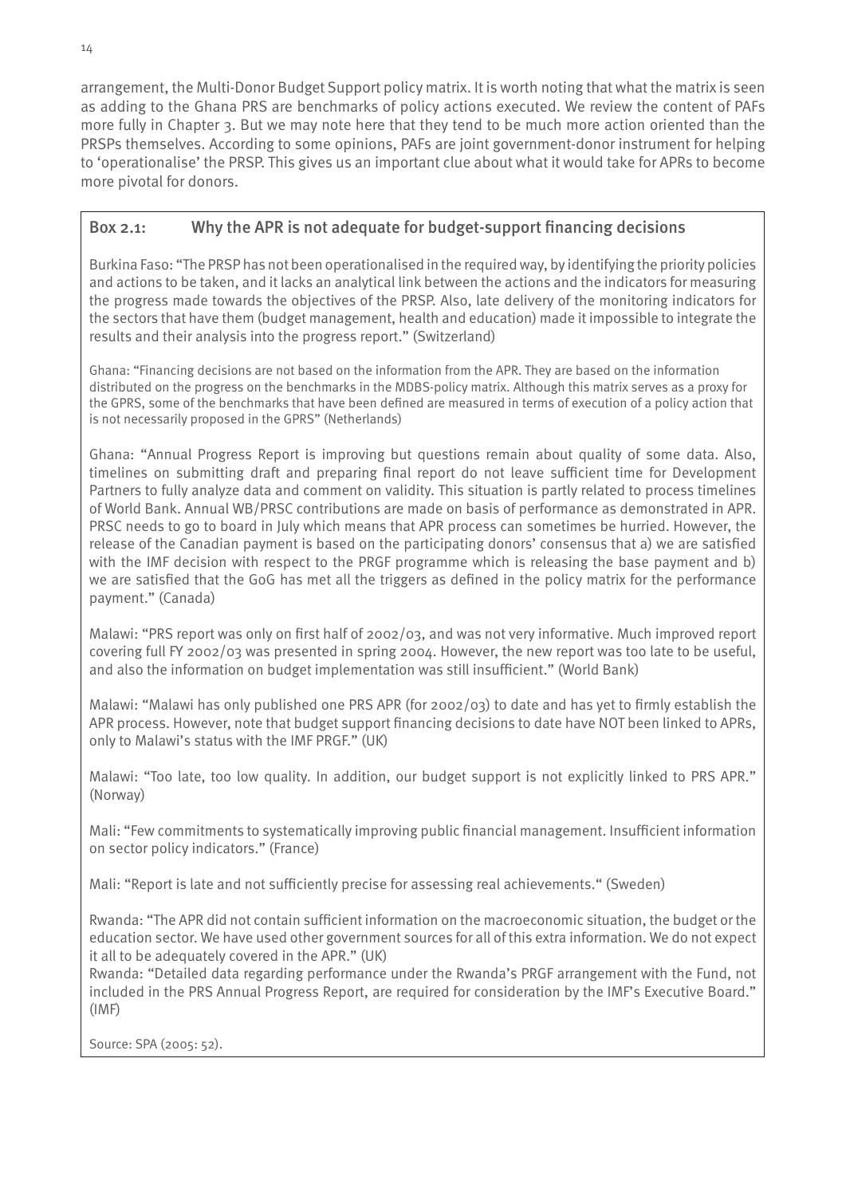arrangement, the Multi-Donor Budget Support policy matrix. It is worth noting that what the matrix is seen as adding to the Ghana PRS are benchmarks of policy actions executed. We review the content of PAFs more fully in Chapter 3. But we may note here that they tend to be much more action oriented than the PRSPs themselves. According to some opinions, PAFs are joint government-donor instrument for helping to 'operationalise' the PRSP. This gives us an important clue about what it would take for APRs to become more pivotal for donors.

### Box 2.1: Why the APR is not adequate for budget-support financing decisions

Burkina Faso: "The PRSP has not been operationalised in the required way, by identifying the priority policies and actions to be taken, and it lacks an analytical link between the actions and the indicators for measuring the progress made towards the objectives of the PRSP. Also, late delivery of the monitoring indicators for the sectors that have them (budget management, health and education) made it impossible to integrate the results and their analysis into the progress report." (Switzerland)

Ghana: "Financing decisions are not based on the information from the APR. They are based on the information distributed on the progress on the benchmarks in the MDBS-policy matrix. Although this matrix serves as a proxy for the GPRS, some of the benchmarks that have been defined are measured in terms of execution of a policy action that is not necessarily proposed in the GPRS" (Netherlands)

Ghana: "Annual Progress Report is improving but questions remain about quality of some data. Also, timelines on submitting draft and preparing final report do not leave sufficient time for Development Partners to fully analyze data and comment on validity. This situation is partly related to process timelines of World Bank. Annual WB/PRSC contributions are made on basis of performance as demonstrated in APR. PRSC needs to go to board in July which means that APR process can sometimes be hurried. However, the release of the Canadian payment is based on the participating donors' consensus that a) we are satisfied with the IMF decision with respect to the PRGF programme which is releasing the base payment and b) we are satisfied that the GoG has met all the triggers as defined in the policy matrix for the performance payment." (Canada)

Malawi: "PRS report was only on first half of 2002/03, and was not very informative. Much improved report covering full FY 2002/03 was presented in spring 2004. However, the new report was too late to be useful, and also the information on budget implementation was still insufficient." (World Bank)

Malawi: "Malawi has only published one PRS APR (for 2002/03) to date and has yet to firmly establish the APR process. However, note that budget support financing decisions to date have NOT been linked to APRs, only to Malawi's status with the IMF PRGF." (UK)

Malawi: "Too late, too low quality. In addition, our budget support is not explicitly linked to PRS APR." (Norway)

Mali: "Few commitments to systematically improving public financial management. Insufficient information on sector policy indicators." (France)

Mali: "Report is late and not sufficiently precise for assessing real achievements." (Sweden)

Rwanda: "The APR did not contain sufficient information on the macroeconomic situation, the budget or the education sector. We have used other government sources for all of this extra information. We do not expect it all to be adequately covered in the APR." (UK)

Rwanda: "Detailed data regarding performance under the Rwanda's PRGF arrangement with the Fund, not included in the PRS Annual Progress Report, are required for consideration by the IMF's Executive Board." (IMF)

Source: SPA (2005: 52).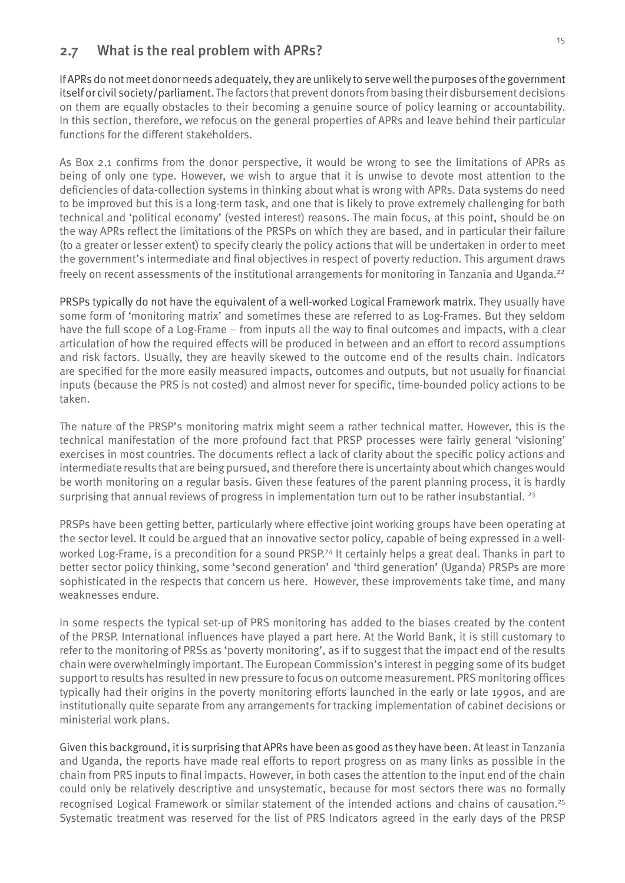## 2.7 What is the real problem with APRs?

If APRs do not meet donor needs adequately, they are unlikely to serve well the purposes of the government itself or civil society/parliament. The factors that prevent donors from basing their disbursement decisions on them are equally obstacles to their becoming a genuine source of policy learning or accountability. In this section, therefore, we refocus on the general properties of APRs and leave behind their particular functions for the different stakeholders.

As Box 2.1 confirms from the donor perspective, it would be wrong to see the limitations of APRs as being of only one type. However, we wish to argue that it is unwise to devote most attention to the deficiencies of data-collection systems in thinking about what is wrong with APRs. Data systems do need to be improved but this is a long-term task, and one that is likely to prove extremely challenging for both technical and 'political economy' (vested interest) reasons. The main focus, at this point, should be on the way APRs reflect the limitations of the PRSPs on which they are based, and in particular their failure (to a greater or lesser extent) to specify clearly the policy actions that will be undertaken in order to meet the government's intermediate and final objectives in respect of poverty reduction. This argument draws freely on recent assessments of the institutional arrangements for monitoring in Tanzania and Uganda.[22]

PRSPs typically do not have the equivalent of a well-worked Logical Framework matrix. They usually have some form of 'monitoring matrix' and sometimes these are referred to as Log-Frames. But they seldom have the full scope of a Log-Frame – from inputs all the way to final outcomes and impacts, with a clear articulation of how the required effects will be produced in between and an effort to record assumptions and risk factors. Usually, they are heavily skewed to the outcome end of the results chain. Indicators are specified for the more easily measured impacts, outcomes and outputs, but not usually for financial inputs (because the PRS is not costed) and almost never for specific, time-bounded policy actions to be taken.

The nature of the PRSP's monitoring matrix might seem a rather technical matter. However, this is the technical manifestation of the more profound fact that PRSP processes were fairly general 'visioning' exercises in most countries. The documents reflect a lack of clarity about the specific policy actions and intermediate results that are being pursued, and therefore there is uncertainty about which changes would be worth monitoring on a regular basis. Given these features of the parent planning process, it is hardly surprising that annual reviews of progress in implementation turn out to be rather insubstantial. [23]

PRSPs have been getting better, particularly where effective joint working groups have been operating at the sector level. It could be argued that an innovative sector policy, capable of being expressed in a well-worked Log-Frame, is a precondition for a sound PRSP.[24] It certainly helps a great deal. Thanks in part to better sector policy thinking, some 'second generation' and 'third generation' (Uganda) PRSPs are more sophisticated in the respects that concern us here. However, these improvements take time, and many weaknesses endure.

In some respects the typical set-up of PRS monitoring has added to the biases created by the content of the PRSP. International influences have played a part here. At the World Bank, it is still customary to refer to the monitoring of PRSs as 'poverty monitoring', as if to suggest that the impact end of the results chain were overwhelmingly important. The European Commission's interest in pegging some of its budget support to results has resulted in new pressure to focus on outcome measurement. PRS monitoring offices typically had their origins in the poverty monitoring efforts launched in the early or late 1990s, and are institutionally quite separate from any arrangements for tracking implementation of cabinet decisions or ministerial work plans.

Given this background, it is surprising that APRs have been as good as they have been. At least in Tanzania and Uganda, the reports have made real efforts to report progress on as many links as possible in the chain from PRS inputs to final impacts. However, in both cases the attention to the input end of the chain could only be relatively descriptive and unsystematic, because for most sectors there was no formally recognised Logical Framework or similar statement of the intended actions and chains of causation.[25] Systematic treatment was reserved for the list of PRS Indicators agreed in the early days of the PRSP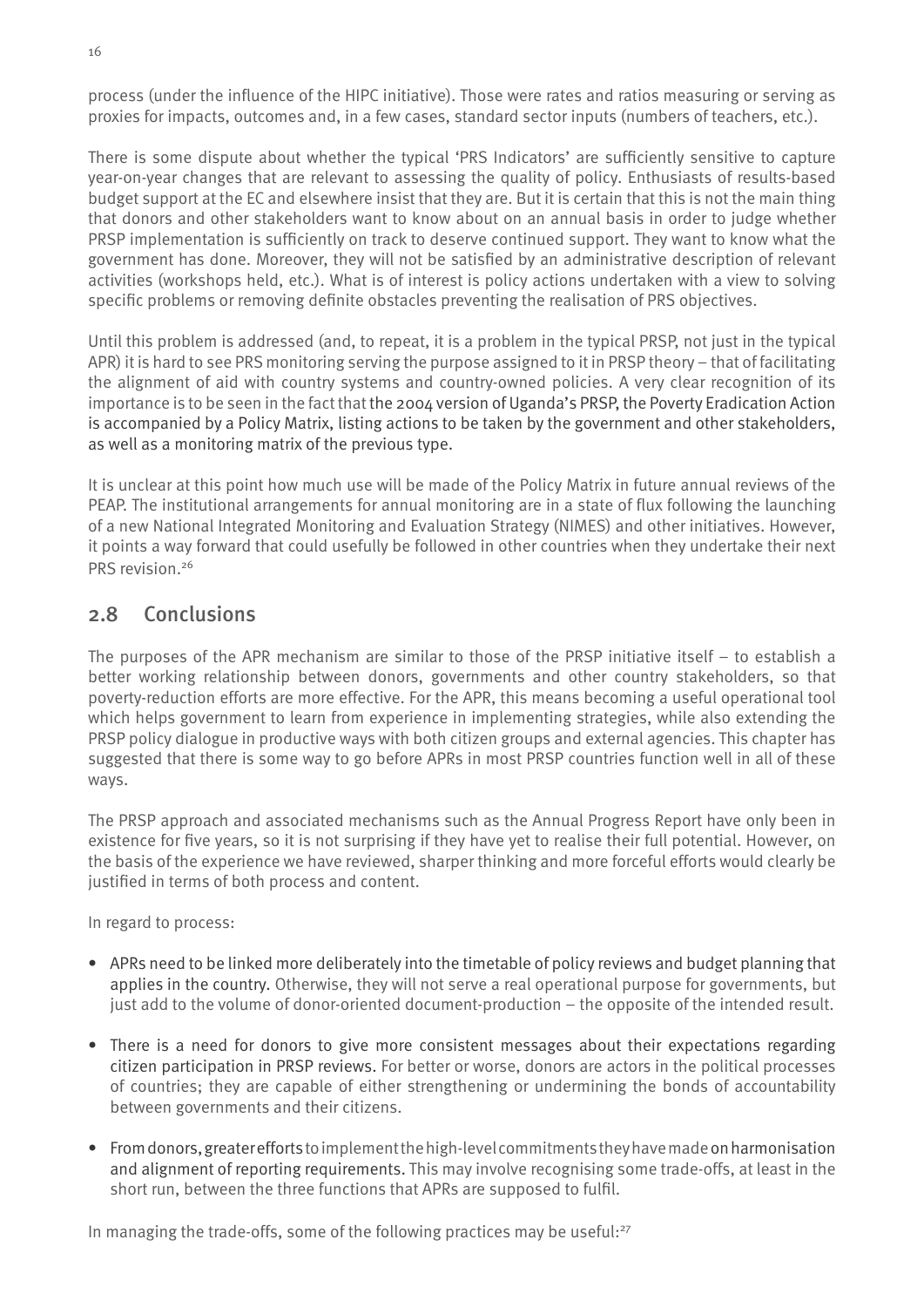process (under the influence of the HIPC initiative). Those were rates and ratios measuring or serving as proxies for impacts, outcomes and, in a few cases, standard sector inputs (numbers of teachers, etc.).

There is some dispute about whether the typical 'PRS Indicators' are sufficiently sensitive to capture year-on-year changes that are relevant to assessing the quality of policy. Enthusiasts of results-based budget support at the EC and elsewhere insist that they are. But it is certain that this is not the main thing that donors and other stakeholders want to know about on an annual basis in order to judge whether PRSP implementation is sufficiently on track to deserve continued support. They want to know what the government has done. Moreover, they will not be satisfied by an administrative description of relevant activities (workshops held, etc.). What is of interest is policy actions undertaken with a view to solving specific problems or removing definite obstacles preventing the realisation of PRS objectives.

Until this problem is addressed (and, to repeat, it is a problem in the typical PRSP, not just in the typical APR) it is hard to see PRS monitoring serving the purpose assigned to it in PRSP theory – that of facilitating the alignment of aid with country systems and country-owned policies. A very clear recognition of its importance is to be seen in the fact that the 2004 version of Uganda's PRSP, the Poverty Eradication Action is accompanied by a Policy Matrix, listing actions to be taken by the government and other stakeholders, as well as a monitoring matrix of the previous type.

It is unclear at this point how much use will be made of the Policy Matrix in future annual reviews of the PEAP. The institutional arrangements for annual monitoring are in a state of flux following the launching of a new National Integrated Monitoring and Evaluation Strategy (NIMES) and other initiatives. However, it points a way forward that could usefully be followed in other countries when they undertake their next PRS revision.[26]

## 2.8 Conclusions

The purposes of the APR mechanism are similar to those of the PRSP initiative itself – to establish a better working relationship between donors, governments and other country stakeholders, so that poverty-reduction efforts are more effective. For the APR, this means becoming a useful operational tool which helps government to learn from experience in implementing strategies, while also extending the PRSP policy dialogue in productive ways with both citizen groups and external agencies. This chapter has suggested that there is some way to go before APRs in most PRSP countries function well in all of these ways.

The PRSP approach and associated mechanisms such as the Annual Progress Report have only been in existence for five years, so it is not surprising if they have yet to realise their full potential. However, on the basis of the experience we have reviewed, sharper thinking and more forceful efforts would clearly be justified in terms of both process and content.

In regard to process:

- APRs need to be linked more deliberately into the timetable of policy reviews and budget planning that applies in the country. Otherwise, they will not serve a real operational purpose for governments, but just add to the volume of donor-oriented document-production – the opposite of the intended result.
- There is a need for donors to give more consistent messages about their expectations regarding citizen participation in PRSP reviews. For better or worse, donors are actors in the political processes of countries; they are capable of either strengthening or undermining the bonds of accountability between governments and their citizens.
- From donors, greater efforts to implement the high-level commitments they have made on harmonisation and alignment of reporting requirements. This may involve recognising some trade-offs, at least in the short run, between the three functions that APRs are supposed to fulfil.

In managing the trade-offs, some of the following practices may be useful:[27]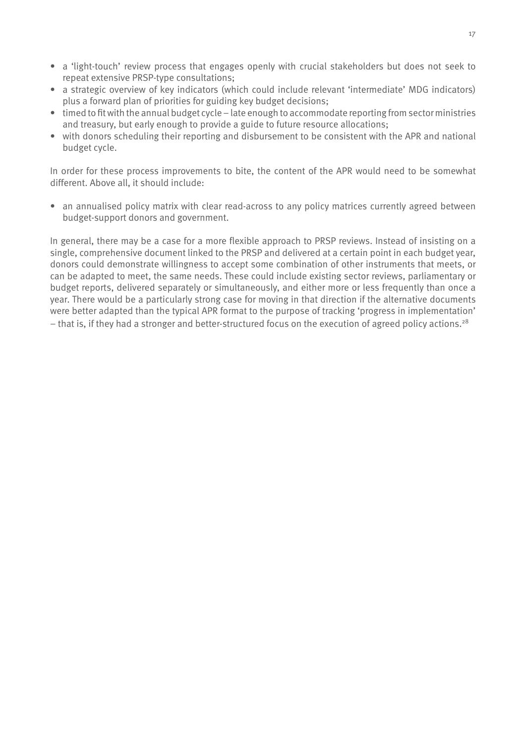- a 'light-touch' review process that engages openly with crucial stakeholders but does not seek to repeat extensive PRSP-type consultations;
- a strategic overview of key indicators (which could include relevant 'intermediate' MDG indicators) plus a forward plan of priorities for guiding key budget decisions;
- timed to fit with the annual budget cycle – late enough to accommodate reporting from sector ministries and treasury, but early enough to provide a guide to future resource allocations;
- with donors scheduling their reporting and disbursement to be consistent with the APR and national budget cycle.

In order for these process improvements to bite, the content of the APR would need to be somewhat different. Above all, it should include:

- an annualised policy matrix with clear read-across to any policy matrices currently agreed between budget-support donors and government.

In general, there may be a case for a more flexible approach to PRSP reviews. Instead of insisting on a single, comprehensive document linked to the PRSP and delivered at a certain point in each budget year, donors could demonstrate willingness to accept some combination of other instruments that meets, or can be adapted to meet, the same needs. These could include existing sector reviews, parliamentary or budget reports, delivered separately or simultaneously, and either more or less frequently than once a year. There would be a particularly strong case for moving in that direction if the alternative documents were better adapted than the typical APR format to the purpose of tracking 'progress in implementation' – that is, if they had a stronger and better-structured focus on the execution of agreed policy actions.[28]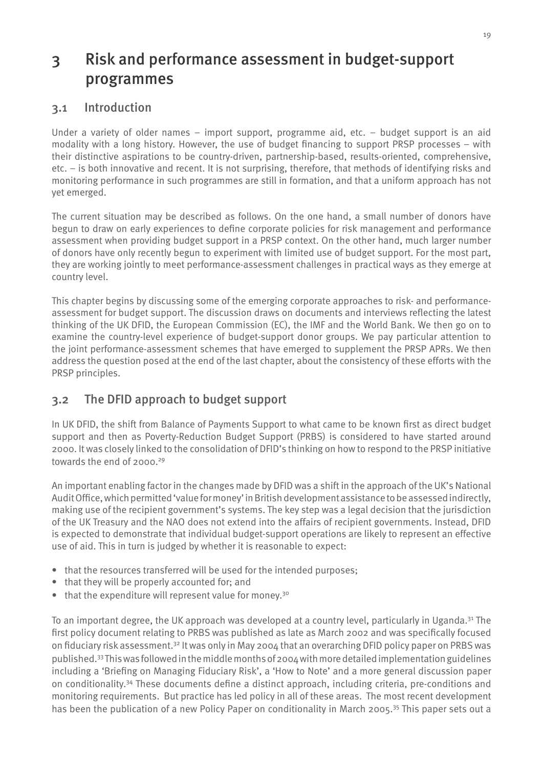# 3 Risk and performance assessment in budget-support programmes

## 3.1 Introduction

Under a variety of older names – import support, programme aid, etc. – budget support is an aid modality with a long history. However, the use of budget financing to support PRSP processes – with their distinctive aspirations to be country-driven, partnership-based, results-oriented, comprehensive, etc. – is both innovative and recent. It is not surprising, therefore, that methods of identifying risks and monitoring performance in such programmes are still in formation, and that a uniform approach has not yet emerged.

The current situation may be described as follows. On the one hand, a small number of donors have begun to draw on early experiences to define corporate policies for risk management and performance assessment when providing budget support in a PRSP context. On the other hand, much larger number of donors have only recently begun to experiment with limited use of budget support. For the most part, they are working jointly to meet performance-assessment challenges in practical ways as they emerge at country level.

This chapter begins by discussing some of the emerging corporate approaches to risk- and performance-assessment for budget support. The discussion draws on documents and interviews reflecting the latest thinking of the UK DFID, the European Commission (EC), the IMF and the World Bank. We then go on to examine the country-level experience of budget-support donor groups. We pay particular attention to the joint performance-assessment schemes that have emerged to supplement the PRSP APRs. We then address the question posed at the end of the last chapter, about the consistency of these efforts with the PRSP principles.

## 3.2 The DFID approach to budget support

In UK DFID, the shift from Balance of Payments Support to what came to be known first as direct budget support and then as Poverty-Reduction Budget Support (PRBS) is considered to have started around 2000. It was closely linked to the consolidation of DFID's thinking on how to respond to the PRSP initiative towards the end of 2000.[29]

An important enabling factor in the changes made by DFID was a shift in the approach of the UK's National Audit Office, which permitted 'value for money' in British development assistance to be assessed indirectly, making use of the recipient government's systems. The key step was a legal decision that the jurisdiction of the UK Treasury and the NAO does not extend into the affairs of recipient governments. Instead, DFID is expected to demonstrate that individual budget-support operations are likely to represent an effective use of aid. This in turn is judged by whether it is reasonable to expect:

- that the resources transferred will be used for the intended purposes;
- that they will be properly accounted for; and
- that the expenditure will represent value for money.[30]

To an important degree, the UK approach was developed at a country level, particularly in Uganda.[31] The first policy document relating to PRBS was published as late as March 2002 and was specifically focused on fiduciary risk assessment.[32] It was only in May 2004 that an overarching DFID policy paper on PRBS was published.[33] This was followed in the middle months of 2004 with more detailed implementation guidelines including a 'Briefing on Managing Fiduciary Risk', a 'How to Note' and a more general discussion paper on conditionality.[34] These documents define a distinct approach, including criteria, pre-conditions and monitoring requirements. But practice has led policy in all of these areas. The most recent development has been the publication of a new Policy Paper on conditionality in March 2005.[35] This paper sets out a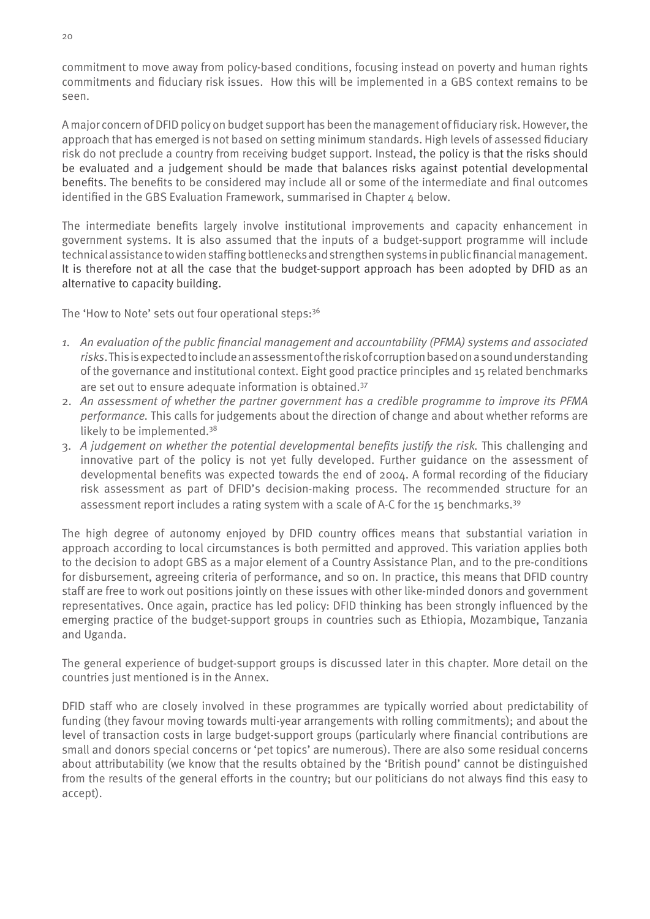commitment to move away from policy-based conditions, focusing instead on poverty and human rights commitments and fiduciary risk issues. How this will be implemented in a GBS context remains to be seen.

A major concern of DFID policy on budget support has been the management of fiduciary risk. However, the approach that has emerged is not based on setting minimum standards. High levels of assessed fiduciary risk do not preclude a country from receiving budget support. Instead, the policy is that the risks should be evaluated and a judgement should be made that balances risks against potential developmental benefits. The benefits to be considered may include all or some of the intermediate and final outcomes identified in the GBS Evaluation Framework, summarised in Chapter 4 below.

The intermediate benefits largely involve institutional improvements and capacity enhancement in government systems. It is also assumed that the inputs of a budget-support programme will include technical assistance to widen staffing bottlenecks and strengthen systems in public financial management. It is therefore not at all the case that the budget-support approach has been adopted by DFID as an alternative to capacity building.

The 'How to Note' sets out four operational steps:[36]

1. *An evaluation of the public financial management and accountability (PFMA) systems and associated risks*. This is expected to include an assessment of the risk of corruption based on a sound understanding of the governance and institutional context. Eight good practice principles and 15 related benchmarks are set out to ensure adequate information is obtained.[37]
2. *An assessment of whether the partner government has a credible programme to improve its PFMA performance.* This calls for judgements about the direction of change and about whether reforms are likely to be implemented.[38]
3. *A judgement on whether the potential developmental benefits justify the risk.* This challenging and innovative part of the policy is not yet fully developed. Further guidance on the assessment of developmental benefits was expected towards the end of 2004. A formal recording of the fiduciary risk assessment as part of DFID's decision-making process. The recommended structure for an assessment report includes a rating system with a scale of A-C for the 15 benchmarks.[39]

The high degree of autonomy enjoyed by DFID country offices means that substantial variation in approach according to local circumstances is both permitted and approved. This variation applies both to the decision to adopt GBS as a major element of a Country Assistance Plan, and to the pre-conditions for disbursement, agreeing criteria of performance, and so on. In practice, this means that DFID country staff are free to work out positions jointly on these issues with other like-minded donors and government representatives. Once again, practice has led policy: DFID thinking has been strongly influenced by the emerging practice of the budget-support groups in countries such as Ethiopia, Mozambique, Tanzania and Uganda.

The general experience of budget-support groups is discussed later in this chapter. More detail on the countries just mentioned is in the Annex.

DFID staff who are closely involved in these programmes are typically worried about predictability of funding (they favour moving towards multi-year arrangements with rolling commitments); and about the level of transaction costs in large budget-support groups (particularly where financial contributions are small and donors special concerns or 'pet topics' are numerous). There are also some residual concerns about attributability (we know that the results obtained by the 'British pound' cannot be distinguished from the results of the general efforts in the country; but our politicians do not always find this easy to accept).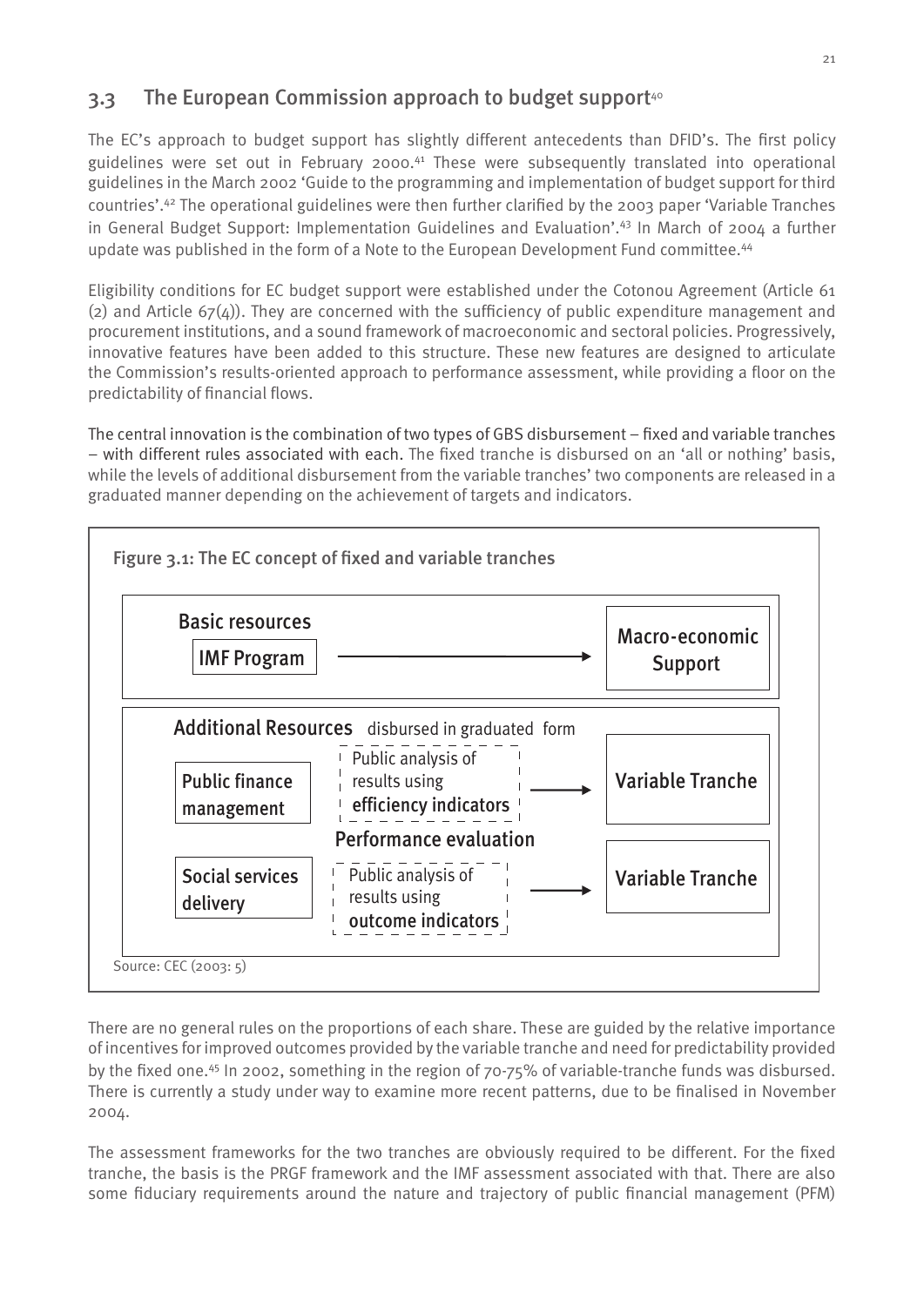## 3.3 The European Commission approach to budget support[40]

The EC's approach to budget support has slightly different antecedents than DFID's. The first policy guidelines were set out in February 2000.[41] These were subsequently translated into operational guidelines in the March 2002 'Guide to the programming and implementation of budget support for third countries'.[42] The operational guidelines were then further clarified by the 2003 paper 'Variable Tranches in General Budget Support: Implementation Guidelines and Evaluation'.[43] In March of 2004 a further update was published in the form of a Note to the European Development Fund committee.[44]

Eligibility conditions for EC budget support were established under the Cotonou Agreement (Article 61 (2) and Article 67(4)). They are concerned with the sufficiency of public expenditure management and procurement institutions, and a sound framework of macroeconomic and sectoral policies. Progressively, innovative features have been added to this structure. These new features are designed to articulate the Commission's results-oriented approach to performance assessment, while providing a floor on the predictability of financial flows.

The central innovation is the combination of two types of GBS disbursement – fixed and variable tranches – with different rules associated with each. The fixed tranche is disbursed on an 'all or nothing' basis, while the levels of additional disbursement from the variable tranches' two components are released in a graduated manner depending on the achievement of targets and indicators.

**Figure 3.1: The EC concept of fixed and variable tranches**

**Basic resources**

IMF Program → Macro-economic Support

**Additional Resources** disbursed in graduated form

Public finance management → Public analysis of results using efficiency indicators → Variable Tranche

Performance evaluation

Social services delivery → Public analysis of results using outcome indicators → Variable Tranche

Source: CEC (2003: 5)

There are no general rules on the proportions of each share. These are guided by the relative importance of incentives for improved outcomes provided by the variable tranche and need for predictability provided by the fixed one.[45] In 2002, something in the region of 70-75% of variable-tranche funds was disbursed. There is currently a study under way to examine more recent patterns, due to be finalised in November 2004.

The assessment frameworks for the two tranches are obviously required to be different. For the fixed tranche, the basis is the PRGF framework and the IMF assessment associated with that. There are also some fiduciary requirements around the nature and trajectory of public financial management (PFM)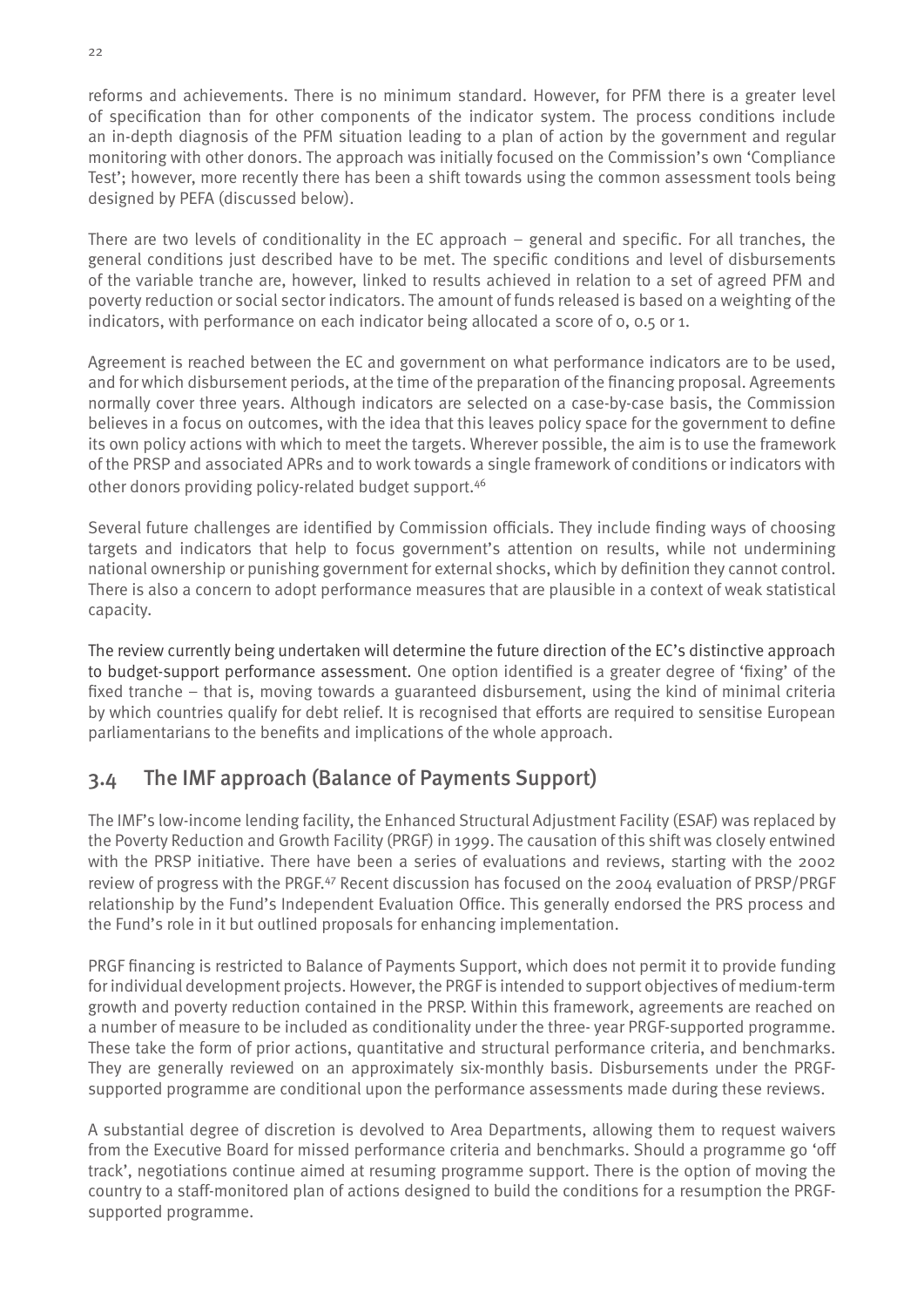reforms and achievements. There is no minimum standard. However, for PFM there is a greater level of specification than for other components of the indicator system. The process conditions include an in-depth diagnosis of the PFM situation leading to a plan of action by the government and regular monitoring with other donors. The approach was initially focused on the Commission's own 'Compliance Test'; however, more recently there has been a shift towards using the common assessment tools being designed by PEFA (discussed below).

There are two levels of conditionality in the EC approach – general and specific. For all tranches, the general conditions just described have to be met. The specific conditions and level of disbursements of the variable tranche are, however, linked to results achieved in relation to a set of agreed PFM and poverty reduction or social sector indicators. The amount of funds released is based on a weighting of the indicators, with performance on each indicator being allocated a score of 0, 0.5 or 1.

Agreement is reached between the EC and government on what performance indicators are to be used, and for which disbursement periods, at the time of the preparation of the financing proposal. Agreements normally cover three years. Although indicators are selected on a case-by-case basis, the Commission believes in a focus on outcomes, with the idea that this leaves policy space for the government to define its own policy actions with which to meet the targets. Wherever possible, the aim is to use the framework of the PRSP and associated APRs and to work towards a single framework of conditions or indicators with other donors providing policy-related budget support.[46]

Several future challenges are identified by Commission officials. They include finding ways of choosing targets and indicators that help to focus government's attention on results, while not undermining national ownership or punishing government for external shocks, which by definition they cannot control. There is also a concern to adopt performance measures that are plausible in a context of weak statistical capacity.

The review currently being undertaken will determine the future direction of the EC's distinctive approach to budget-support performance assessment. One option identified is a greater degree of 'fixing' of the fixed tranche – that is, moving towards a guaranteed disbursement, using the kind of minimal criteria by which countries qualify for debt relief. It is recognised that efforts are required to sensitise European parliamentarians to the benefits and implications of the whole approach.

## 3.4 The IMF approach (Balance of Payments Support)

The IMF's low-income lending facility, the Enhanced Structural Adjustment Facility (ESAF) was replaced by the Poverty Reduction and Growth Facility (PRGF) in 1999. The causation of this shift was closely entwined with the PRSP initiative. There have been a series of evaluations and reviews, starting with the 2002 review of progress with the PRGF.[47] Recent discussion has focused on the 2004 evaluation of PRSP/PRGF relationship by the Fund's Independent Evaluation Office. This generally endorsed the PRS process and the Fund's role in it but outlined proposals for enhancing implementation.

PRGF financing is restricted to Balance of Payments Support, which does not permit it to provide funding for individual development projects. However, the PRGF is intended to support objectives of medium-term growth and poverty reduction contained in the PRSP. Within this framework, agreements are reached on a number of measure to be included as conditionality under the three- year PRGF-supported programme. These take the form of prior actions, quantitative and structural performance criteria, and benchmarks. They are generally reviewed on an approximately six-monthly basis. Disbursements under the PRGF-supported programme are conditional upon the performance assessments made during these reviews.

A substantial degree of discretion is devolved to Area Departments, allowing them to request waivers from the Executive Board for missed performance criteria and benchmarks. Should a programme go 'off track', negotiations continue aimed at resuming programme support. There is the option of moving the country to a staff-monitored plan of actions designed to build the conditions for a resumption the PRGF-supported programme.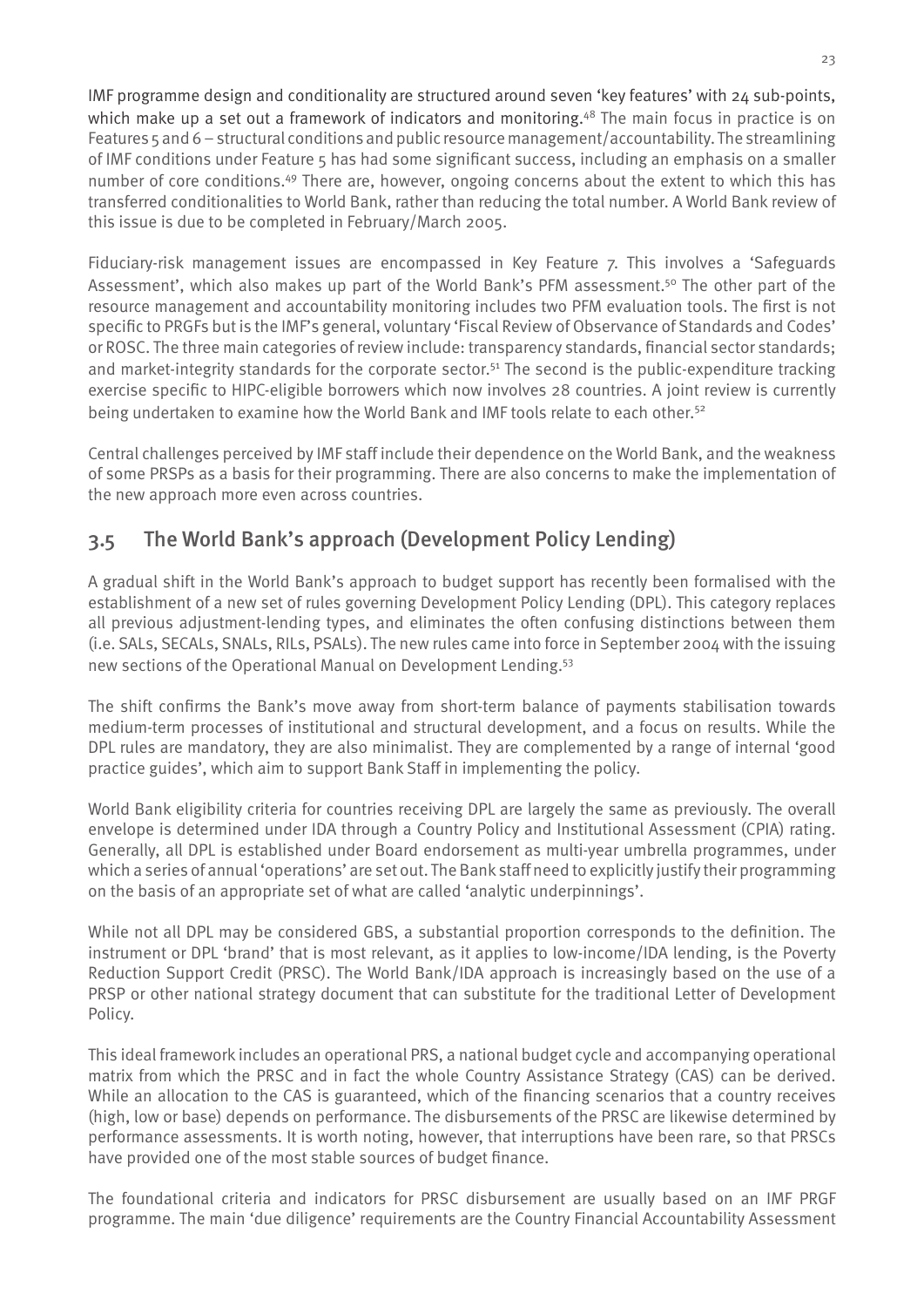IMF programme design and conditionality are structured around seven 'key features' with 24 sub-points, which make up a set out a framework of indicators and monitoring.[48] The main focus in practice is on Features 5 and 6 – structural conditions and public resource management/accountability. The streamlining of IMF conditions under Feature 5 has had some significant success, including an emphasis on a smaller number of core conditions.[49] There are, however, ongoing concerns about the extent to which this has transferred conditionalities to World Bank, rather than reducing the total number. A World Bank review of this issue is due to be completed in February/March 2005.

Fiduciary-risk management issues are encompassed in Key Feature 7. This involves a 'Safeguards Assessment', which also makes up part of the World Bank's PFM assessment.[50] The other part of the resource management and accountability monitoring includes two PFM evaluation tools. The first is not specific to PRGFs but is the IMF's general, voluntary 'Fiscal Review of Observance of Standards and Codes' or ROSC. The three main categories of review include: transparency standards, financial sector standards; and market-integrity standards for the corporate sector.[51] The second is the public-expenditure tracking exercise specific to HIPC-eligible borrowers which now involves 28 countries. A joint review is currently being undertaken to examine how the World Bank and IMF tools relate to each other.[52]

Central challenges perceived by IMF staff include their dependence on the World Bank, and the weakness of some PRSPs as a basis for their programming. There are also concerns to make the implementation of the new approach more even across countries.

## 3.5 The World Bank's approach (Development Policy Lending)

A gradual shift in the World Bank's approach to budget support has recently been formalised with the establishment of a new set of rules governing Development Policy Lending (DPL). This category replaces all previous adjustment-lending types, and eliminates the often confusing distinctions between them (i.e. SALs, SECALs, SNALs, RILs, PSALs). The new rules came into force in September 2004 with the issuing new sections of the Operational Manual on Development Lending.[53]

The shift confirms the Bank's move away from short-term balance of payments stabilisation towards medium-term processes of institutional and structural development, and a focus on results. While the DPL rules are mandatory, they are also minimalist. They are complemented by a range of internal 'good practice guides', which aim to support Bank Staff in implementing the policy.

World Bank eligibility criteria for countries receiving DPL are largely the same as previously. The overall envelope is determined under IDA through a Country Policy and Institutional Assessment (CPIA) rating. Generally, all DPL is established under Board endorsement as multi-year umbrella programmes, under which a series of annual 'operations' are set out. The Bank staff need to explicitly justify their programming on the basis of an appropriate set of what are called 'analytic underpinnings'.

While not all DPL may be considered GBS, a substantial proportion corresponds to the definition. The instrument or DPL 'brand' that is most relevant, as it applies to low-income/IDA lending, is the Poverty Reduction Support Credit (PRSC). The World Bank/IDA approach is increasingly based on the use of a PRSP or other national strategy document that can substitute for the traditional Letter of Development Policy.

This ideal framework includes an operational PRS, a national budget cycle and accompanying operational matrix from which the PRSC and in fact the whole Country Assistance Strategy (CAS) can be derived. While an allocation to the CAS is guaranteed, which of the financing scenarios that a country receives (high, low or base) depends on performance. The disbursements of the PRSC are likewise determined by performance assessments. It is worth noting, however, that interruptions have been rare, so that PRSCs have provided one of the most stable sources of budget finance.

The foundational criteria and indicators for PRSC disbursement are usually based on an IMF PRGF programme. The main 'due diligence' requirements are the Country Financial Accountability Assessment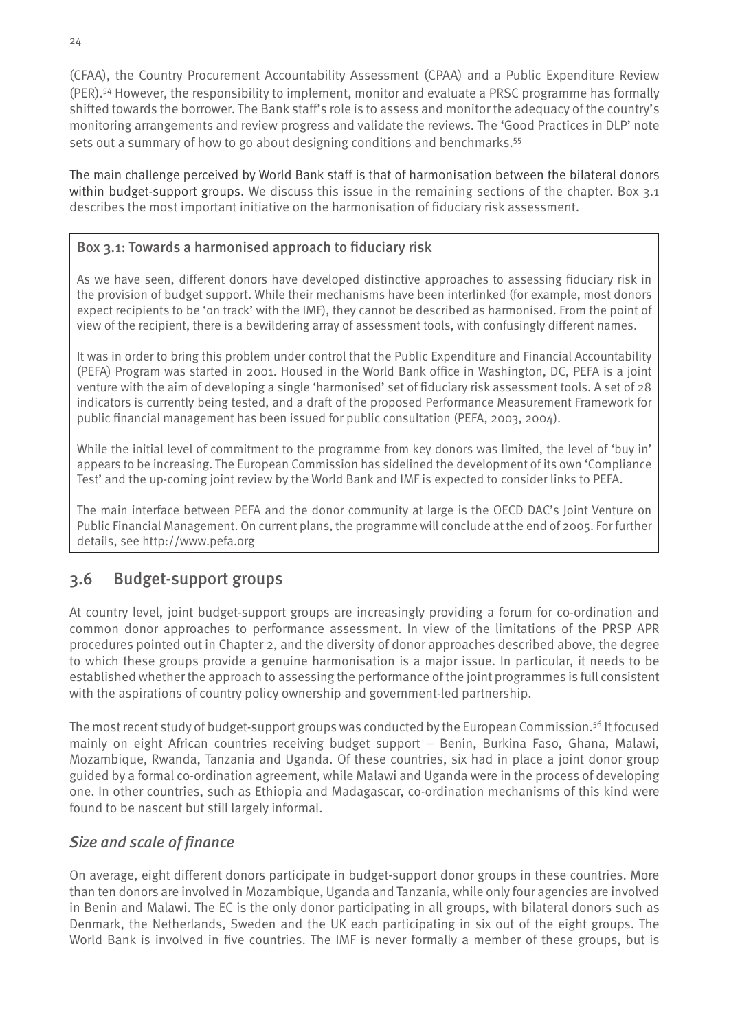(CFAA), the Country Procurement Accountability Assessment (CPAA) and a Public Expenditure Review (PER).[54] However, the responsibility to implement, monitor and evaluate a PRSC programme has formally shifted towards the borrower. The Bank staff's role is to assess and monitor the adequacy of the country's monitoring arrangements and review progress and validate the reviews. The 'Good Practices in DLP' note sets out a summary of how to go about designing conditions and benchmarks.[55]

The main challenge perceived by World Bank staff is that of harmonisation between the bilateral donors within budget-support groups. We discuss this issue in the remaining sections of the chapter. Box 3.1 describes the most important initiative on the harmonisation of fiduciary risk assessment.

> **Box 3.1: Towards a harmonised approach to fiduciary risk**
>
> As we have seen, different donors have developed distinctive approaches to assessing fiduciary risk in the provision of budget support. While their mechanisms have been interlinked (for example, most donors expect recipients to be 'on track' with the IMF), they cannot be described as harmonised. From the point of view of the recipient, there is a bewildering array of assessment tools, with confusingly different names.
>
> It was in order to bring this problem under control that the Public Expenditure and Financial Accountability (PEFA) Program was started in 2001. Housed in the World Bank office in Washington, DC, PEFA is a joint venture with the aim of developing a single 'harmonised' set of fiduciary risk assessment tools. A set of 28 indicators is currently being tested, and a draft of the proposed Performance Measurement Framework for public financial management has been issued for public consultation (PEFA, 2003, 2004).
>
> While the initial level of commitment to the programme from key donors was limited, the level of 'buy in' appears to be increasing. The European Commission has sidelined the development of its own 'Compliance Test' and the up-coming joint review by the World Bank and IMF is expected to consider links to PEFA.
>
> The main interface between PEFA and the donor community at large is the OECD DAC's Joint Venture on Public Financial Management. On current plans, the programme will conclude at the end of 2005. For further details, see http://www.pefa.org

## 3.6 Budget-support groups

At country level, joint budget-support groups are increasingly providing a forum for co-ordination and common donor approaches to performance assessment. In view of the limitations of the PRSP APR procedures pointed out in Chapter 2, and the diversity of donor approaches described above, the degree to which these groups provide a genuine harmonisation is a major issue. In particular, it needs to be established whether the approach to assessing the performance of the joint programmes is full consistent with the aspirations of country policy ownership and government-led partnership.

The most recent study of budget-support groups was conducted by the European Commission.[56] It focused mainly on eight African countries receiving budget support – Benin, Burkina Faso, Ghana, Malawi, Mozambique, Rwanda, Tanzania and Uganda. Of these countries, six had in place a joint donor group guided by a formal co-ordination agreement, while Malawi and Uganda were in the process of developing one. In other countries, such as Ethiopia and Madagascar, co-ordination mechanisms of this kind were found to be nascent but still largely informal.

### *Size and scale of finance*

On average, eight different donors participate in budget-support donor groups in these countries. More than ten donors are involved in Mozambique, Uganda and Tanzania, while only four agencies are involved in Benin and Malawi. The EC is the only donor participating in all groups, with bilateral donors such as Denmark, the Netherlands, Sweden and the UK each participating in six out of the eight groups. The World Bank is involved in five countries. The IMF is never formally a member of these groups, but is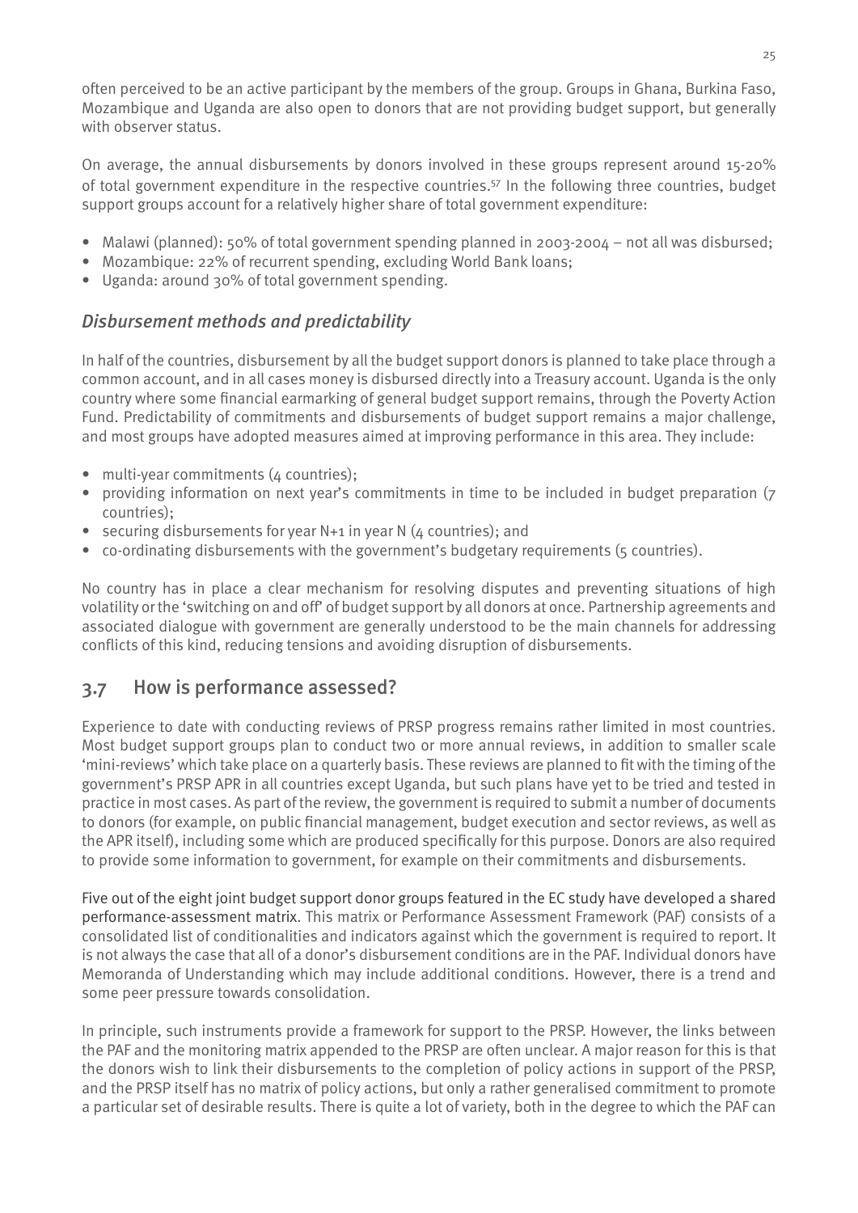often perceived to be an active participant by the members of the group. Groups in Ghana, Burkina Faso, Mozambique and Uganda are also open to donors that are not providing budget support, but generally with observer status.

On average, the annual disbursements by donors involved in these groups represent around 15-20% of total government expenditure in the respective countries.[57] In the following three countries, budget support groups account for a relatively higher share of total government expenditure:

- Malawi (planned): 50% of total government spending planned in 2003-2004 – not all was disbursed;
- Mozambique: 22% of recurrent spending, excluding World Bank loans;
- Uganda: around 30% of total government spending.

### *Disbursement methods and predictability*

In half of the countries, disbursement by all the budget support donors is planned to take place through a common account, and in all cases money is disbursed directly into a Treasury account. Uganda is the only country where some financial earmarking of general budget support remains, through the Poverty Action Fund. Predictability of commitments and disbursements of budget support remains a major challenge, and most groups have adopted measures aimed at improving performance in this area. They include:

- multi-year commitments (4 countries);
- providing information on next year's commitments in time to be included in budget preparation (7 countries);
- securing disbursements for year N+1 in year N (4 countries); and
- co-ordinating disbursements with the government's budgetary requirements (5 countries).

No country has in place a clear mechanism for resolving disputes and preventing situations of high volatility or the 'switching on and off' of budget support by all donors at once. Partnership agreements and associated dialogue with government are generally understood to be the main channels for addressing conflicts of this kind, reducing tensions and avoiding disruption of disbursements.

## 3.7 How is performance assessed?

Experience to date with conducting reviews of PRSP progress remains rather limited in most countries. Most budget support groups plan to conduct two or more annual reviews, in addition to smaller scale 'mini-reviews' which take place on a quarterly basis. These reviews are planned to fit with the timing of the government's PRSP APR in all countries except Uganda, but such plans have yet to be tried and tested in practice in most cases. As part of the review, the government is required to submit a number of documents to donors (for example, on public financial management, budget execution and sector reviews, as well as the APR itself), including some which are produced specifically for this purpose. Donors are also required to provide some information to government, for example on their commitments and disbursements.

Five out of the eight joint budget support donor groups featured in the EC study have developed a shared performance-assessment matrix. This matrix or Performance Assessment Framework (PAF) consists of a consolidated list of conditionalities and indicators against which the government is required to report. It is not always the case that all of a donor's disbursement conditions are in the PAF. Individual donors have Memoranda of Understanding which may include additional conditions. However, there is a trend and some peer pressure towards consolidation.

In principle, such instruments provide a framework for support to the PRSP. However, the links between the PAF and the monitoring matrix appended to the PRSP are often unclear. A major reason for this is that the donors wish to link their disbursements to the completion of policy actions in support of the PRSP, and the PRSP itself has no matrix of policy actions, but only a rather generalised commitment to promote a particular set of desirable results. There is quite a lot of variety, both in the degree to which the PAF can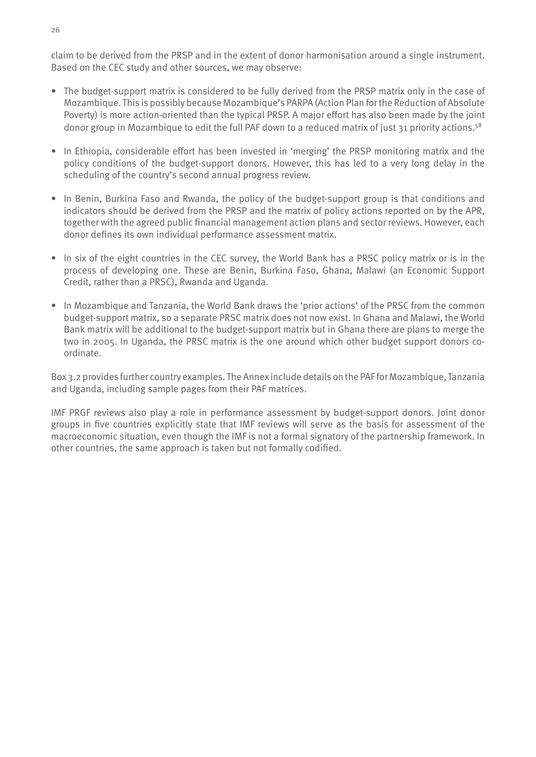claim to be derived from the PRSP and in the extent of donor harmonisation around a single instrument. Based on the CEC study and other sources, we may observe:

- The budget-support matrix is considered to be fully derived from the PRSP matrix only in the case of Mozambique. This is possibly because Mozambique's PARPA (Action Plan for the Reduction of Absolute Poverty) is more action-oriented than the typical PRSP. A major effort has also been made by the joint donor group in Mozambique to edit the full PAF down to a reduced matrix of just 31 priority actions.[58]

- In Ethiopia, considerable effort has been invested in 'merging' the PRSP monitoring matrix and the policy conditions of the budget-support donors. However, this has led to a very long delay in the scheduling of the country's second annual progress review.

- In Benin, Burkina Faso and Rwanda, the policy of the budget-support group is that conditions and indicators should be derived from the PRSP and the matrix of policy actions reported on by the APR, together with the agreed public financial management action plans and sector reviews. However, each donor defines its own individual performance assessment matrix.

- In six of the eight countries in the CEC survey, the World Bank has a PRSC policy matrix or is in the process of developing one. These are Benin, Burkina Faso, Ghana, Malawi (an Economic Support Credit, rather than a PRSC), Rwanda and Uganda.

- In Mozambique and Tanzania, the World Bank draws the 'prior actions' of the PRSC from the common budget-support matrix, so a separate PRSC matrix does not now exist. In Ghana and Malawi, the World Bank matrix will be additional to the budget-support matrix but in Ghana there are plans to merge the two in 2005. In Uganda, the PRSC matrix is the one around which other budget support donors co-ordinate.

Box 3.2 provides further country examples. The Annex include details on the PAF for Mozambique, Tanzania and Uganda, including sample pages from their PAF matrices.

IMF PRGF reviews also play a role in performance assessment by budget-support donors. Joint donor groups in five countries explicitly state that IMF reviews will serve as the basis for assessment of the macroeconomic situation, even though the IMF is not a formal signatory of the partnership framework. In other countries, the same approach is taken but not formally codified.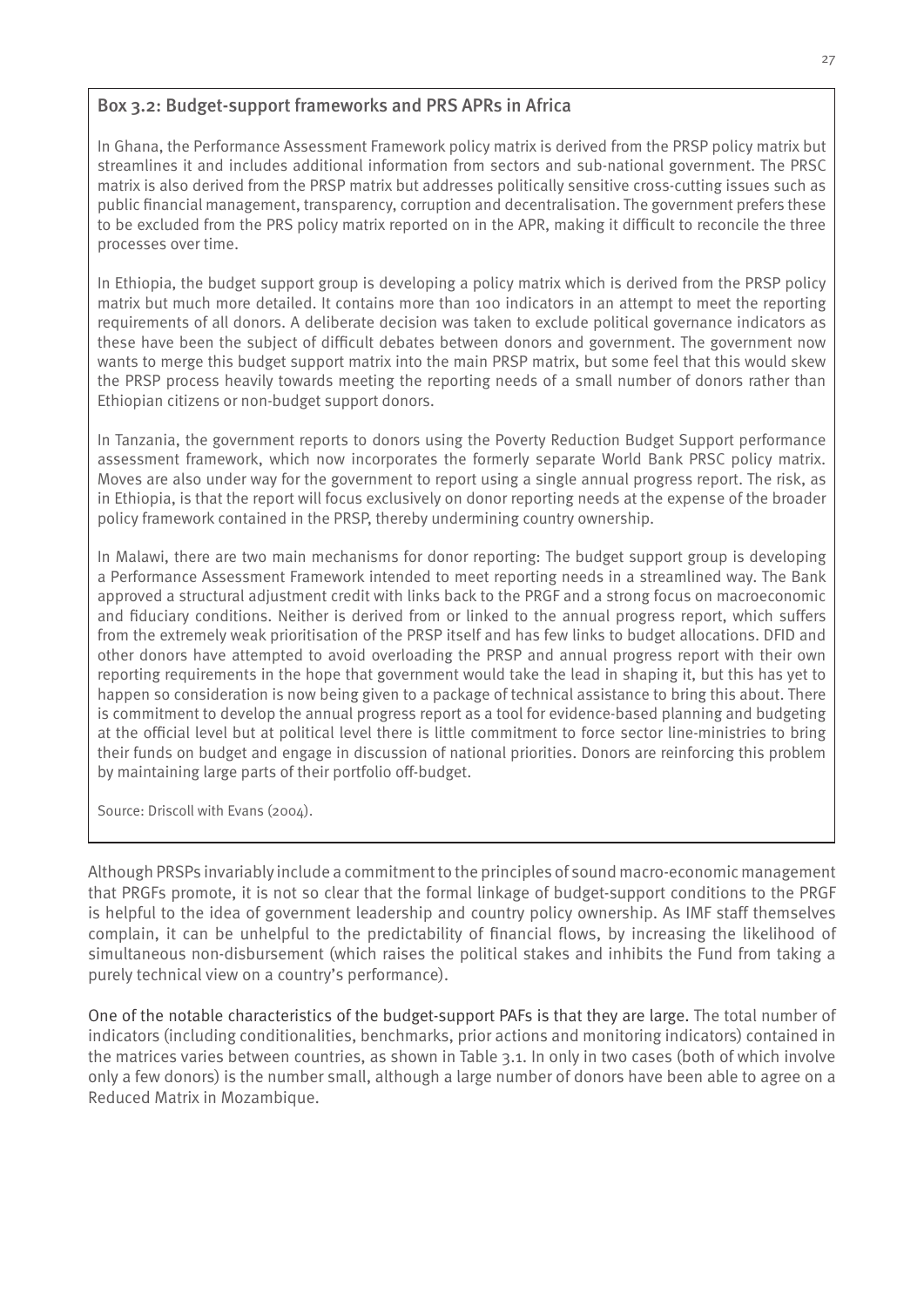### Box 3.2: Budget-support frameworks and PRS APRs in Africa

In Ghana, the Performance Assessment Framework policy matrix is derived from the PRSP policy matrix but streamlines it and includes additional information from sectors and sub-national government. The PRSC matrix is also derived from the PRSP matrix but addresses politically sensitive cross-cutting issues such as public financial management, transparency, corruption and decentralisation. The government prefers these to be excluded from the PRS policy matrix reported on in the APR, making it difficult to reconcile the three processes over time.

In Ethiopia, the budget support group is developing a policy matrix which is derived from the PRSP policy matrix but much more detailed. It contains more than 100 indicators in an attempt to meet the reporting requirements of all donors. A deliberate decision was taken to exclude political governance indicators as these have been the subject of difficult debates between donors and government. The government now wants to merge this budget support matrix into the main PRSP matrix, but some feel that this would skew the PRSP process heavily towards meeting the reporting needs of a small number of donors rather than Ethiopian citizens or non-budget support donors.

In Tanzania, the government reports to donors using the Poverty Reduction Budget Support performance assessment framework, which now incorporates the formerly separate World Bank PRSC policy matrix. Moves are also under way for the government to report using a single annual progress report. The risk, as in Ethiopia, is that the report will focus exclusively on donor reporting needs at the expense of the broader policy framework contained in the PRSP, thereby undermining country ownership.

In Malawi, there are two main mechanisms for donor reporting: The budget support group is developing a Performance Assessment Framework intended to meet reporting needs in a streamlined way. The Bank approved a structural adjustment credit with links back to the PRGF and a strong focus on macroeconomic and fiduciary conditions. Neither is derived from or linked to the annual progress report, which suffers from the extremely weak prioritisation of the PRSP itself and has few links to budget allocations. DFID and other donors have attempted to avoid overloading the PRSP and annual progress report with their own reporting requirements in the hope that government would take the lead in shaping it, but this has yet to happen so consideration is now being given to a package of technical assistance to bring this about. There is commitment to develop the annual progress report as a tool for evidence-based planning and budgeting at the official level but at political level there is little commitment to force sector line-ministries to bring their funds on budget and engage in discussion of national priorities. Donors are reinforcing this problem by maintaining large parts of their portfolio off-budget.

Source: Driscoll with Evans (2004).

Although PRSPs invariably include a commitment to the principles of sound macro-economic management that PRGFs promote, it is not so clear that the formal linkage of budget-support conditions to the PRGF is helpful to the idea of government leadership and country policy ownership. As IMF staff themselves complain, it can be unhelpful to the predictability of financial flows, by increasing the likelihood of simultaneous non-disbursement (which raises the political stakes and inhibits the Fund from taking a purely technical view on a country's performance).

One of the notable characteristics of the budget-support PAFs is that they are large. The total number of indicators (including conditionalities, benchmarks, prior actions and monitoring indicators) contained in the matrices varies between countries, as shown in Table 3.1. In only in two cases (both of which involve only a few donors) is the number small, although a large number of donors have been able to agree on a Reduced Matrix in Mozambique.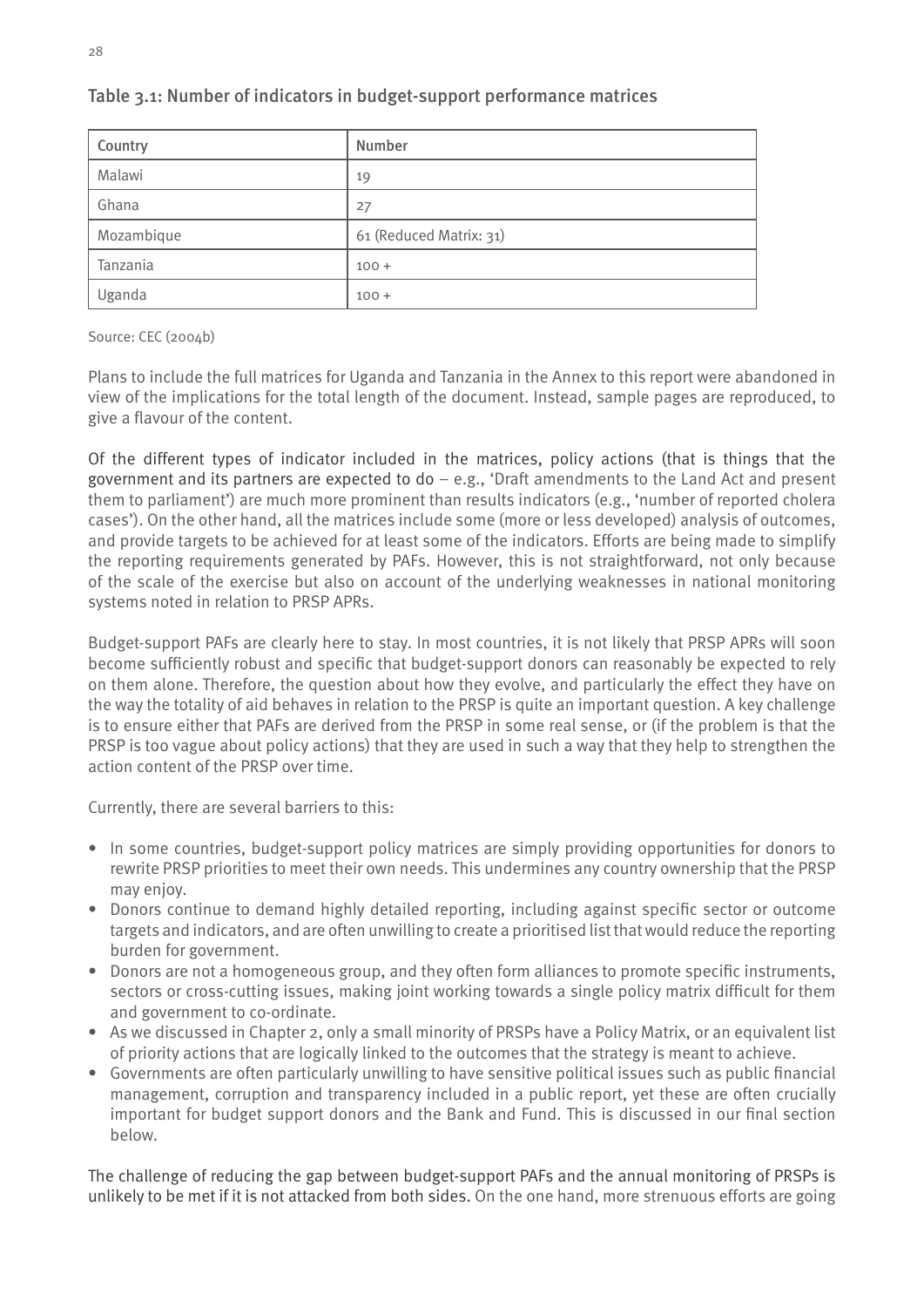### Table 3.1: Number of indicators in budget-support performance matrices

| Country | Number |
|---|---|
| Malawi | 19 |
| Ghana | 27 |
| Mozambique | 61 (Reduced Matrix: 31) |
| Tanzania | 100 + |
| Uganda | 100 + |

Source: CEC (2004b)

Plans to include the full matrices for Uganda and Tanzania in the Annex to this report were abandoned in view of the implications for the total length of the document. Instead, sample pages are reproduced, to give a flavour of the content.

Of the different types of indicator included in the matrices, policy actions (that is things that the government and its partners are expected to do – e.g., 'Draft amendments to the Land Act and present them to parliament') are much more prominent than results indicators (e.g., 'number of reported cholera cases'). On the other hand, all the matrices include some (more or less developed) analysis of outcomes, and provide targets to be achieved for at least some of the indicators. Efforts are being made to simplify the reporting requirements generated by PAFs. However, this is not straightforward, not only because of the scale of the exercise but also on account of the underlying weaknesses in national monitoring systems noted in relation to PRSP APRs.

Budget-support PAFs are clearly here to stay. In most countries, it is not likely that PRSP APRs will soon become sufficiently robust and specific that budget-support donors can reasonably be expected to rely on them alone. Therefore, the question about how they evolve, and particularly the effect they have on the way the totality of aid behaves in relation to the PRSP is quite an important question. A key challenge is to ensure either that PAFs are derived from the PRSP in some real sense, or (if the problem is that the PRSP is too vague about policy actions) that they are used in such a way that they help to strengthen the action content of the PRSP over time.

Currently, there are several barriers to this:

- In some countries, budget-support policy matrices are simply providing opportunities for donors to rewrite PRSP priorities to meet their own needs. This undermines any country ownership that the PRSP may enjoy.
- Donors continue to demand highly detailed reporting, including against specific sector or outcome targets and indicators, and are often unwilling to create a prioritised list that would reduce the reporting burden for government.
- Donors are not a homogeneous group, and they often form alliances to promote specific instruments, sectors or cross-cutting issues, making joint working towards a single policy matrix difficult for them and government to co-ordinate.
- As we discussed in Chapter 2, only a small minority of PRSPs have a Policy Matrix, or an equivalent list of priority actions that are logically linked to the outcomes that the strategy is meant to achieve.
- Governments are often particularly unwilling to have sensitive political issues such as public financial management, corruption and transparency included in a public report, yet these are often crucially important for budget support donors and the Bank and Fund. This is discussed in our final section below.

The challenge of reducing the gap between budget-support PAFs and the annual monitoring of PRSPs is unlikely to be met if it is not attacked from both sides. On the one hand, more strenuous efforts are going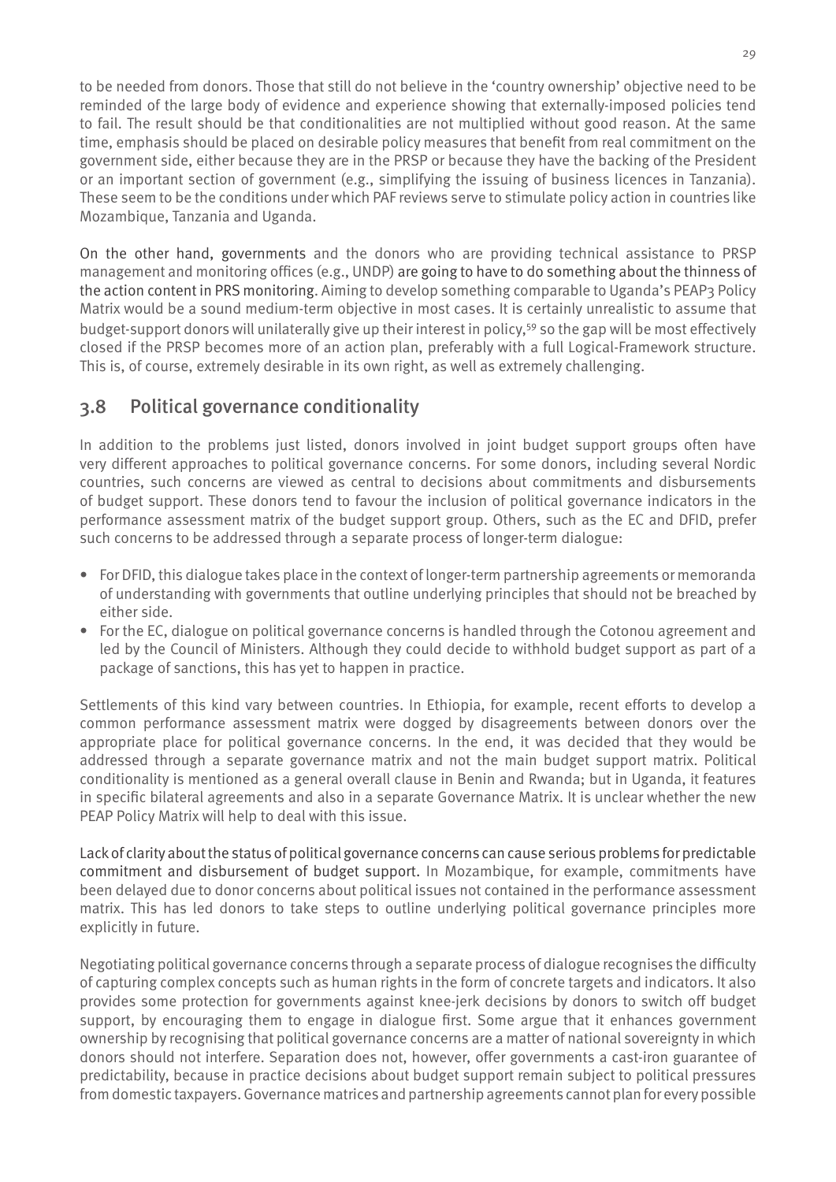to be needed from donors. Those that still do not believe in the 'country ownership' objective need to be reminded of the large body of evidence and experience showing that externally-imposed policies tend to fail. The result should be that conditionalities are not multiplied without good reason. At the same time, emphasis should be placed on desirable policy measures that benefit from real commitment on the government side, either because they are in the PRSP or because they have the backing of the President or an important section of government (e.g., simplifying the issuing of business licences in Tanzania). These seem to be the conditions under which PAF reviews serve to stimulate policy action in countries like Mozambique, Tanzania and Uganda.

On the other hand, governments and the donors who are providing technical assistance to PRSP management and monitoring offices (e.g., UNDP) are going to have to do something about the thinness of the action content in PRS monitoring. Aiming to develop something comparable to Uganda's PEAP3 Policy Matrix would be a sound medium-term objective in most cases. It is certainly unrealistic to assume that budget-support donors will unilaterally give up their interest in policy,[59] so the gap will be most effectively closed if the PRSP becomes more of an action plan, preferably with a full Logical-Framework structure. This is, of course, extremely desirable in its own right, as well as extremely challenging.

## 3.8 Political governance conditionality

In addition to the problems just listed, donors involved in joint budget support groups often have very different approaches to political governance concerns. For some donors, including several Nordic countries, such concerns are viewed as central to decisions about commitments and disbursements of budget support. These donors tend to favour the inclusion of political governance indicators in the performance assessment matrix of the budget support group. Others, such as the EC and DFID, prefer such concerns to be addressed through a separate process of longer-term dialogue:

- For DFID, this dialogue takes place in the context of longer-term partnership agreements or memoranda of understanding with governments that outline underlying principles that should not be breached by either side.
- For the EC, dialogue on political governance concerns is handled through the Cotonou agreement and led by the Council of Ministers. Although they could decide to withhold budget support as part of a package of sanctions, this has yet to happen in practice.

Settlements of this kind vary between countries. In Ethiopia, for example, recent efforts to develop a common performance assessment matrix were dogged by disagreements between donors over the appropriate place for political governance concerns. In the end, it was decided that they would be addressed through a separate governance matrix and not the main budget support matrix. Political conditionality is mentioned as a general overall clause in Benin and Rwanda; but in Uganda, it features in specific bilateral agreements and also in a separate Governance Matrix. It is unclear whether the new PEAP Policy Matrix will help to deal with this issue.

Lack of clarity about the status of political governance concerns can cause serious problems for predictable commitment and disbursement of budget support. In Mozambique, for example, commitments have been delayed due to donor concerns about political issues not contained in the performance assessment matrix. This has led donors to take steps to outline underlying political governance principles more explicitly in future.

Negotiating political governance concerns through a separate process of dialogue recognises the difficulty of capturing complex concepts such as human rights in the form of concrete targets and indicators. It also provides some protection for governments against knee-jerk decisions by donors to switch off budget support, by encouraging them to engage in dialogue first. Some argue that it enhances government ownership by recognising that political governance concerns are a matter of national sovereignty in which donors should not interfere. Separation does not, however, offer governments a cast-iron guarantee of predictability, because in practice decisions about budget support remain subject to political pressures from domestic taxpayers. Governance matrices and partnership agreements cannot plan for every possible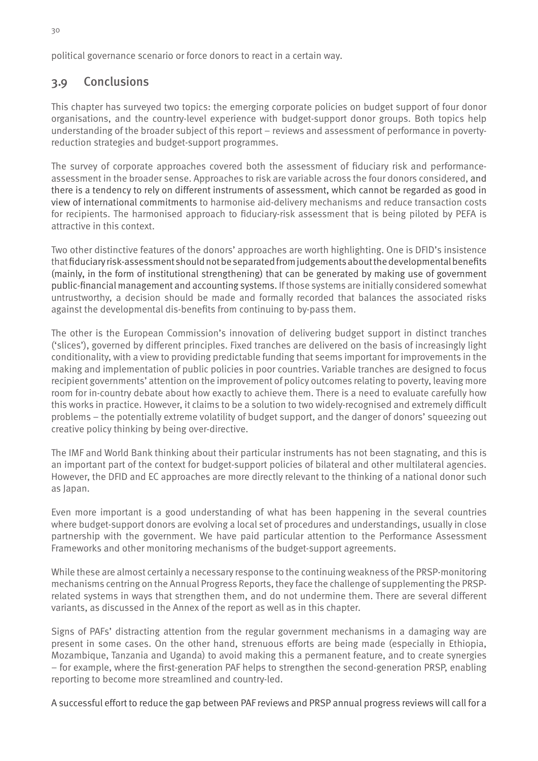political governance scenario or force donors to react in a certain way.

## 3.9 Conclusions

This chapter has surveyed two topics: the emerging corporate policies on budget support of four donor organisations, and the country-level experience with budget-support donor groups. Both topics help understanding of the broader subject of this report – reviews and assessment of performance in poverty-reduction strategies and budget-support programmes.

The survey of corporate approaches covered both the assessment of fiduciary risk and performance-assessment in the broader sense. Approaches to risk are variable across the four donors considered, and there is a tendency to rely on different instruments of assessment, which cannot be regarded as good in view of international commitments to harmonise aid-delivery mechanisms and reduce transaction costs for recipients. The harmonised approach to fiduciary-risk assessment that is being piloted by PEFA is attractive in this context.

Two other distinctive features of the donors' approaches are worth highlighting. One is DFID's insistence that fiduciary risk-assessment should not be separated from judgements about the developmental benefits (mainly, in the form of institutional strengthening) that can be generated by making use of government public-financial management and accounting systems. If those systems are initially considered somewhat untrustworthy, a decision should be made and formally recorded that balances the associated risks against the developmental dis-benefits from continuing to by-pass them.

The other is the European Commission's innovation of delivering budget support in distinct tranches ('slices'), governed by different principles. Fixed tranches are delivered on the basis of increasingly light conditionality, with a view to providing predictable funding that seems important for improvements in the making and implementation of public policies in poor countries. Variable tranches are designed to focus recipient governments' attention on the improvement of policy outcomes relating to poverty, leaving more room for in-country debate about how exactly to achieve them. There is a need to evaluate carefully how this works in practice. However, it claims to be a solution to two widely-recognised and extremely difficult problems – the potentially extreme volatility of budget support, and the danger of donors' squeezing out creative policy thinking by being over-directive.

The IMF and World Bank thinking about their particular instruments has not been stagnating, and this is an important part of the context for budget-support policies of bilateral and other multilateral agencies. However, the DFID and EC approaches are more directly relevant to the thinking of a national donor such as Japan.

Even more important is a good understanding of what has been happening in the several countries where budget-support donors are evolving a local set of procedures and understandings, usually in close partnership with the government. We have paid particular attention to the Performance Assessment Frameworks and other monitoring mechanisms of the budget-support agreements.

While these are almost certainly a necessary response to the continuing weakness of the PRSP-monitoring mechanisms centring on the Annual Progress Reports, they face the challenge of supplementing the PRSP-related systems in ways that strengthen them, and do not undermine them. There are several different variants, as discussed in the Annex of the report as well as in this chapter.

Signs of PAFs' distracting attention from the regular government mechanisms in a damaging way are present in some cases. On the other hand, strenuous efforts are being made (especially in Ethiopia, Mozambique, Tanzania and Uganda) to avoid making this a permanent feature, and to create synergies – for example, where the first-generation PAF helps to strengthen the second-generation PRSP, enabling reporting to become more streamlined and country-led.

A successful effort to reduce the gap between PAF reviews and PRSP annual progress reviews will call for a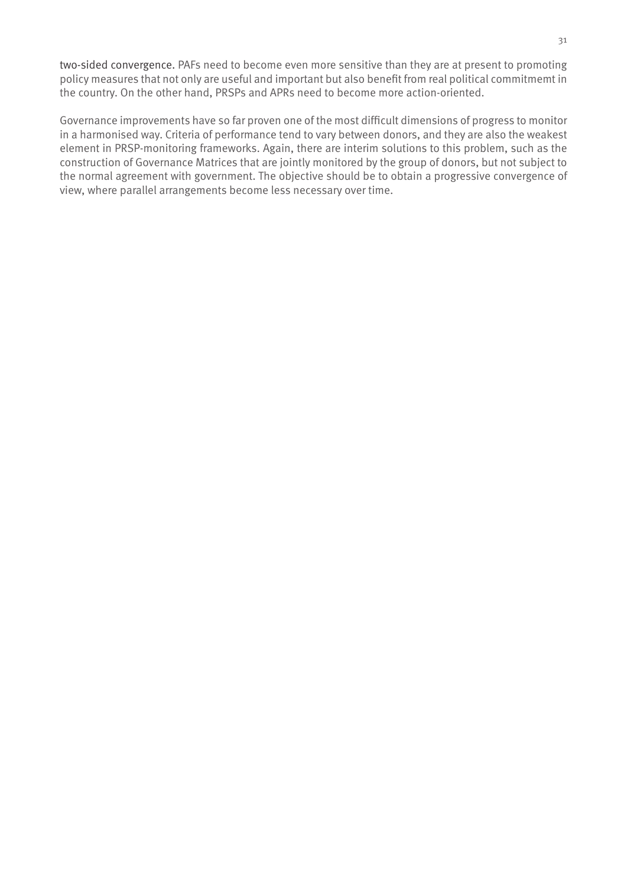two-sided convergence. PAFs need to become even more sensitive than they are at present to promoting policy measures that not only are useful and important but also benefit from real political commitmemt in the country. On the other hand, PRSPs and APRs need to become more action-oriented.

Governance improvements have so far proven one of the most difficult dimensions of progress to monitor in a harmonised way. Criteria of performance tend to vary between donors, and they are also the weakest element in PRSP-monitoring frameworks. Again, there are interim solutions to this problem, such as the construction of Governance Matrices that are jointly monitored by the group of donors, but not subject to the normal agreement with government. The objective should be to obtain a progressive convergence of view, where parallel arrangements become less necessary over time.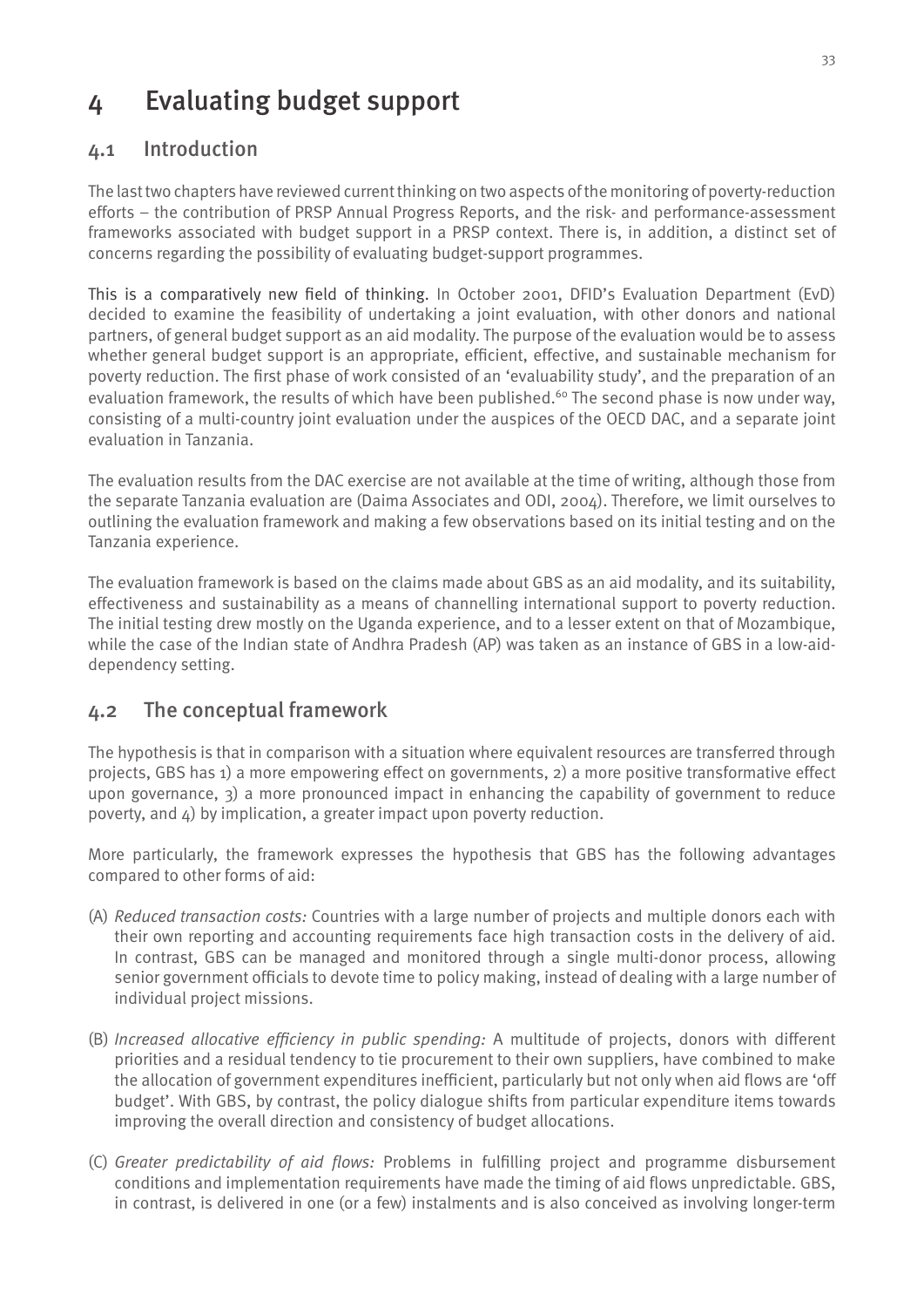# 4 Evaluating budget support

## 4.1 Introduction

The last two chapters have reviewed current thinking on two aspects of the monitoring of poverty-reduction efforts – the contribution of PRSP Annual Progress Reports, and the risk- and performance-assessment frameworks associated with budget support in a PRSP context. There is, in addition, a distinct set of concerns regarding the possibility of evaluating budget-support programmes.

This is a comparatively new field of thinking. In October 2001, DFID's Evaluation Department (EvD) decided to examine the feasibility of undertaking a joint evaluation, with other donors and national partners, of general budget support as an aid modality. The purpose of the evaluation would be to assess whether general budget support is an appropriate, efficient, effective, and sustainable mechanism for poverty reduction. The first phase of work consisted of an 'evaluability study', and the preparation of an evaluation framework, the results of which have been published.[60] The second phase is now under way, consisting of a multi-country joint evaluation under the auspices of the OECD DAC, and a separate joint evaluation in Tanzania.

The evaluation results from the DAC exercise are not available at the time of writing, although those from the separate Tanzania evaluation are (Daima Associates and ODI, 2004). Therefore, we limit ourselves to outlining the evaluation framework and making a few observations based on its initial testing and on the Tanzania experience.

The evaluation framework is based on the claims made about GBS as an aid modality, and its suitability, effectiveness and sustainability as a means of channelling international support to poverty reduction. The initial testing drew mostly on the Uganda experience, and to a lesser extent on that of Mozambique, while the case of the Indian state of Andhra Pradesh (AP) was taken as an instance of GBS in a low-aid-dependency setting.

## 4.2 The conceptual framework

The hypothesis is that in comparison with a situation where equivalent resources are transferred through projects, GBS has 1) a more empowering effect on governments, 2) a more positive transformative effect upon governance, 3) a more pronounced impact in enhancing the capability of government to reduce poverty, and 4) by implication, a greater impact upon poverty reduction.

More particularly, the framework expresses the hypothesis that GBS has the following advantages compared to other forms of aid:

(A) *Reduced transaction costs:* Countries with a large number of projects and multiple donors each with their own reporting and accounting requirements face high transaction costs in the delivery of aid. In contrast, GBS can be managed and monitored through a single multi-donor process, allowing senior government officials to devote time to policy making, instead of dealing with a large number of individual project missions.

(B) *Increased allocative efficiency in public spending:* A multitude of projects, donors with different priorities and a residual tendency to tie procurement to their own suppliers, have combined to make the allocation of government expenditures inefficient, particularly but not only when aid flows are 'off budget'. With GBS, by contrast, the policy dialogue shifts from particular expenditure items towards improving the overall direction and consistency of budget allocations.

(C) *Greater predictability of aid flows:* Problems in fulfilling project and programme disbursement conditions and implementation requirements have made the timing of aid flows unpredictable. GBS, in contrast, is delivered in one (or a few) instalments and is also conceived as involving longer-term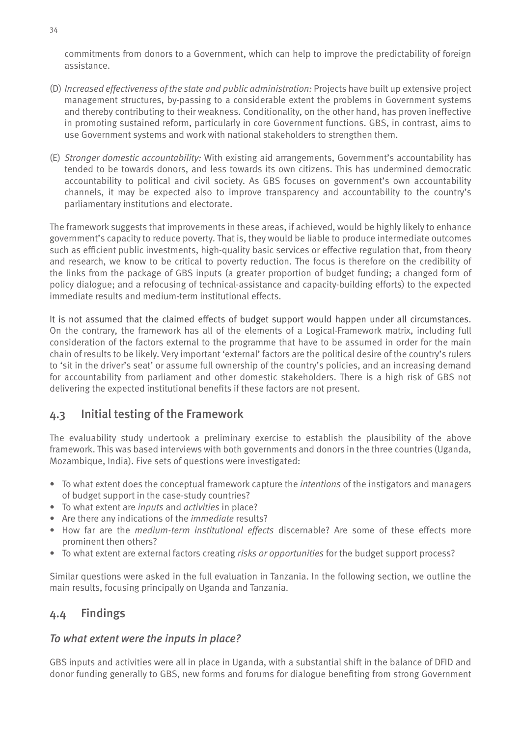commitments from donors to a Government, which can help to improve the predictability of foreign assistance.

(D) *Increased effectiveness of the state and public administration:* Projects have built up extensive project management structures, by-passing to a considerable extent the problems in Government systems and thereby contributing to their weakness. Conditionality, on the other hand, has proven ineffective in promoting sustained reform, particularly in core Government functions. GBS, in contrast, aims to use Government systems and work with national stakeholders to strengthen them.

(E) *Stronger domestic accountability:* With existing aid arrangements, Government's accountability has tended to be towards donors, and less towards its own citizens. This has undermined democratic accountability to political and civil society. As GBS focuses on government's own accountability channels, it may be expected also to improve transparency and accountability to the country's parliamentary institutions and electorate.

The framework suggests that improvements in these areas, if achieved, would be highly likely to enhance government's capacity to reduce poverty. That is, they would be liable to produce intermediate outcomes such as efficient public investments, high-quality basic services or effective regulation that, from theory and research, we know to be critical to poverty reduction. The focus is therefore on the credibility of the links from the package of GBS inputs (a greater proportion of budget funding; a changed form of policy dialogue; and a refocusing of technical-assistance and capacity-building efforts) to the expected immediate results and medium-term institutional effects.

It is not assumed that the claimed effects of budget support would happen under all circumstances. On the contrary, the framework has all of the elements of a Logical-Framework matrix, including full consideration of the factors external to the programme that have to be assumed in order for the main chain of results to be likely. Very important 'external' factors are the political desire of the country's rulers to 'sit in the driver's seat' or assume full ownership of the country's policies, and an increasing demand for accountability from parliament and other domestic stakeholders. There is a high risk of GBS not delivering the expected institutional benefits if these factors are not present.

## 4.3 Initial testing of the Framework

The evaluability study undertook a preliminary exercise to establish the plausibility of the above framework. This was based interviews with both governments and donors in the three countries (Uganda, Mozambique, India). Five sets of questions were investigated:

- To what extent does the conceptual framework capture the *intentions* of the instigators and managers of budget support in the case-study countries?
- To what extent are *inputs* and *activities* in place?
- Are there any indications of the *immediate* results?
- How far are the *medium-term institutional effects* discernable? Are some of these effects more prominent then others?
- To what extent are external factors creating *risks or opportunities* for the budget support process?

Similar questions were asked in the full evaluation in Tanzania. In the following section, we outline the main results, focusing principally on Uganda and Tanzania.

## 4.4 Findings

### *To what extent were the inputs in place?*

GBS inputs and activities were all in place in Uganda, with a substantial shift in the balance of DFID and donor funding generally to GBS, new forms and forums for dialogue benefiting from strong Government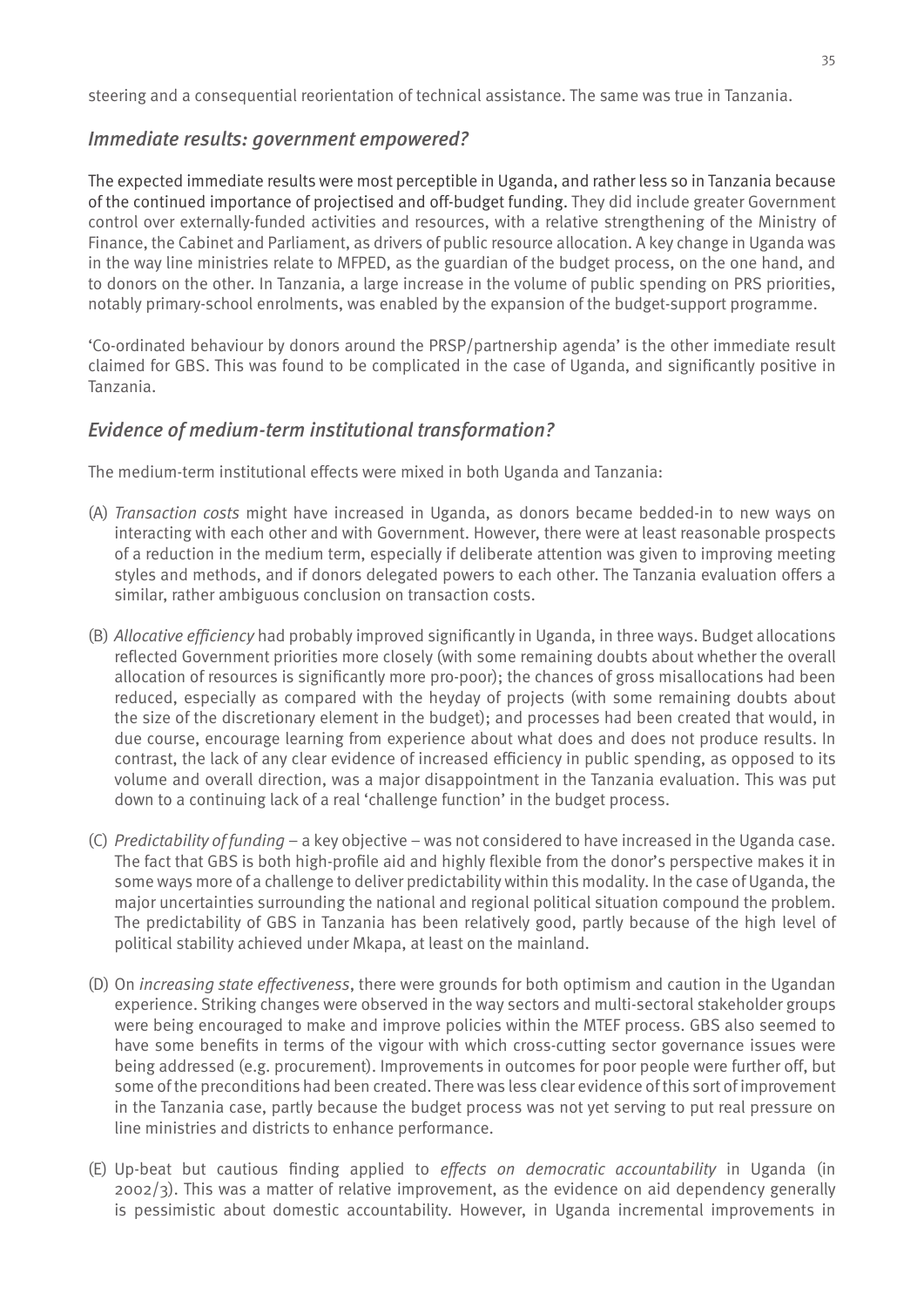steering and a consequential reorientation of technical assistance. The same was true in Tanzania.

## *Immediate results: government empowered?*

The expected immediate results were most perceptible in Uganda, and rather less so in Tanzania because of the continued importance of projectised and off-budget funding. They did include greater Government control over externally-funded activities and resources, with a relative strengthening of the Ministry of Finance, the Cabinet and Parliament, as drivers of public resource allocation. A key change in Uganda was in the way line ministries relate to MFPED, as the guardian of the budget process, on the one hand, and to donors on the other. In Tanzania, a large increase in the volume of public spending on PRS priorities, notably primary-school enrolments, was enabled by the expansion of the budget-support programme.

'Co-ordinated behaviour by donors around the PRSP/partnership agenda' is the other immediate result claimed for GBS. This was found to be complicated in the case of Uganda, and significantly positive in Tanzania.

## *Evidence of medium-term institutional transformation?*

The medium-term institutional effects were mixed in both Uganda and Tanzania:

(A) *Transaction costs* might have increased in Uganda, as donors became bedded-in to new ways on interacting with each other and with Government. However, there were at least reasonable prospects of a reduction in the medium term, especially if deliberate attention was given to improving meeting styles and methods, and if donors delegated powers to each other. The Tanzania evaluation offers a similar, rather ambiguous conclusion on transaction costs.

(B) *Allocative efficiency* had probably improved significantly in Uganda, in three ways. Budget allocations reflected Government priorities more closely (with some remaining doubts about whether the overall allocation of resources is significantly more pro-poor); the chances of gross misallocations had been reduced, especially as compared with the heyday of projects (with some remaining doubts about the size of the discretionary element in the budget); and processes had been created that would, in due course, encourage learning from experience about what does and does not produce results. In contrast, the lack of any clear evidence of increased efficiency in public spending, as opposed to its volume and overall direction, was a major disappointment in the Tanzania evaluation. This was put down to a continuing lack of a real 'challenge function' in the budget process.

(C) *Predictability of funding* – a key objective – was not considered to have increased in the Uganda case. The fact that GBS is both high-profile aid and highly flexible from the donor's perspective makes it in some ways more of a challenge to deliver predictability within this modality. In the case of Uganda, the major uncertainties surrounding the national and regional political situation compound the problem. The predictability of GBS in Tanzania has been relatively good, partly because of the high level of political stability achieved under Mkapa, at least on the mainland.

(D) On *increasing state effectiveness*, there were grounds for both optimism and caution in the Ugandan experience. Striking changes were observed in the way sectors and multi-sectoral stakeholder groups were being encouraged to make and improve policies within the MTEF process. GBS also seemed to have some benefits in terms of the vigour with which cross-cutting sector governance issues were being addressed (e.g. procurement). Improvements in outcomes for poor people were further off, but some of the preconditions had been created. There was less clear evidence of this sort of improvement in the Tanzania case, partly because the budget process was not yet serving to put real pressure on line ministries and districts to enhance performance.

(E) Up-beat but cautious finding applied to *effects on democratic accountability* in Uganda (in 2002/3). This was a matter of relative improvement, as the evidence on aid dependency generally is pessimistic about domestic accountability. However, in Uganda incremental improvements in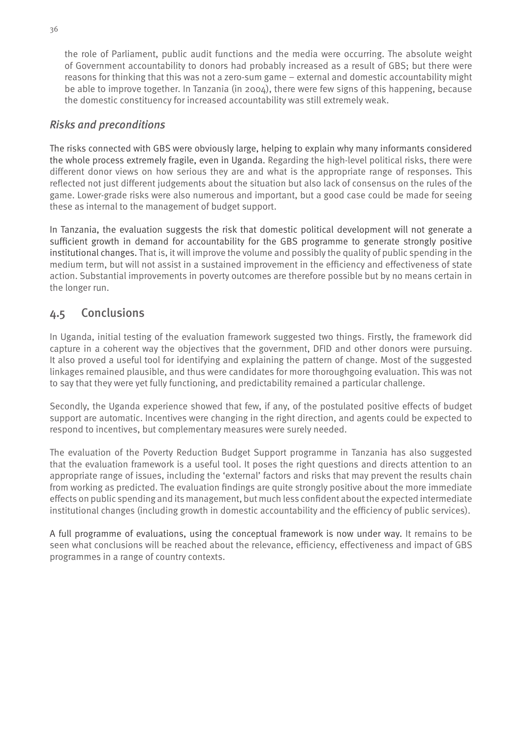the role of Parliament, public audit functions and the media were occurring. The absolute weight of Government accountability to donors had probably increased as a result of GBS; but there were reasons for thinking that this was not a zero-sum game – external and domestic accountability might be able to improve together. In Tanzania (in 2004), there were few signs of this happening, because the domestic constituency for increased accountability was still extremely weak.

### *Risks and preconditions*

The risks connected with GBS were obviously large, helping to explain why many informants considered the whole process extremely fragile, even in Uganda. Regarding the high-level political risks, there were different donor views on how serious they are and what is the appropriate range of responses. This reflected not just different judgements about the situation but also lack of consensus on the rules of the game. Lower-grade risks were also numerous and important, but a good case could be made for seeing these as internal to the management of budget support.

In Tanzania, the evaluation suggests the risk that domestic political development will not generate a sufficient growth in demand for accountability for the GBS programme to generate strongly positive institutional changes. That is, it will improve the volume and possibly the quality of public spending in the medium term, but will not assist in a sustained improvement in the efficiency and effectiveness of state action. Substantial improvements in poverty outcomes are therefore possible but by no means certain in the longer run.

## 4.5 Conclusions

In Uganda, initial testing of the evaluation framework suggested two things. Firstly, the framework did capture in a coherent way the objectives that the government, DFID and other donors were pursuing. It also proved a useful tool for identifying and explaining the pattern of change. Most of the suggested linkages remained plausible, and thus were candidates for more thoroughgoing evaluation. This was not to say that they were yet fully functioning, and predictability remained a particular challenge.

Secondly, the Uganda experience showed that few, if any, of the postulated positive effects of budget support are automatic. Incentives were changing in the right direction, and agents could be expected to respond to incentives, but complementary measures were surely needed.

The evaluation of the Poverty Reduction Budget Support programme in Tanzania has also suggested that the evaluation framework is a useful tool. It poses the right questions and directs attention to an appropriate range of issues, including the 'external' factors and risks that may prevent the results chain from working as predicted. The evaluation findings are quite strongly positive about the more immediate effects on public spending and its management, but much less confident about the expected intermediate institutional changes (including growth in domestic accountability and the efficiency of public services).

A full programme of evaluations, using the conceptual framework is now under way. It remains to be seen what conclusions will be reached about the relevance, efficiency, effectiveness and impact of GBS programmes in a range of country contexts.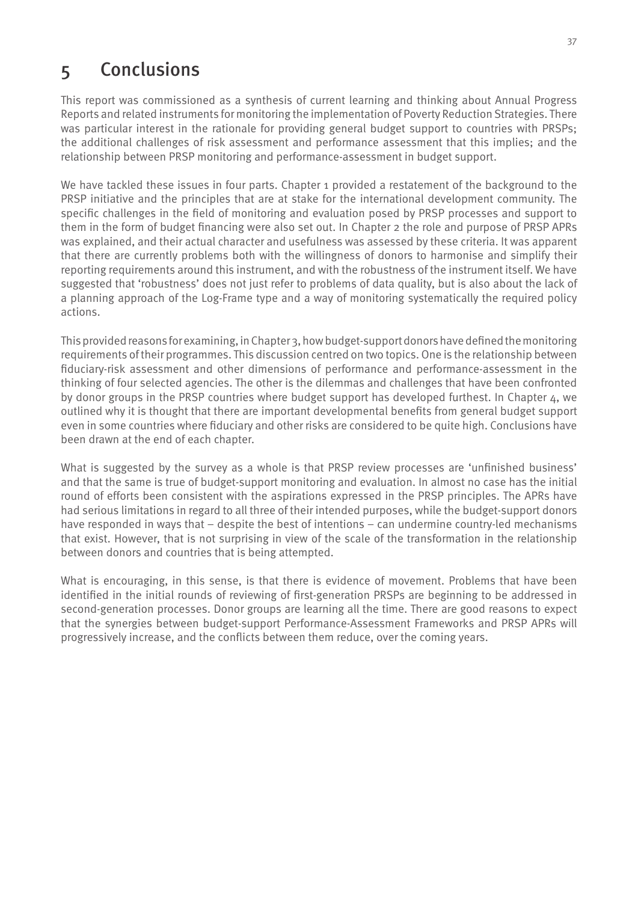# 5 Conclusions

This report was commissioned as a synthesis of current learning and thinking about Annual Progress Reports and related instruments for monitoring the implementation of Poverty Reduction Strategies. There was particular interest in the rationale for providing general budget support to countries with PRSPs; the additional challenges of risk assessment and performance assessment that this implies; and the relationship between PRSP monitoring and performance-assessment in budget support.

We have tackled these issues in four parts. Chapter 1 provided a restatement of the background to the PRSP initiative and the principles that are at stake for the international development community. The specific challenges in the field of monitoring and evaluation posed by PRSP processes and support to them in the form of budget financing were also set out. In Chapter 2 the role and purpose of PRSP APRs was explained, and their actual character and usefulness was assessed by these criteria. It was apparent that there are currently problems both with the willingness of donors to harmonise and simplify their reporting requirements around this instrument, and with the robustness of the instrument itself. We have suggested that 'robustness' does not just refer to problems of data quality, but is also about the lack of a planning approach of the Log-Frame type and a way of monitoring systematically the required policy actions.

This provided reasons for examining, in Chapter 3, how budget-support donors have defined the monitoring requirements of their programmes. This discussion centred on two topics. One is the relationship between fiduciary-risk assessment and other dimensions of performance and performance-assessment in the thinking of four selected agencies. The other is the dilemmas and challenges that have been confronted by donor groups in the PRSP countries where budget support has developed furthest. In Chapter 4, we outlined why it is thought that there are important developmental benefits from general budget support even in some countries where fiduciary and other risks are considered to be quite high. Conclusions have been drawn at the end of each chapter.

What is suggested by the survey as a whole is that PRSP review processes are 'unfinished business' and that the same is true of budget-support monitoring and evaluation. In almost no case has the initial round of efforts been consistent with the aspirations expressed in the PRSP principles. The APRs have had serious limitations in regard to all three of their intended purposes, while the budget-support donors have responded in ways that – despite the best of intentions – can undermine country-led mechanisms that exist. However, that is not surprising in view of the scale of the transformation in the relationship between donors and countries that is being attempted.

What is encouraging, in this sense, is that there is evidence of movement. Problems that have been identified in the initial rounds of reviewing of first-generation PRSPs are beginning to be addressed in second-generation processes. Donor groups are learning all the time. There are good reasons to expect that the synergies between budget-support Performance-Assessment Frameworks and PRSP APRs will progressively increase, and the conflicts between them reduce, over the coming years.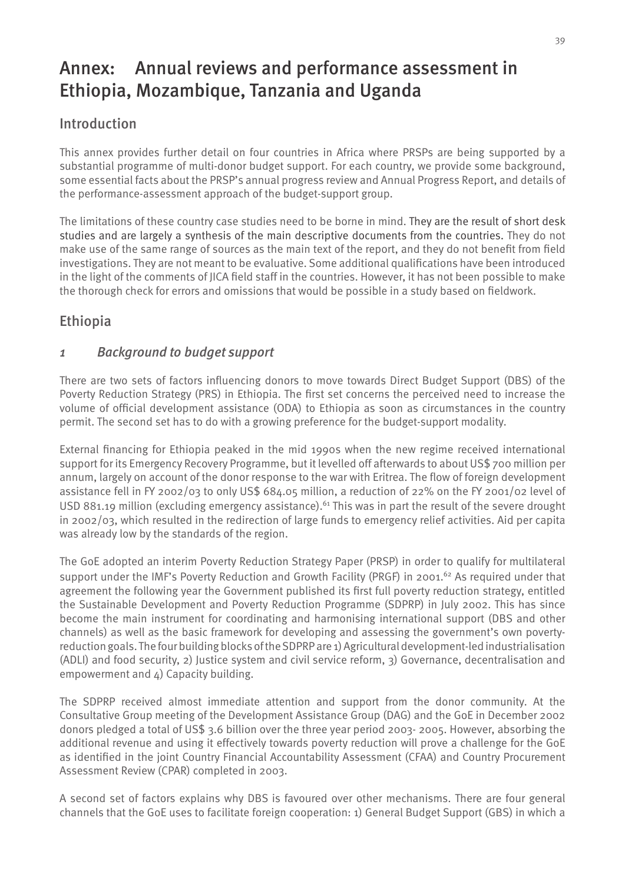# Annex: Annual reviews and performance assessment in Ethiopia, Mozambique, Tanzania and Uganda

## Introduction

This annex provides further detail on four countries in Africa where PRSPs are being supported by a substantial programme of multi-donor budget support. For each country, we provide some background, some essential facts about the PRSP's annual progress review and Annual Progress Report, and details of the performance-assessment approach of the budget-support group.

The limitations of these country case studies need to be borne in mind. They are the result of short desk studies and are largely a synthesis of the main descriptive documents from the countries. They do not make use of the same range of sources as the main text of the report, and they do not benefit from field investigations. They are not meant to be evaluative. Some additional qualifications have been introduced in the light of the comments of JICA field staff in the countries. However, it has not been possible to make the thorough check for errors and omissions that would be possible in a study based on fieldwork.

## Ethiopia

### *1 Background to budget support*

There are two sets of factors influencing donors to move towards Direct Budget Support (DBS) of the Poverty Reduction Strategy (PRS) in Ethiopia. The first set concerns the perceived need to increase the volume of official development assistance (ODA) to Ethiopia as soon as circumstances in the country permit. The second set has to do with a growing preference for the budget-support modality.

External financing for Ethiopia peaked in the mid 1990s when the new regime received international support for its Emergency Recovery Programme, but it levelled off afterwards to about US$ 700 million per annum, largely on account of the donor response to the war with Eritrea. The flow of foreign development assistance fell in FY 2002/03 to only US$ 684.05 million, a reduction of 22% on the FY 2001/02 level of USD 881.19 million (excluding emergency assistance).[61] This was in part the result of the severe drought in 2002/03, which resulted in the redirection of large funds to emergency relief activities. Aid per capita was already low by the standards of the region.

The GoE adopted an interim Poverty Reduction Strategy Paper (PRSP) in order to qualify for multilateral support under the IMF's Poverty Reduction and Growth Facility (PRGF) in 2001.[62] As required under that agreement the following year the Government published its first full poverty reduction strategy, entitled the Sustainable Development and Poverty Reduction Programme (SDPRP) in July 2002. This has since become the main instrument for coordinating and harmonising international support (DBS and other channels) as well as the basic framework for developing and assessing the government's own poverty-reduction goals. The four building blocks of the SDPRP are 1) Agricultural development-led industrialisation (ADLI) and food security, 2) Justice system and civil service reform, 3) Governance, decentralisation and empowerment and 4) Capacity building.

The SDPRP received almost immediate attention and support from the donor community. At the Consultative Group meeting of the Development Assistance Group (DAG) and the GoE in December 2002 donors pledged a total of US$ 3.6 billion over the three year period 2003- 2005. However, absorbing the additional revenue and using it effectively towards poverty reduction will prove a challenge for the GoE as identified in the joint Country Financial Accountability Assessment (CFAA) and Country Procurement Assessment Review (CPAR) completed in 2003.

A second set of factors explains why DBS is favoured over other mechanisms. There are four general channels that the GoE uses to facilitate foreign cooperation: 1) General Budget Support (GBS) in which a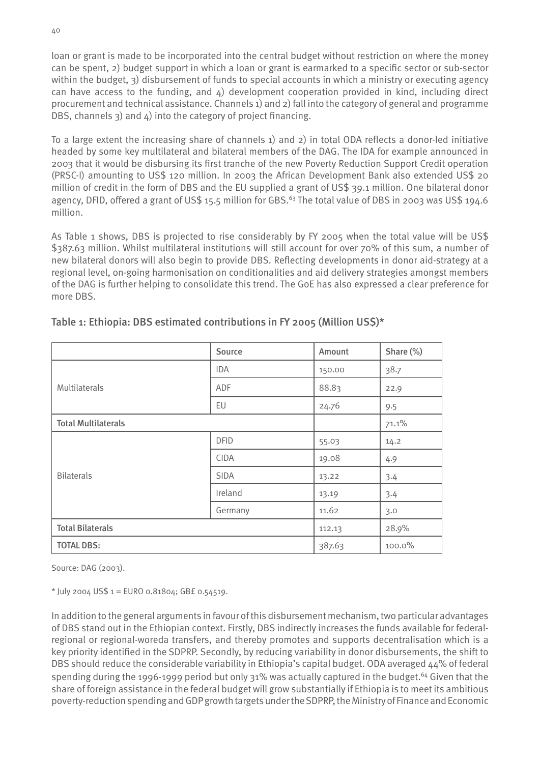loan or grant is made to be incorporated into the central budget without restriction on where the money can be spent, 2) budget support in which a loan or grant is earmarked to a specific sector or sub-sector within the budget, 3) disbursement of funds to special accounts in which a ministry or executing agency can have access to the funding, and 4) development cooperation provided in kind, including direct procurement and technical assistance. Channels 1) and 2) fall into the category of general and programme DBS, channels 3) and 4) into the category of project financing.

To a large extent the increasing share of channels 1) and 2) in total ODA reflects a donor-led initiative headed by some key multilateral and bilateral members of the DAG. The IDA for example announced in 2003 that it would be disbursing its first tranche of the new Poverty Reduction Support Credit operation (PRSC-I) amounting to US$ 120 million. In 2003 the African Development Bank also extended US$ 20 million of credit in the form of DBS and the EU supplied a grant of US$ 39.1 million. One bilateral donor agency, DFID, offered a grant of US$ 15.5 million for GBS.[63] The total value of DBS in 2003 was US$ 194.6 million.

As Table 1 shows, DBS is projected to rise considerably by FY 2005 when the total value will be US$ $387.63 million. Whilst multilateral institutions will still account for over 70% of this sum, a number of new bilateral donors will also begin to provide DBS. Reflecting developments in donor aid-strategy at a regional level, on-going harmonisation on conditionalities and aid delivery strategies amongst members of the DAG is further helping to consolidate this trend. The GoE has also expressed a clear preference for more DBS.

## Table 1: Ethiopia: DBS estimated contributions in FY 2005 (Million US$)*

| | Source | Amount | Share (%) |
|---|---|---|---|
| Multilaterals | IDA | 150.00 | 38.7 |
| | ADF | 88.83 | 22.9 |
| | EU | 24.76 | 9.5 |
| **Total Multilaterals** | | | 71.1% |
| Bilaterals | DFID | 55.03 | 14.2 |
| | CIDA | 19.08 | 4.9 |
| | SIDA | 13.22 | 3.4 |
| | Ireland | 13.19 | 3.4 |
| | Germany | 11.62 | 3.0 |
| **Total Bilaterals** | | 112.13 | 28.9% |
| **TOTAL DBS:** | | 387.63 | 100.0% |

Source: DAG (2003).

* July 2004 US$ 1 = EURO 0.81804; GB£ 0.54519.

In addition to the general arguments in favour of this disbursement mechanism, two particular advantages of DBS stand out in the Ethiopian context. Firstly, DBS indirectly increases the funds available for federal-regional or regional-woreda transfers, and thereby promotes and supports decentralisation which is a key priority identified in the SDPRP. Secondly, by reducing variability in donor disbursements, the shift to DBS should reduce the considerable variability in Ethiopia's capital budget. ODA averaged 44% of federal spending during the 1996-1999 period but only 31% was actually captured in the budget.[64] Given that the share of foreign assistance in the federal budget will grow substantially if Ethiopia is to meet its ambitious poverty-reduction spending and GDP growth targets under the SDPRP, the Ministry of Finance and Economic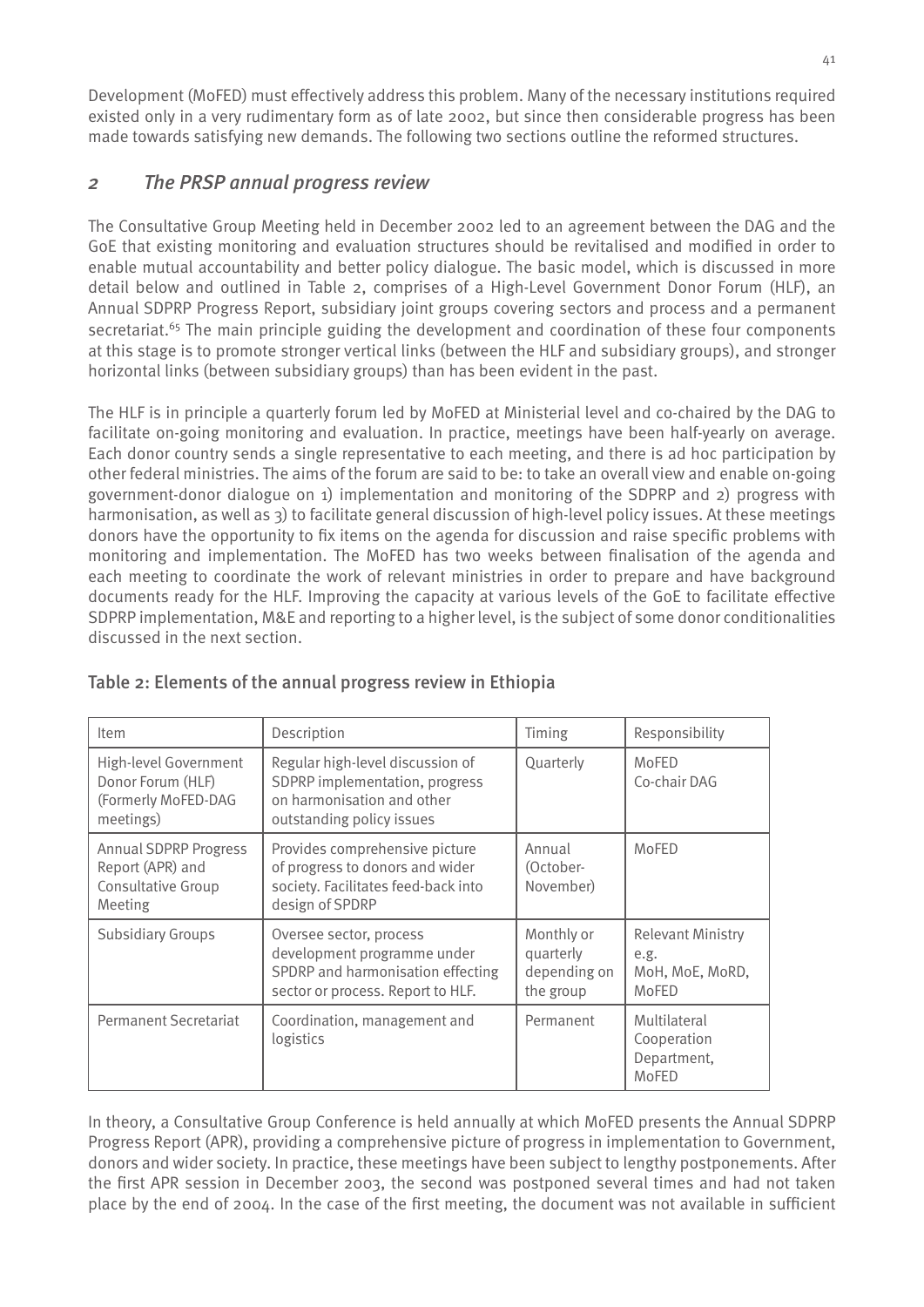Development (MoFED) must effectively address this problem. Many of the necessary institutions required existed only in a very rudimentary form as of late 2002, but since then considerable progress has been made towards satisfying new demands. The following two sections outline the reformed structures.

## *2 The PRSP annual progress review*

The Consultative Group Meeting held in December 2002 led to an agreement between the DAG and the GoE that existing monitoring and evaluation structures should be revitalised and modified in order to enable mutual accountability and better policy dialogue. The basic model, which is discussed in more detail below and outlined in Table 2, comprises of a High-Level Government Donor Forum (HLF), an Annual SDPRP Progress Report, subsidiary joint groups covering sectors and process and a permanent secretariat.[65] The main principle guiding the development and coordination of these four components at this stage is to promote stronger vertical links (between the HLF and subsidiary groups), and stronger horizontal links (between subsidiary groups) than has been evident in the past.

The HLF is in principle a quarterly forum led by MoFED at Ministerial level and co-chaired by the DAG to facilitate on-going monitoring and evaluation. In practice, meetings have been half-yearly on average. Each donor country sends a single representative to each meeting, and there is ad hoc participation by other federal ministries. The aims of the forum are said to be: to take an overall view and enable on-going government-donor dialogue on 1) implementation and monitoring of the SDPRP and 2) progress with harmonisation, as well as 3) to facilitate general discussion of high-level policy issues. At these meetings donors have the opportunity to fix items on the agenda for discussion and raise specific problems with monitoring and implementation. The MoFED has two weeks between finalisation of the agenda and each meeting to coordinate the work of relevant ministries in order to prepare and have background documents ready for the HLF. Improving the capacity at various levels of the GoE to facilitate effective SDPRP implementation, M&E and reporting to a higher level, is the subject of some donor conditionalities discussed in the next section.

**Table 2: Elements of the annual progress review in Ethiopia**

| Item | Description | Timing | Responsibility |
|---|---|---|---|
| High-level Government Donor Forum (HLF) (Formerly MoFED-DAG meetings) | Regular high-level discussion of SDPRP implementation, progress on harmonisation and other outstanding policy issues | Quarterly | MoFED Co-chair DAG |
| Annual SDPRP Progress Report (APR) and Consultative Group Meeting | Provides comprehensive picture of progress to donors and wider society. Facilitates feed-back into design of SPDRP | Annual (October-November) | MoFED |
| Subsidiary Groups | Oversee sector, process development programme under SPDRP and harmonisation effecting sector or process. Report to HLF. | Monthly or quarterly depending on the group | Relevant Ministry e.g. MoH, MoE, MoRD, MoFED |
| Permanent Secretariat | Coordination, management and logistics | Permanent | Multilateral Cooperation Department, MoFED |

In theory, a Consultative Group Conference is held annually at which MoFED presents the Annual SDPRP Progress Report (APR), providing a comprehensive picture of progress in implementation to Government, donors and wider society. In practice, these meetings have been subject to lengthy postponements. After the first APR session in December 2003, the second was postponed several times and had not taken place by the end of 2004. In the case of the first meeting, the document was not available in sufficient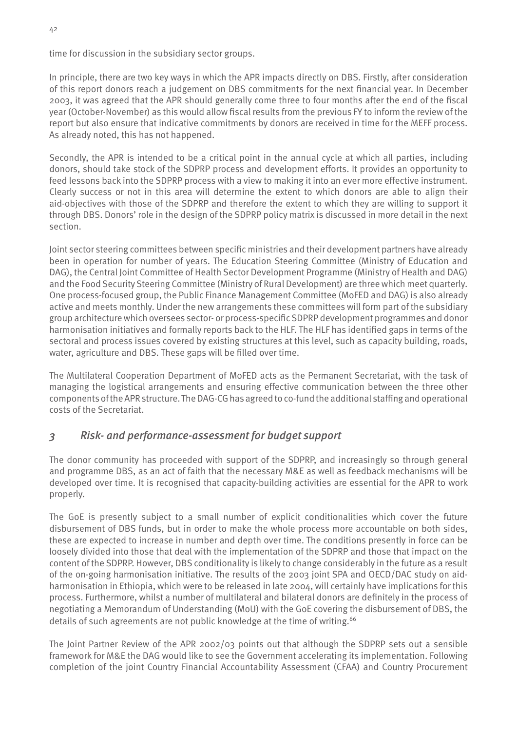time for discussion in the subsidiary sector groups.

In principle, there are two key ways in which the APR impacts directly on DBS. Firstly, after consideration of this report donors reach a judgement on DBS commitments for the next financial year. In December 2003, it was agreed that the APR should generally come three to four months after the end of the fiscal year (October-November) as this would allow fiscal results from the previous FY to inform the review of the report but also ensure that indicative commitments by donors are received in time for the MEFF process. As already noted, this has not happened.

Secondly, the APR is intended to be a critical point in the annual cycle at which all parties, including donors, should take stock of the SDPRP process and development efforts. It provides an opportunity to feed lessons back into the SDPRP process with a view to making it into an ever more effective instrument. Clearly success or not in this area will determine the extent to which donors are able to align their aid-objectives with those of the SDPRP and therefore the extent to which they are willing to support it through DBS. Donors' role in the design of the SDPRP policy matrix is discussed in more detail in the next section.

Joint sector steering committees between specific ministries and their development partners have already been in operation for number of years. The Education Steering Committee (Ministry of Education and DAG), the Central Joint Committee of Health Sector Development Programme (Ministry of Health and DAG) and the Food Security Steering Committee (Ministry of Rural Development) are three which meet quarterly. One process-focused group, the Public Finance Management Committee (MoFED and DAG) is also already active and meets monthly. Under the new arrangements these committees will form part of the subsidiary group architecture which oversees sector- or process-specific SDPRP development programmes and donor harmonisation initiatives and formally reports back to the HLF. The HLF has identified gaps in terms of the sectoral and process issues covered by existing structures at this level, such as capacity building, roads, water, agriculture and DBS. These gaps will be filled over time.

The Multilateral Cooperation Department of MoFED acts as the Permanent Secretariat, with the task of managing the logistical arrangements and ensuring effective communication between the three other components of the APR structure. The DAG-CG has agreed to co-fund the additional staffing and operational costs of the Secretariat.

## *3 Risk- and performance-assessment for budget support*

The donor community has proceeded with support of the SDPRP, and increasingly so through general and programme DBS, as an act of faith that the necessary M&E as well as feedback mechanisms will be developed over time. It is recognised that capacity-building activities are essential for the APR to work properly.

The GoE is presently subject to a small number of explicit conditionalities which cover the future disbursement of DBS funds, but in order to make the whole process more accountable on both sides, these are expected to increase in number and depth over time. The conditions presently in force can be loosely divided into those that deal with the implementation of the SDPRP and those that impact on the content of the SDPRP. However, DBS conditionality is likely to change considerably in the future as a result of the on-going harmonisation initiative. The results of the 2003 joint SPA and OECD/DAC study on aid-harmonisation in Ethiopia, which were to be released in late 2004, will certainly have implications for this process. Furthermore, whilst a number of multilateral and bilateral donors are definitely in the process of negotiating a Memorandum of Understanding (MoU) with the GoE covering the disbursement of DBS, the details of such agreements are not public knowledge at the time of writing.[66]

The Joint Partner Review of the APR 2002/03 points out that although the SDPRP sets out a sensible framework for M&E the DAG would like to see the Government accelerating its implementation. Following completion of the joint Country Financial Accountability Assessment (CFAA) and Country Procurement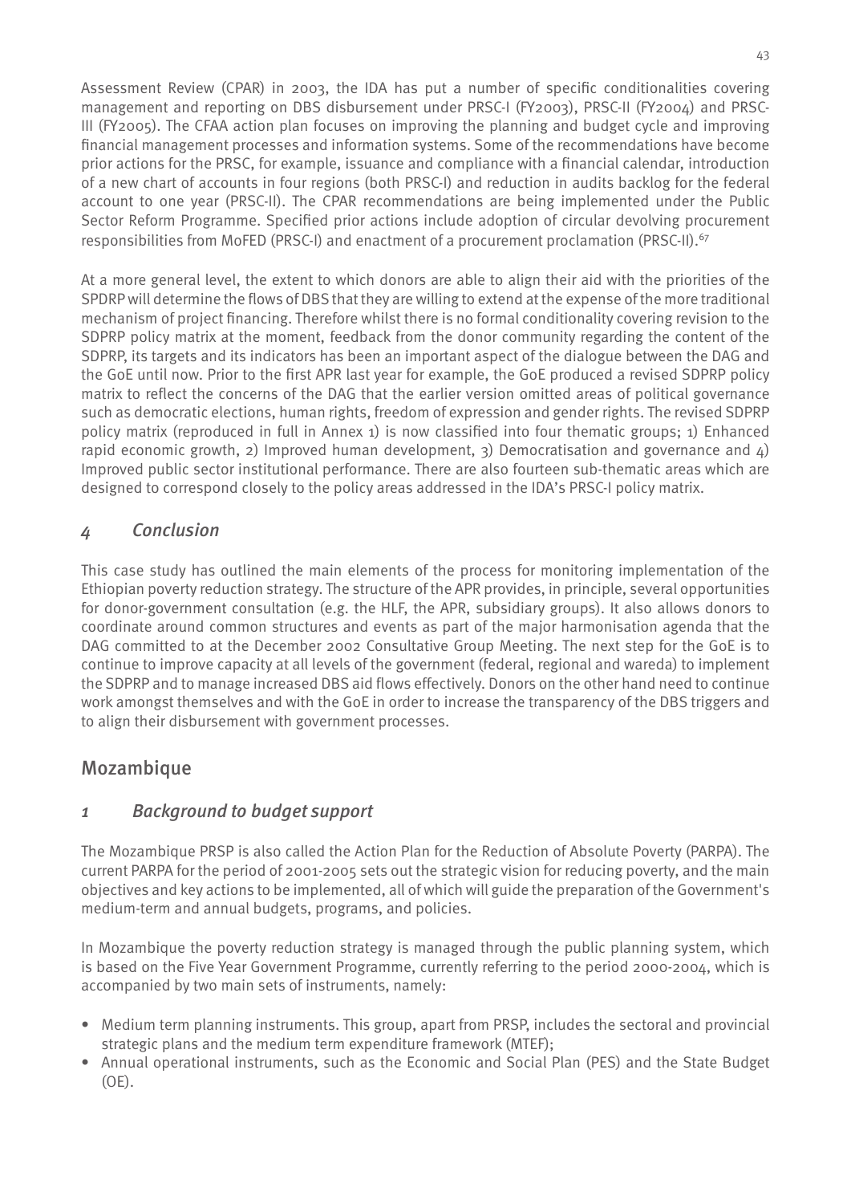Assessment Review (CPAR) in 2003, the IDA has put a number of specific conditionalities covering management and reporting on DBS disbursement under PRSC-I (FY2003), PRSC-II (FY2004) and PRSC-III (FY2005). The CFAA action plan focuses on improving the planning and budget cycle and improving financial management processes and information systems. Some of the recommendations have become prior actions for the PRSC, for example, issuance and compliance with a financial calendar, introduction of a new chart of accounts in four regions (both PRSC-I) and reduction in audits backlog for the federal account to one year (PRSC-II). The CPAR recommendations are being implemented under the Public Sector Reform Programme. Specified prior actions include adoption of circular devolving procurement responsibilities from MoFED (PRSC-I) and enactment of a procurement proclamation (PRSC-II).[67]

At a more general level, the extent to which donors are able to align their aid with the priorities of the SPDRP will determine the flows of DBS that they are willing to extend at the expense of the more traditional mechanism of project financing. Therefore whilst there is no formal conditionality covering revision to the SDPRP policy matrix at the moment, feedback from the donor community regarding the content of the SDPRP, its targets and its indicators has been an important aspect of the dialogue between the DAG and the GoE until now. Prior to the first APR last year for example, the GoE produced a revised SDPRP policy matrix to reflect the concerns of the DAG that the earlier version omitted areas of political governance such as democratic elections, human rights, freedom of expression and gender rights. The revised SDPRP policy matrix (reproduced in full in Annex 1) is now classified into four thematic groups; 1) Enhanced rapid economic growth, 2) Improved human development, 3) Democratisation and governance and 4) Improved public sector institutional performance. There are also fourteen sub-thematic areas which are designed to correspond closely to the policy areas addressed in the IDA's PRSC-I policy matrix.

### *4 Conclusion*

This case study has outlined the main elements of the process for monitoring implementation of the Ethiopian poverty reduction strategy. The structure of the APR provides, in principle, several opportunities for donor-government consultation (e.g. the HLF, the APR, subsidiary groups). It also allows donors to coordinate around common structures and events as part of the major harmonisation agenda that the DAG committed to at the December 2002 Consultative Group Meeting. The next step for the GoE is to continue to improve capacity at all levels of the government (federal, regional and wareda) to implement the SDPRP and to manage increased DBS aid flows effectively. Donors on the other hand need to continue work amongst themselves and with the GoE in order to increase the transparency of the DBS triggers and to align their disbursement with government processes.

## Mozambique

### *1 Background to budget support*

The Mozambique PRSP is also called the Action Plan for the Reduction of Absolute Poverty (PARPA). The current PARPA for the period of 2001-2005 sets out the strategic vision for reducing poverty, and the main objectives and key actions to be implemented, all of which will guide the preparation of the Government's medium-term and annual budgets, programs, and policies.

In Mozambique the poverty reduction strategy is managed through the public planning system, which is based on the Five Year Government Programme, currently referring to the period 2000-2004, which is accompanied by two main sets of instruments, namely:

- Medium term planning instruments. This group, apart from PRSP, includes the sectoral and provincial strategic plans and the medium term expenditure framework (MTEF);
- Annual operational instruments, such as the Economic and Social Plan (PES) and the State Budget (OE).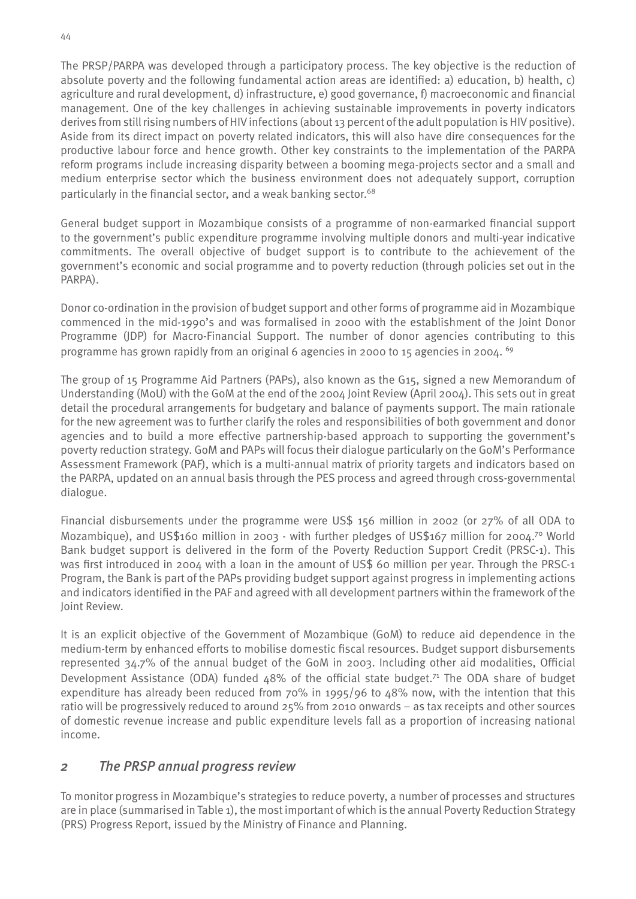The PRSP/PARPA was developed through a participatory process. The key objective is the reduction of absolute poverty and the following fundamental action areas are identified: a) education, b) health, c) agriculture and rural development, d) infrastructure, e) good governance, f) macroeconomic and financial management. One of the key challenges in achieving sustainable improvements in poverty indicators derives from still rising numbers of HIV infections (about 13 percent of the adult population is HIV positive). Aside from its direct impact on poverty related indicators, this will also have dire consequences for the productive labour force and hence growth. Other key constraints to the implementation of the PARPA reform programs include increasing disparity between a booming mega-projects sector and a small and medium enterprise sector which the business environment does not adequately support, corruption particularly in the financial sector, and a weak banking sector.[68]

General budget support in Mozambique consists of a programme of non-earmarked financial support to the government's public expenditure programme involving multiple donors and multi-year indicative commitments. The overall objective of budget support is to contribute to the achievement of the government's economic and social programme and to poverty reduction (through policies set out in the PARPA).

Donor co-ordination in the provision of budget support and other forms of programme aid in Mozambique commenced in the mid-1990's and was formalised in 2000 with the establishment of the Joint Donor Programme (JDP) for Macro-Financial Support. The number of donor agencies contributing to this programme has grown rapidly from an original 6 agencies in 2000 to 15 agencies in 2004. [69]

The group of 15 Programme Aid Partners (PAPs), also known as the G15, signed a new Memorandum of Understanding (MoU) with the GoM at the end of the 2004 Joint Review (April 2004). This sets out in great detail the procedural arrangements for budgetary and balance of payments support. The main rationale for the new agreement was to further clarify the roles and responsibilities of both government and donor agencies and to build a more effective partnership-based approach to supporting the government's poverty reduction strategy. GoM and PAPs will focus their dialogue particularly on the GoM's Performance Assessment Framework (PAF), which is a multi-annual matrix of priority targets and indicators based on the PARPA, updated on an annual basis through the PES process and agreed through cross-governmental dialogue.

Financial disbursements under the programme were US$ 156 million in 2002 (or 27% of all ODA to Mozambique), and US$160 million in 2003 - with further pledges of US$167 million for 2004.[70] World Bank budget support is delivered in the form of the Poverty Reduction Support Credit (PRSC-1). This was first introduced in 2004 with a loan in the amount of US$ 60 million per year. Through the PRSC-1 Program, the Bank is part of the PAPs providing budget support against progress in implementing actions and indicators identified in the PAF and agreed with all development partners within the framework of the Joint Review.

It is an explicit objective of the Government of Mozambique (GoM) to reduce aid dependence in the medium-term by enhanced efforts to mobilise domestic fiscal resources. Budget support disbursements represented 34.7% of the annual budget of the GoM in 2003. Including other aid modalities, Official Development Assistance (ODA) funded 48% of the official state budget.[71] The ODA share of budget expenditure has already been reduced from 70% in 1995/96 to 48% now, with the intention that this ratio will be progressively reduced to around 25% from 2010 onwards – as tax receipts and other sources of domestic revenue increase and public expenditure levels fall as a proportion of increasing national income.

## *2 The PRSP annual progress review*

To monitor progress in Mozambique's strategies to reduce poverty, a number of processes and structures are in place (summarised in Table 1), the most important of which is the annual Poverty Reduction Strategy (PRS) Progress Report, issued by the Ministry of Finance and Planning.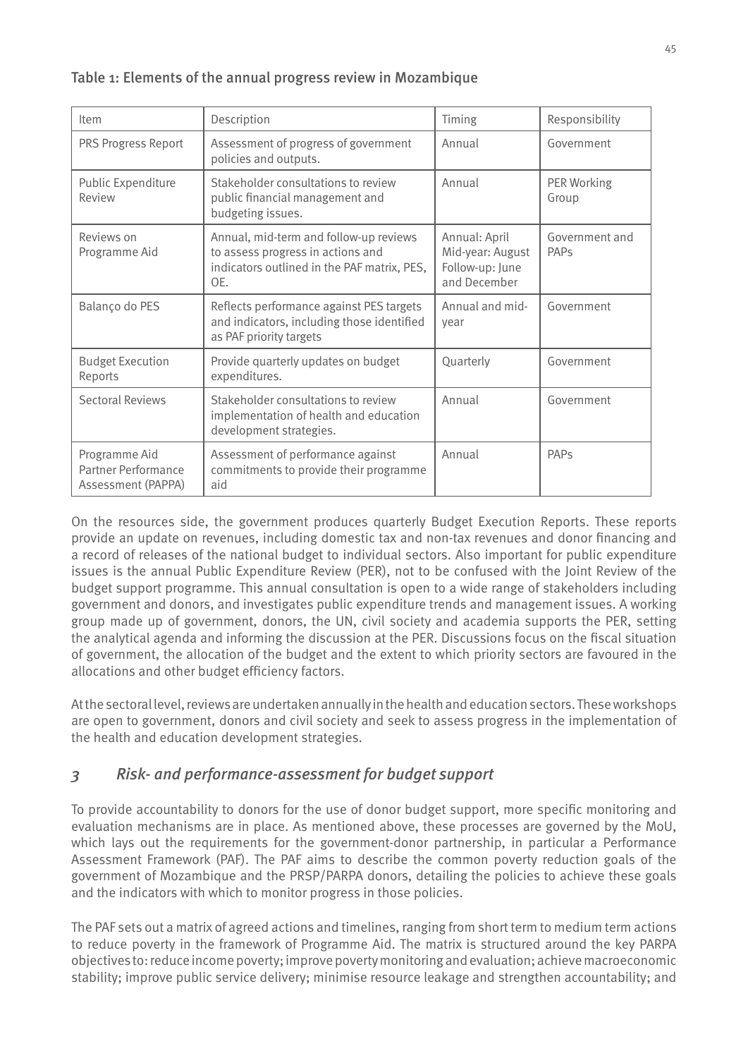**Table 1: Elements of the annual progress review in Mozambique**

| Item | Description | Timing | Responsibility |
|---|---|---|---|
| PRS Progress Report | Assessment of progress of government policies and outputs. | Annual | Government |
| Public Expenditure Review | Stakeholder consultations to review public financial management and budgeting issues. | Annual | PER Working Group |
| Reviews on Programme Aid | Annual, mid-term and follow-up reviews to assess progress in actions and indicators outlined in the PAF matrix, PES, OE. | Annual: April Mid-year: August Follow-up: June and December | Government and PAPs |
| Balanço do PES | Reflects performance against PES targets and indicators, including those identified as PAF priority targets | Annual and mid-year | Government |
| Budget Execution Reports | Provide quarterly updates on budget expenditures. | Quarterly | Government |
| Sectoral Reviews | Stakeholder consultations to review implementation of health and education development strategies. | Annual | Government |
| Programme Aid Partner Performance Assessment (PAPPA) | Assessment of performance against commitments to provide their programme aid | Annual | PAPs |

On the resources side, the government produces quarterly Budget Execution Reports. These reports provide an update on revenues, including domestic tax and non-tax revenues and donor financing and a record of releases of the national budget to individual sectors. Also important for public expenditure issues is the annual Public Expenditure Review (PER), not to be confused with the Joint Review of the budget support programme. This annual consultation is open to a wide range of stakeholders including government and donors, and investigates public expenditure trends and management issues. A working group made up of government, donors, the UN, civil society and academia supports the PER, setting the analytical agenda and informing the discussion at the PER. Discussions focus on the fiscal situation of government, the allocation of the budget and the extent to which priority sectors are favoured in the allocations and other budget efficiency factors.

At the sectoral level, reviews are undertaken annually in the health and education sectors. These workshops are open to government, donors and civil society and seek to assess progress in the implementation of the health and education development strategies.

## *3 Risk- and performance-assessment for budget support*

To provide accountability to donors for the use of donor budget support, more specific monitoring and evaluation mechanisms are in place. As mentioned above, these processes are governed by the MoU, which lays out the requirements for the government-donor partnership, in particular a Performance Assessment Framework (PAF). The PAF aims to describe the common poverty reduction goals of the government of Mozambique and the PRSP/PARPA donors, detailing the policies to achieve these goals and the indicators with which to monitor progress in those policies.

The PAF sets out a matrix of agreed actions and timelines, ranging from short term to medium term actions to reduce poverty in the framework of Programme Aid. The matrix is structured around the key PARPA objectives to: reduce income poverty; improve poverty monitoring and evaluation; achieve macroeconomic stability; improve public service delivery; minimise resource leakage and strengthen accountability; and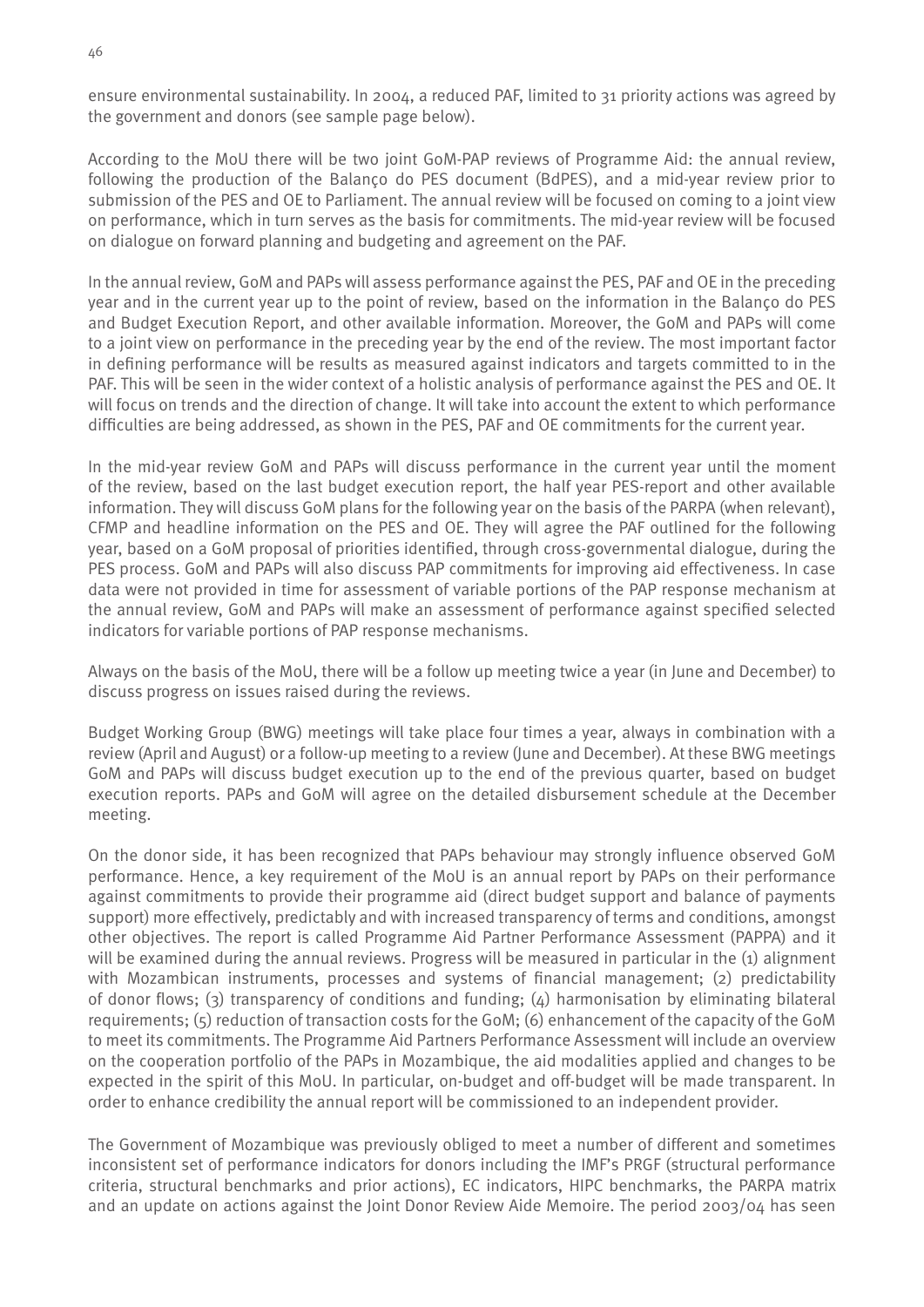ensure environmental sustainability. In 2004, a reduced PAF, limited to 31 priority actions was agreed by the government and donors (see sample page below).

According to the MoU there will be two joint GoM-PAP reviews of Programme Aid: the annual review, following the production of the Balanço do PES document (BdPES), and a mid-year review prior to submission of the PES and OE to Parliament. The annual review will be focused on coming to a joint view on performance, which in turn serves as the basis for commitments. The mid-year review will be focused on dialogue on forward planning and budgeting and agreement on the PAF.

In the annual review, GoM and PAPs will assess performance against the PES, PAF and OE in the preceding year and in the current year up to the point of review, based on the information in the Balanço do PES and Budget Execution Report, and other available information. Moreover, the GoM and PAPs will come to a joint view on performance in the preceding year by the end of the review. The most important factor in defining performance will be results as measured against indicators and targets committed to in the PAF. This will be seen in the wider context of a holistic analysis of performance against the PES and OE. It will focus on trends and the direction of change. It will take into account the extent to which performance difficulties are being addressed, as shown in the PES, PAF and OE commitments for the current year.

In the mid-year review GoM and PAPs will discuss performance in the current year until the moment of the review, based on the last budget execution report, the half year PES-report and other available information. They will discuss GoM plans for the following year on the basis of the PARPA (when relevant), CFMP and headline information on the PES and OE. They will agree the PAF outlined for the following year, based on a GoM proposal of priorities identified, through cross-governmental dialogue, during the PES process. GoM and PAPs will also discuss PAP commitments for improving aid effectiveness. In case data were not provided in time for assessment of variable portions of the PAP response mechanism at the annual review, GoM and PAPs will make an assessment of performance against specified selected indicators for variable portions of PAP response mechanisms.

Always on the basis of the MoU, there will be a follow up meeting twice a year (in June and December) to discuss progress on issues raised during the reviews.

Budget Working Group (BWG) meetings will take place four times a year, always in combination with a review (April and August) or a follow-up meeting to a review (June and December). At these BWG meetings GoM and PAPs will discuss budget execution up to the end of the previous quarter, based on budget execution reports. PAPs and GoM will agree on the detailed disbursement schedule at the December meeting.

On the donor side, it has been recognized that PAPs behaviour may strongly influence observed GoM performance. Hence, a key requirement of the MoU is an annual report by PAPs on their performance against commitments to provide their programme aid (direct budget support and balance of payments support) more effectively, predictably and with increased transparency of terms and conditions, amongst other objectives. The report is called Programme Aid Partner Performance Assessment (PAPPA) and it will be examined during the annual reviews. Progress will be measured in particular in the (1) alignment with Mozambican instruments, processes and systems of financial management; (2) predictability of donor flows; (3) transparency of conditions and funding; (4) harmonisation by eliminating bilateral requirements; (5) reduction of transaction costs for the GoM; (6) enhancement of the capacity of the GoM to meet its commitments. The Programme Aid Partners Performance Assessment will include an overview on the cooperation portfolio of the PAPs in Mozambique, the aid modalities applied and changes to be expected in the spirit of this MoU. In particular, on-budget and off-budget will be made transparent. In order to enhance credibility the annual report will be commissioned to an independent provider.

The Government of Mozambique was previously obliged to meet a number of different and sometimes inconsistent set of performance indicators for donors including the IMF's PRGF (structural performance criteria, structural benchmarks and prior actions), EC indicators, HIPC benchmarks, the PARPA matrix and an update on actions against the Joint Donor Review Aide Memoire. The period 2003/04 has seen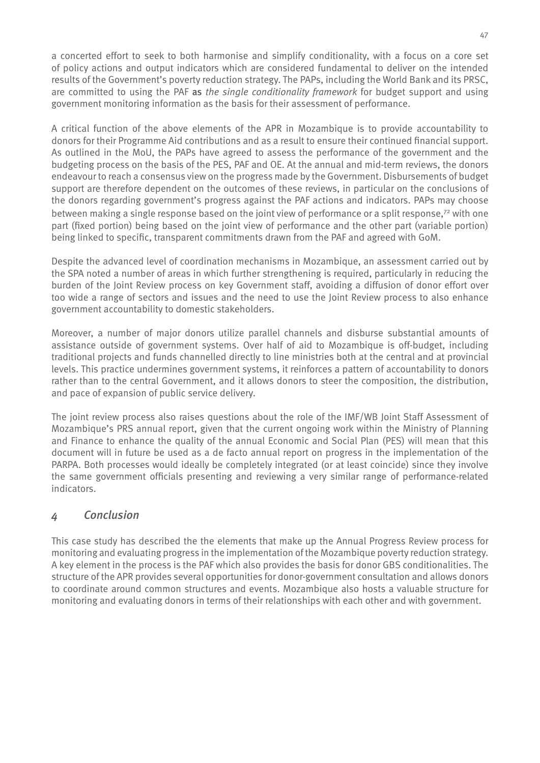a concerted effort to seek to both harmonise and simplify conditionality, with a focus on a core set of policy actions and output indicators which are considered fundamental to deliver on the intended results of the Government's poverty reduction strategy. The PAPs, including the World Bank and its PRSC, are committed to using the PAF **as** *the single conditionality framework* for budget support and using government monitoring information as the basis for their assessment of performance.

A critical function of the above elements of the APR in Mozambique is to provide accountability to donors for their Programme Aid contributions and as a result to ensure their continued financial support. As outlined in the MoU, the PAPs have agreed to assess the performance of the government and the budgeting process on the basis of the PES, PAF and OE. At the annual and mid-term reviews, the donors endeavour to reach a consensus view on the progress made by the Government. Disbursements of budget support are therefore dependent on the outcomes of these reviews, in particular on the conclusions of the donors regarding government's progress against the PAF actions and indicators. PAPs may choose between making a single response based on the joint view of performance or a split response,[72] with one part (fixed portion) being based on the joint view of performance and the other part (variable portion) being linked to specific, transparent commitments drawn from the PAF and agreed with GoM.

Despite the advanced level of coordination mechanisms in Mozambique, an assessment carried out by the SPA noted a number of areas in which further strengthening is required, particularly in reducing the burden of the Joint Review process on key Government staff, avoiding a diffusion of donor effort over too wide a range of sectors and issues and the need to use the Joint Review process to also enhance government accountability to domestic stakeholders.

Moreover, a number of major donors utilize parallel channels and disburse substantial amounts of assistance outside of government systems. Over half of aid to Mozambique is off-budget, including traditional projects and funds channelled directly to line ministries both at the central and at provincial levels. This practice undermines government systems, it reinforces a pattern of accountability to donors rather than to the central Government, and it allows donors to steer the composition, the distribution, and pace of expansion of public service delivery.

The joint review process also raises questions about the role of the IMF/WB Joint Staff Assessment of Mozambique's PRS annual report, given that the current ongoing work within the Ministry of Planning and Finance to enhance the quality of the annual Economic and Social Plan (PES) will mean that this document will in future be used as a de facto annual report on progress in the implementation of the PARPA. Both processes would ideally be completely integrated (or at least coincide) since they involve the same government officials presenting and reviewing a very similar range of performance-related indicators.

## *4 Conclusion*

This case study has described the the elements that make up the Annual Progress Review process for monitoring and evaluating progress in the implementation of the Mozambique poverty reduction strategy. A key element in the process is the PAF which also provides the basis for donor GBS conditionalities. The structure of the APR provides several opportunities for donor-government consultation and allows donors to coordinate around common structures and events. Mozambique also hosts a valuable structure for monitoring and evaluating donors in terms of their relationships with each other and with government.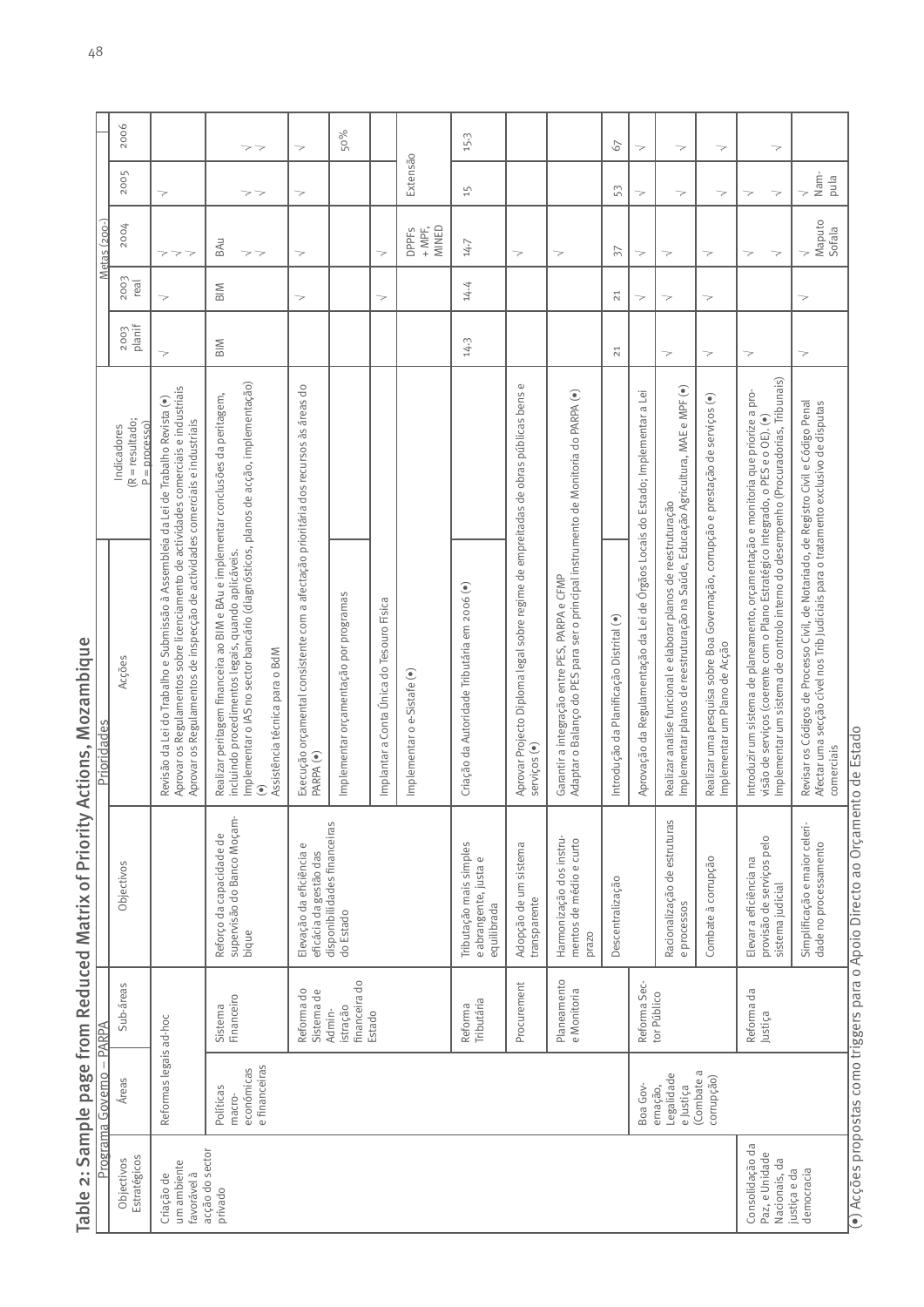# Table 2: Sample page from Reduced Matrix of Priority Actions, Mozambique

| Programa Governo – PARPA | | | Prioridades | | | Metas (200-) | | | | |
|---|---|---|---|---|---|---|---|---|---|---|
| Objectivos Estratégicos | Áreas | Sub-áreas | Objectivos | Acções | Indicadores (R = resultado; P = processo) | 2003 planif | 2003 real | 2004 | 2005 | 2006 |
| Criação de um ambiente favorável à acção do sector privado | Reformas legais ad-hoc | | | Revisão da Lei do Trabalho e Submissão à Assembleia da Lei de Trabalho Revista (•)<br>Aprovar os Regulamentos sobre licenciamento de actividades comerciais e industriais<br>Aprovar os Regulamentos de inspecção de actividades comerciais e industriais | | √ | √ | √<br>√<br>√ | √ | |
| | Políticas macro-económicas e financeiras | Sistema Financeiro | Reforço da capacidade de supervisão do Banco Moçambique | Realizar peritagem financeira ao BIM e BAu e implementar conclusões da peritagem, incluindo procedimentos legais, quando aplicáveis.<br>Implementar o IAS no sector bancário (diagnósticos, planos de acção, implementação) (•)<br>Assistência técnica para o BdM | | BIM | BIM | BAu<br>√<br>√ | √<br>√ | √<br>√ |
| | | Reforma do Sistema de Admin-istração financeira do Estado | Elevação da eficiência e eficácia da gestão das disponibilidades financeiras do Estado | Execução orçamental consistente com a afectação prioritária dos recursos às áreas do PARPA (•) | | | √ | √ | √ | √ |
| | | | | Implementar orçamentação por programas | | | | | | 50% |
| | | | | Implantar a Conta Única do Tesouro Física | | | √ | √ | | |
| | | | | Implementar o e-Sistafe (•) | | | | DPPFs + MPF, MINED | Extensão | |
| | | Reforma Tributária | Tributação mais simples e abrangente, justa e equilibrada | Criação da Autoridade Tributária em 2006 (•) | | 14.3 | 14.4 | 14.7 | 15 | 15.3 |
| | | Procurement | Adopção de um sistema transparente | Aprovar Projecto Diploma legal sobre regime de empreitadas de obras públicas bens e serviços (•) | | | | √ | | |
| | | Planeamento e Monitoria | Harmonização dos instrumentos de médio e curto prazo | Garantir a integração entre PES, PARPA e CFMP<br>Adaptar o Balanço do PES para ser o principal Instrumento de Monitoria do PARPA (•) | | | | √ | | |
| | | | Descentralização | Introdução da Planificação Distrital (•) | | 21 | 21 | 37 | 53 | 67 |
| | Boa Governação, Legalidade e Justiça (Combate a corrupção) | Reforma Sector Público | | Aprovação da Regulamentação da Lei de Órgãos Locais do Estado; Implementar a Lei | | | √ | √ | √ | √ |
| | | | Racionalização de estruturas e processos | Realizar analise funcional e elaborar planos de reestruturação<br>Implementar planos de reestruturação na Saúde, Educação Agricultura, MAE e MPF (•) | | √ | √ | √ | √ | √ |
| | | | Combate à corrupção | Realizar uma pesquisa sobre Boa Governação, corrupção e prestação de serviços (•)<br>Implementar um Plano de Acção | | √ | √ | √ | √ | √ |
| Consolidação da Paz, e Unidade Nacionais, da justiça e da democracia | | Reforma da Justiça | Elevar a eficiência na provisão de serviços pelo sistema judicial | Introduzir um sistema de planeamento, orçamentação e monitoria que priorize a provisão de serviços (coerente com o Plano Estratégico Integrado, o PES e o OE). (•)<br>Implementar um sistema de controlo interno do desempenho (Procuradorias, Tribunais) | | √ | | √<br>√ | √<br>√ | √ |
| | | | Simplificação e maior celeridade no processamento | Revisar os Códigos de Processo Civil, de Notariado, de Registro Civil e Código Penal<br>Afectar uma secção cível nos Trib Judiciais para o tratamento exclusivo de disputas comerciais | | √ | √ | √<br>Maputo Sofala | √<br>Nam-pula | |

(•) Acções propostas como triggers para o Apoio Directo ao Orçamento de Estado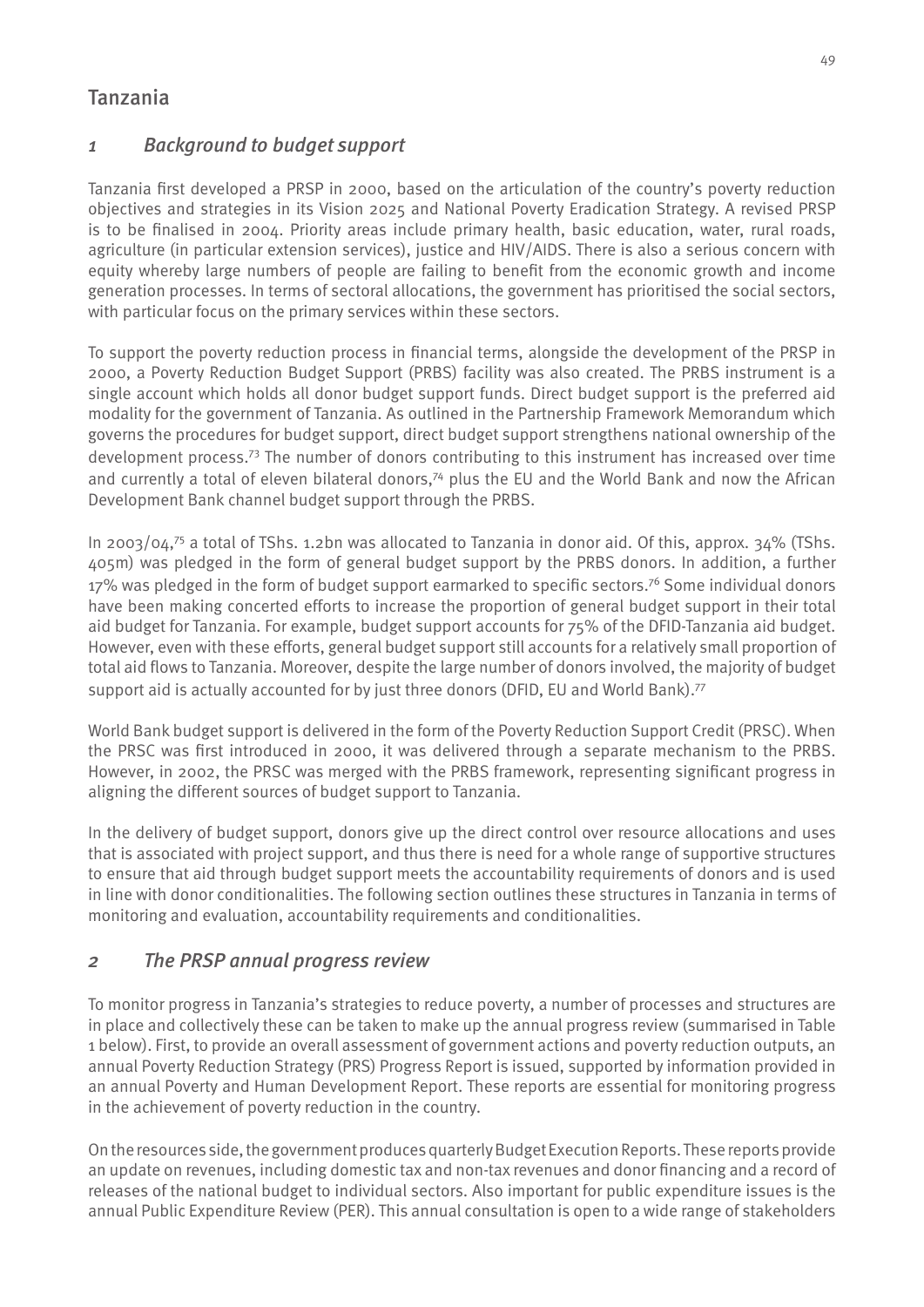## Tanzania

### *1 Background to budget support*

Tanzania first developed a PRSP in 2000, based on the articulation of the country's poverty reduction objectives and strategies in its Vision 2025 and National Poverty Eradication Strategy. A revised PRSP is to be finalised in 2004. Priority areas include primary health, basic education, water, rural roads, agriculture (in particular extension services), justice and HIV/AIDS. There is also a serious concern with equity whereby large numbers of people are failing to benefit from the economic growth and income generation processes. In terms of sectoral allocations, the government has prioritised the social sectors, with particular focus on the primary services within these sectors.

To support the poverty reduction process in financial terms, alongside the development of the PRSP in 2000, a Poverty Reduction Budget Support (PRBS) facility was also created. The PRBS instrument is a single account which holds all donor budget support funds. Direct budget support is the preferred aid modality for the government of Tanzania. As outlined in the Partnership Framework Memorandum which governs the procedures for budget support, direct budget support strengthens national ownership of the development process.[73] The number of donors contributing to this instrument has increased over time and currently a total of eleven bilateral donors,[74] plus the EU and the World Bank and now the African Development Bank channel budget support through the PRBS.

In 2003/04,[75] a total of TShs. 1.2bn was allocated to Tanzania in donor aid. Of this, approx. 34% (TShs. 405m) was pledged in the form of general budget support by the PRBS donors. In addition, a further 17% was pledged in the form of budget support earmarked to specific sectors.[76] Some individual donors have been making concerted efforts to increase the proportion of general budget support in their total aid budget for Tanzania. For example, budget support accounts for 75% of the DFID-Tanzania aid budget. However, even with these efforts, general budget support still accounts for a relatively small proportion of total aid flows to Tanzania. Moreover, despite the large number of donors involved, the majority of budget support aid is actually accounted for by just three donors (DFID, EU and World Bank).[77]

World Bank budget support is delivered in the form of the Poverty Reduction Support Credit (PRSC). When the PRSC was first introduced in 2000, it was delivered through a separate mechanism to the PRBS. However, in 2002, the PRSC was merged with the PRBS framework, representing significant progress in aligning the different sources of budget support to Tanzania.

In the delivery of budget support, donors give up the direct control over resource allocations and uses that is associated with project support, and thus there is need for a whole range of supportive structures to ensure that aid through budget support meets the accountability requirements of donors and is used in line with donor conditionalities. The following section outlines these structures in Tanzania in terms of monitoring and evaluation, accountability requirements and conditionalities.

### *2 The PRSP annual progress review*

To monitor progress in Tanzania's strategies to reduce poverty, a number of processes and structures are in place and collectively these can be taken to make up the annual progress review (summarised in Table 1 below). First, to provide an overall assessment of government actions and poverty reduction outputs, an annual Poverty Reduction Strategy (PRS) Progress Report is issued, supported by information provided in an annual Poverty and Human Development Report. These reports are essential for monitoring progress in the achievement of poverty reduction in the country.

On the resources side, the government produces quarterly Budget Execution Reports. These reports provide an update on revenues, including domestic tax and non-tax revenues and donor financing and a record of releases of the national budget to individual sectors. Also important for public expenditure issues is the annual Public Expenditure Review (PER). This annual consultation is open to a wide range of stakeholders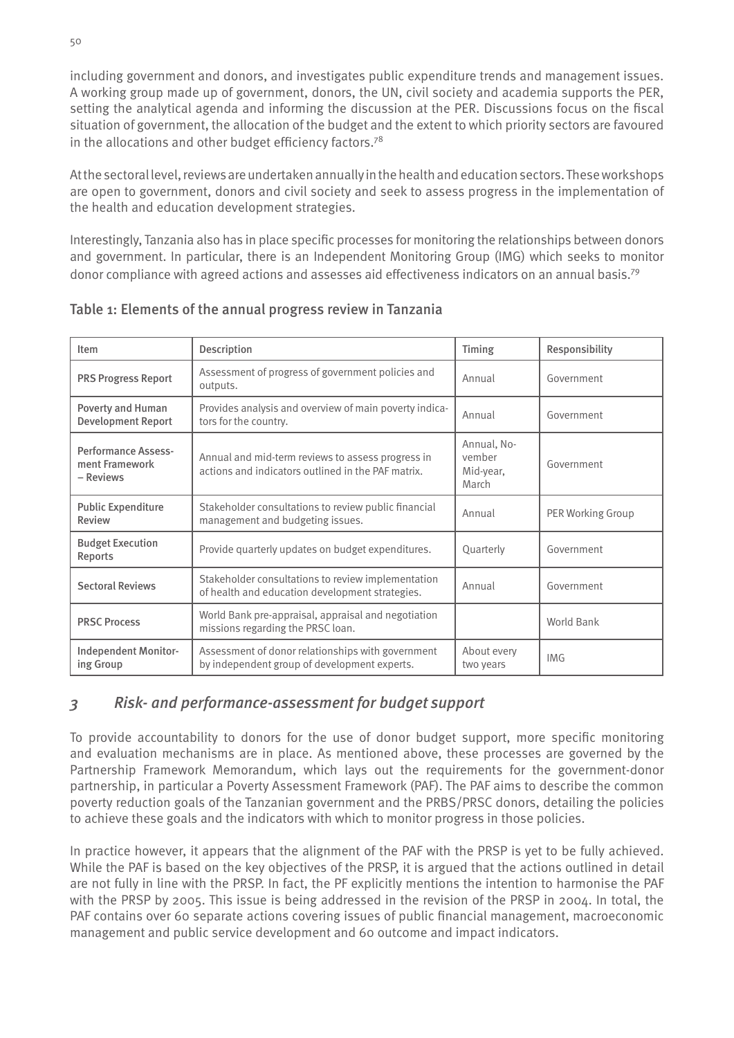including government and donors, and investigates public expenditure trends and management issues. A working group made up of government, donors, the UN, civil society and academia supports the PER, setting the analytical agenda and informing the discussion at the PER. Discussions focus on the fiscal situation of government, the allocation of the budget and the extent to which priority sectors are favoured in the allocations and other budget efficiency factors.[78]

At the sectoral level, reviews are undertaken annually in the health and education sectors. These workshops are open to government, donors and civil society and seek to assess progress in the implementation of the health and education development strategies.

Interestingly, Tanzania also has in place specific processes for monitoring the relationships between donors and government. In particular, there is an Independent Monitoring Group (IMG) which seeks to monitor donor compliance with agreed actions and assesses aid effectiveness indicators on an annual basis.[79]

### Table 1: Elements of the annual progress review in Tanzania

| Item | Description | Timing | Responsibility |
|---|---|---|---|
| PRS Progress Report | Assessment of progress of government policies and outputs. | Annual | Government |
| Poverty and Human Development Report | Provides analysis and overview of main poverty indicators for the country. | Annual | Government |
| Performance Assessment Framework – Reviews | Annual and mid-term reviews to assess progress in actions and indicators outlined in the PAF matrix. | Annual, November Mid-year, March | Government |
| Public Expenditure Review | Stakeholder consultations to review public financial management and budgeting issues. | Annual | PER Working Group |
| Budget Execution Reports | Provide quarterly updates on budget expenditures. | Quarterly | Government |
| Sectoral Reviews | Stakeholder consultations to review implementation of health and education development strategies. | Annual | Government |
| PRSC Process | World Bank pre-appraisal, appraisal and negotiation missions regarding the PRSC loan. | | World Bank |
| Independent Monitoring Group | Assessment of donor relationships with government by independent group of development experts. | About every two years | IMG |

## 3 *Risk- and performance-assessment for budget support*

To provide accountability to donors for the use of donor budget support, more specific monitoring and evaluation mechanisms are in place. As mentioned above, these processes are governed by the Partnership Framework Memorandum, which lays out the requirements for the government-donor partnership, in particular a Poverty Assessment Framework (PAF). The PAF aims to describe the common poverty reduction goals of the Tanzanian government and the PRBS/PRSC donors, detailing the policies to achieve these goals and the indicators with which to monitor progress in those policies.

In practice however, it appears that the alignment of the PAF with the PRSP is yet to be fully achieved. While the PAF is based on the key objectives of the PRSP, it is argued that the actions outlined in detail are not fully in line with the PRSP. In fact, the PF explicitly mentions the intention to harmonise the PAF with the PRSP by 2005. This issue is being addressed in the revision of the PRSP in 2004. In total, the PAF contains over 60 separate actions covering issues of public financial management, macroeconomic management and public service development and 60 outcome and impact indicators.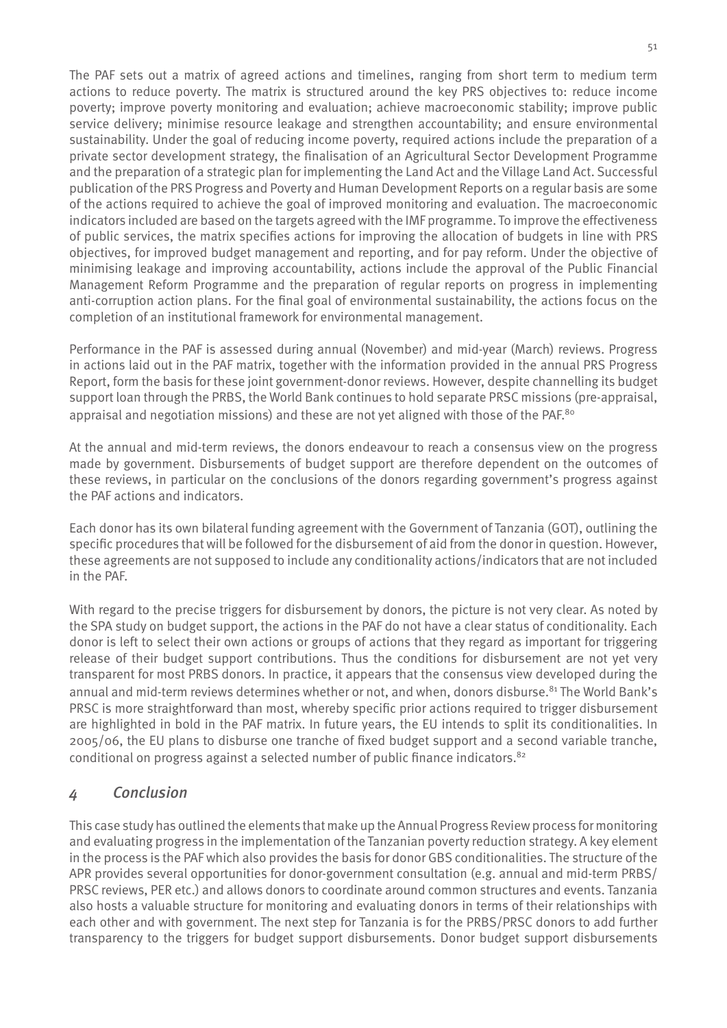The PAF sets out a matrix of agreed actions and timelines, ranging from short term to medium term actions to reduce poverty. The matrix is structured around the key PRS objectives to: reduce income poverty; improve poverty monitoring and evaluation; achieve macroeconomic stability; improve public service delivery; minimise resource leakage and strengthen accountability; and ensure environmental sustainability. Under the goal of reducing income poverty, required actions include the preparation of a private sector development strategy, the finalisation of an Agricultural Sector Development Programme and the preparation of a strategic plan for implementing the Land Act and the Village Land Act. Successful publication of the PRS Progress and Poverty and Human Development Reports on a regular basis are some of the actions required to achieve the goal of improved monitoring and evaluation. The macroeconomic indicators included are based on the targets agreed with the IMF programme. To improve the effectiveness of public services, the matrix specifies actions for improving the allocation of budgets in line with PRS objectives, for improved budget management and reporting, and for pay reform. Under the objective of minimising leakage and improving accountability, actions include the approval of the Public Financial Management Reform Programme and the preparation of regular reports on progress in implementing anti-corruption action plans. For the final goal of environmental sustainability, the actions focus on the completion of an institutional framework for environmental management.

Performance in the PAF is assessed during annual (November) and mid-year (March) reviews. Progress in actions laid out in the PAF matrix, together with the information provided in the annual PRS Progress Report, form the basis for these joint government-donor reviews. However, despite channelling its budget support loan through the PRBS, the World Bank continues to hold separate PRSC missions (pre-appraisal, appraisal and negotiation missions) and these are not yet aligned with those of the PAF.[80]

At the annual and mid-term reviews, the donors endeavour to reach a consensus view on the progress made by government. Disbursements of budget support are therefore dependent on the outcomes of these reviews, in particular on the conclusions of the donors regarding government's progress against the PAF actions and indicators.

Each donor has its own bilateral funding agreement with the Government of Tanzania (GOT), outlining the specific procedures that will be followed for the disbursement of aid from the donor in question. However, these agreements are not supposed to include any conditionality actions/indicators that are not included in the PAF.

With regard to the precise triggers for disbursement by donors, the picture is not very clear. As noted by the SPA study on budget support, the actions in the PAF do not have a clear status of conditionality. Each donor is left to select their own actions or groups of actions that they regard as important for triggering release of their budget support contributions. Thus the conditions for disbursement are not yet very transparent for most PRBS donors. In practice, it appears that the consensus view developed during the annual and mid-term reviews determines whether or not, and when, donors disburse.[81] The World Bank's PRSC is more straightforward than most, whereby specific prior actions required to trigger disbursement are highlighted in bold in the PAF matrix. In future years, the EU intends to split its conditionalities. In 2005/06, the EU plans to disburse one tranche of fixed budget support and a second variable tranche, conditional on progress against a selected number of public finance indicators.[82]

## 4 *Conclusion*

This case study has outlined the elements that make up the Annual Progress Review process for monitoring and evaluating progress in the implementation of the Tanzanian poverty reduction strategy. A key element in the process is the PAF which also provides the basis for donor GBS conditionalities. The structure of the APR provides several opportunities for donor-government consultation (e.g. annual and mid-term PRBS/PRSC reviews, PER etc.) and allows donors to coordinate around common structures and events. Tanzania also hosts a valuable structure for monitoring and evaluating donors in terms of their relationships with each other and with government. The next step for Tanzania is for the PRBS/PRSC donors to add further transparency to the triggers for budget support disbursements. Donor budget support disbursements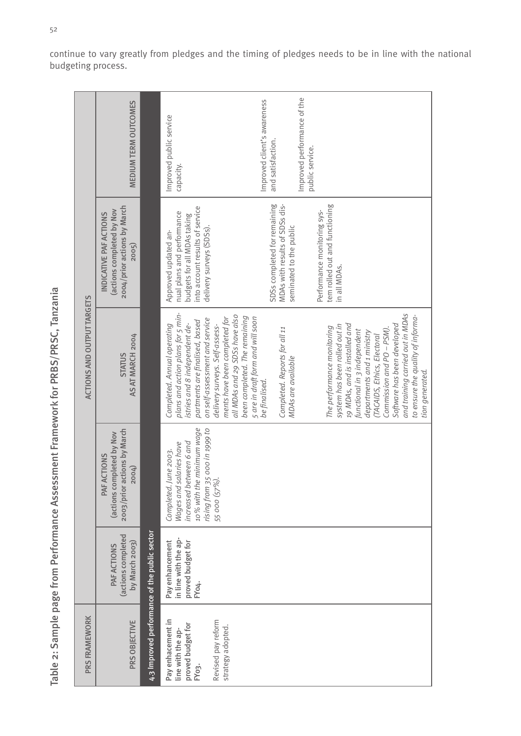continue to vary greatly from pledges and the timing of pledges needs to be in line with the national budgeting process.

Table 2: Sample page from Performance Assessment Framework for PRBS/PRSC, Tanzania

| PRS FRAMEWORK | ACTIONS AND OUTPUT TARGETS | | | | |
|---|---|---|---|---|---|
| PRS OBJECTIVE | PAF ACTIONS (actions completed by March 2003) | PAF ACTIONS (actions completed by Nov 2003/prior actions by March 2004) | STATUS AS AT MARCH 2004 | INDICATIVE PAF ACTIONS (actions completed by Nov 2004/prior actions by March 2005) | MEDIUM TERM OUTCOMES |
| **4.3 Improved performance of the public sector** | | | | | |
| Pay enhacement in line with the approved budget for FY03.<br><br>Revised pay reform strategy adopted. | Pay enhancement in line with the approved budget for FY04. | *Completed. June 2003. Wages and salaries have increased between 6 and 10% with the minimum wage rising from 35 000 in 1999 to 55 000 (57%).* | *Completed. Annual operating plans and action plans for 5 ministries and 8 independent departments are finalised, based on self-assessment and service delivery surveys. Self-assessments have been completed for all MDAs and 29 SDSs have also been completed. The remaining 5 are in draft form and will soon be finalised.*<br><br>*Completed. Reports for all 11 MDAs are available*<br><br>*The performance monitoring system has been rolled out in 19 MDAs, and is installed and functional in 3 independent departments and 1 ministry (TACAIDS, Ethics, Electoral Commission and PO – PSM). Software has been developed and training carried out in MDAs to ensure the quality of information generated.* | Approved updated annual plans and performance budgets for all MDAs taking into account results of service delivery surveys (SDSs).<br><br>SDSs completed for remaining MDAs with results of SDSs disseminated to the public<br><br>Performance monitoring system rolled out and functioning in all MDAs. | Improved public service capacity.<br><br>Improved client's awareness and satisfaction.<br><br>Improved performance of the public service. |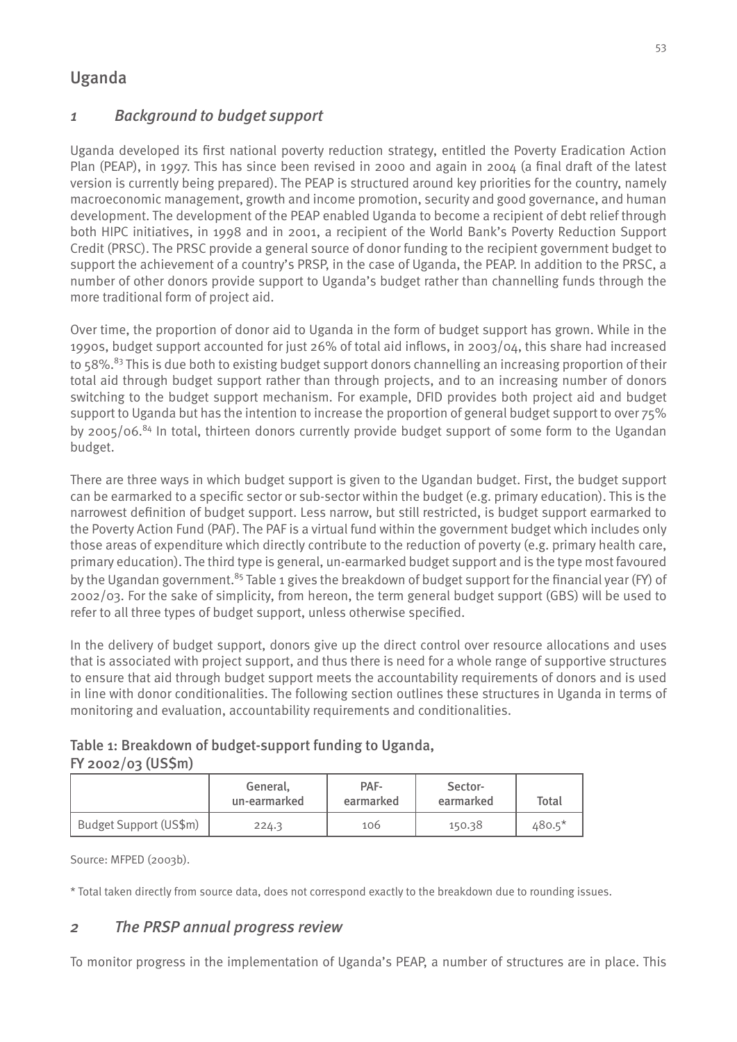# Uganda

## *1 Background to budget support*

Uganda developed its first national poverty reduction strategy, entitled the Poverty Eradication Action Plan (PEAP), in 1997. This has since been revised in 2000 and again in 2004 (a final draft of the latest version is currently being prepared). The PEAP is structured around key priorities for the country, namely macroeconomic management, growth and income promotion, security and good governance, and human development. The development of the PEAP enabled Uganda to become a recipient of debt relief through both HIPC initiatives, in 1998 and in 2001, a recipient of the World Bank's Poverty Reduction Support Credit (PRSC). The PRSC provide a general source of donor funding to the recipient government budget to support the achievement of a country's PRSP, in the case of Uganda, the PEAP. In addition to the PRSC, a number of other donors provide support to Uganda's budget rather than channelling funds through the more traditional form of project aid.

Over time, the proportion of donor aid to Uganda in the form of budget support has grown. While in the 1990s, budget support accounted for just 26% of total aid inflows, in 2003/04, this share had increased to 58%.[83] This is due both to existing budget support donors channelling an increasing proportion of their total aid through budget support rather than through projects, and to an increasing number of donors switching to the budget support mechanism. For example, DFID provides both project aid and budget support to Uganda but has the intention to increase the proportion of general budget support to over 75% by 2005/06.[84] In total, thirteen donors currently provide budget support of some form to the Ugandan budget.

There are three ways in which budget support is given to the Ugandan budget. First, the budget support can be earmarked to a specific sector or sub-sector within the budget (e.g. primary education). This is the narrowest definition of budget support. Less narrow, but still restricted, is budget support earmarked to the Poverty Action Fund (PAF). The PAF is a virtual fund within the government budget which includes only those areas of expenditure which directly contribute to the reduction of poverty (e.g. primary health care, primary education). The third type is general, un-earmarked budget support and is the type most favoured by the Ugandan government.[85] Table 1 gives the breakdown of budget support for the financial year (FY) of 2002/03. For the sake of simplicity, from hereon, the term general budget support (GBS) will be used to refer to all three types of budget support, unless otherwise specified.

In the delivery of budget support, donors give up the direct control over resource allocations and uses that is associated with project support, and thus there is need for a whole range of supportive structures to ensure that aid through budget support meets the accountability requirements of donors and is used in line with donor conditionalities. The following section outlines these structures in Uganda in terms of monitoring and evaluation, accountability requirements and conditionalities.

**Table 1: Breakdown of budget-support funding to Uganda, FY 2002/03 (US$m)**

| | General, un-earmarked | PAF-earmarked | Sector-earmarked | Total |
|---|---|---|---|---|
| Budget Support (US$m) | 224.3 | 106 | 150.38 | 480.5* |

Source: MFPED (2003b).

\* Total taken directly from source data, does not correspond exactly to the breakdown due to rounding issues.

## *2 The PRSP annual progress review*

To monitor progress in the implementation of Uganda's PEAP, a number of structures are in place. This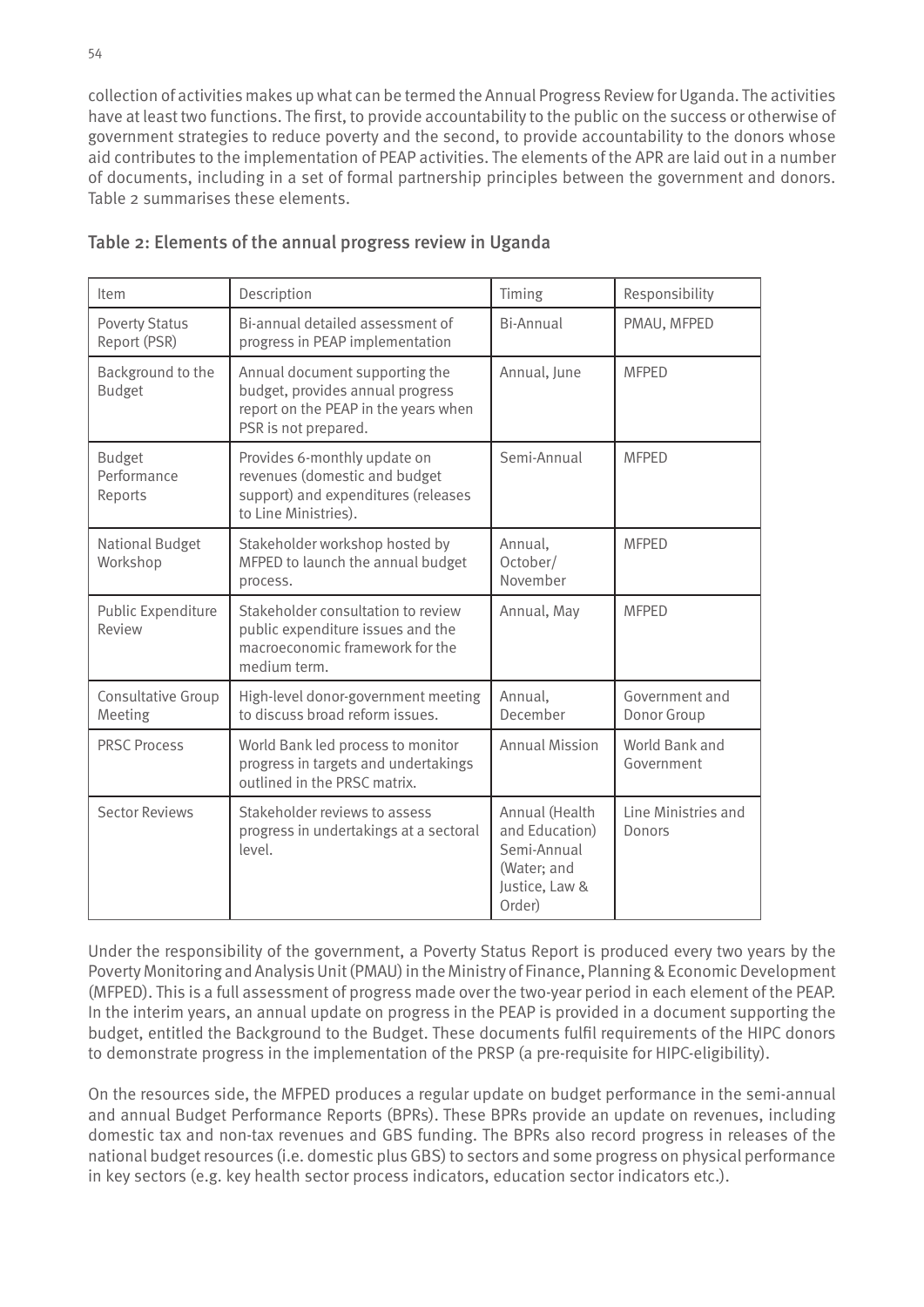collection of activities makes up what can be termed the Annual Progress Review for Uganda. The activities have at least two functions. The first, to provide accountability to the public on the success or otherwise of government strategies to reduce poverty and the second, to provide accountability to the donors whose aid contributes to the implementation of PEAP activities. The elements of the APR are laid out in a number of documents, including in a set of formal partnership principles between the government and donors. Table 2 summarises these elements.

### Table 2: Elements of the annual progress review in Uganda

| Item | Description | Timing | Responsibility |
|---|---|---|---|
| Poverty Status Report (PSR) | Bi-annual detailed assessment of progress in PEAP implementation | Bi-Annual | PMAU, MFPED |
| Background to the Budget | Annual document supporting the budget, provides annual progress report on the PEAP in the years when PSR is not prepared. | Annual, June | MFPED |
| Budget Performance Reports | Provides 6-monthly update on revenues (domestic and budget support) and expenditures (releases to Line Ministries). | Semi-Annual | MFPED |
| National Budget Workshop | Stakeholder workshop hosted by MFPED to launch the annual budget process. | Annual, October/ November | MFPED |
| Public Expenditure Review | Stakeholder consultation to review public expenditure issues and the macroeconomic framework for the medium term. | Annual, May | MFPED |
| Consultative Group Meeting | High-level donor-government meeting to discuss broad reform issues. | Annual, December | Government and Donor Group |
| PRSC Process | World Bank led process to monitor progress in targets and undertakings outlined in the PRSC matrix. | Annual Mission | World Bank and Government |
| Sector Reviews | Stakeholder reviews to assess progress in undertakings at a sectoral level. | Annual (Health and Education) Semi-Annual (Water; and Justice, Law & Order) | Line Ministries and Donors |

Under the responsibility of the government, a Poverty Status Report is produced every two years by the Poverty Monitoring and Analysis Unit (PMAU) in the Ministry of Finance, Planning & Economic Development (MFPED). This is a full assessment of progress made over the two-year period in each element of the PEAP. In the interim years, an annual update on progress in the PEAP is provided in a document supporting the budget, entitled the Background to the Budget. These documents fulfil requirements of the HIPC donors to demonstrate progress in the implementation of the PRSP (a pre-requisite for HIPC-eligibility).

On the resources side, the MFPED produces a regular update on budget performance in the semi-annual and annual Budget Performance Reports (BPRs). These BPRs provide an update on revenues, including domestic tax and non-tax revenues and GBS funding. The BPRs also record progress in releases of the national budget resources (i.e. domestic plus GBS) to sectors and some progress on physical performance in key sectors (e.g. key health sector process indicators, education sector indicators etc.).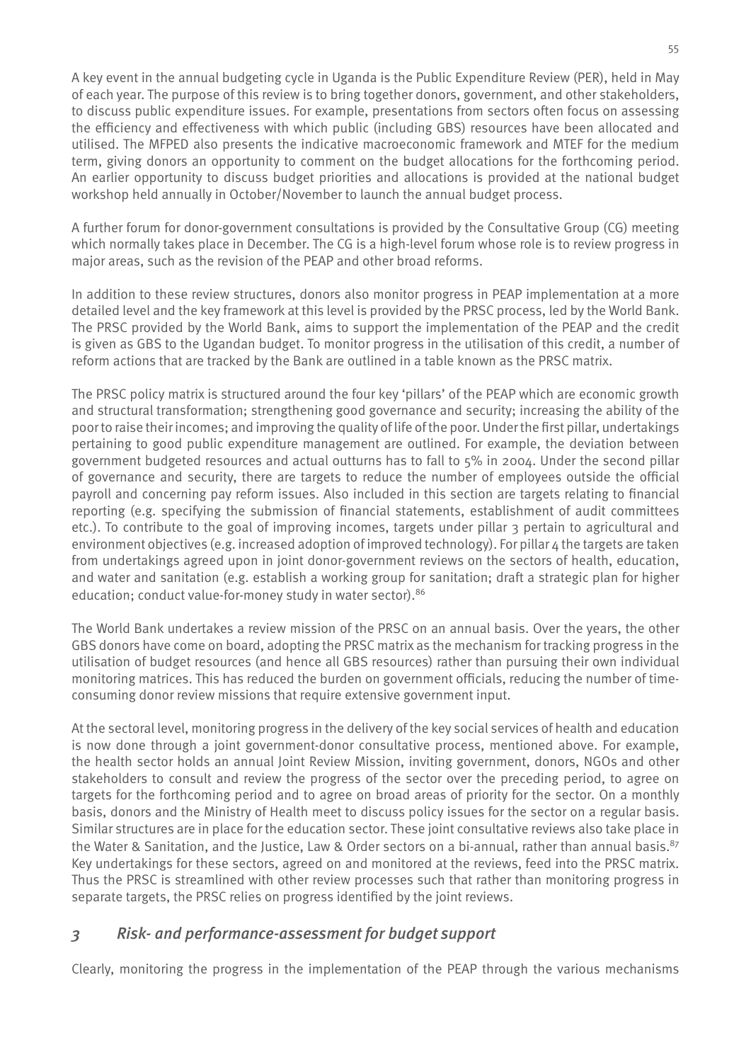A key event in the annual budgeting cycle in Uganda is the Public Expenditure Review (PER), held in May of each year. The purpose of this review is to bring together donors, government, and other stakeholders, to discuss public expenditure issues. For example, presentations from sectors often focus on assessing the efficiency and effectiveness with which public (including GBS) resources have been allocated and utilised. The MFPED also presents the indicative macroeconomic framework and MTEF for the medium term, giving donors an opportunity to comment on the budget allocations for the forthcoming period. An earlier opportunity to discuss budget priorities and allocations is provided at the national budget workshop held annually in October/November to launch the annual budget process.

A further forum for donor-government consultations is provided by the Consultative Group (CG) meeting which normally takes place in December. The CG is a high-level forum whose role is to review progress in major areas, such as the revision of the PEAP and other broad reforms.

In addition to these review structures, donors also monitor progress in PEAP implementation at a more detailed level and the key framework at this level is provided by the PRSC process, led by the World Bank. The PRSC provided by the World Bank, aims to support the implementation of the PEAP and the credit is given as GBS to the Ugandan budget. To monitor progress in the utilisation of this credit, a number of reform actions that are tracked by the Bank are outlined in a table known as the PRSC matrix.

The PRSC policy matrix is structured around the four key 'pillars' of the PEAP which are economic growth and structural transformation; strengthening good governance and security; increasing the ability of the poor to raise their incomes; and improving the quality of life of the poor. Under the first pillar, undertakings pertaining to good public expenditure management are outlined. For example, the deviation between government budgeted resources and actual outturns has to fall to 5% in 2004. Under the second pillar of governance and security, there are targets to reduce the number of employees outside the official payroll and concerning pay reform issues. Also included in this section are targets relating to financial reporting (e.g. specifying the submission of financial statements, establishment of audit committees etc.). To contribute to the goal of improving incomes, targets under pillar 3 pertain to agricultural and environment objectives (e.g. increased adoption of improved technology). For pillar 4 the targets are taken from undertakings agreed upon in joint donor-government reviews on the sectors of health, education, and water and sanitation (e.g. establish a working group for sanitation; draft a strategic plan for higher education; conduct value-for-money study in water sector).[86]

The World Bank undertakes a review mission of the PRSC on an annual basis. Over the years, the other GBS donors have come on board, adopting the PRSC matrix as the mechanism for tracking progress in the utilisation of budget resources (and hence all GBS resources) rather than pursuing their own individual monitoring matrices. This has reduced the burden on government officials, reducing the number of time-consuming donor review missions that require extensive government input.

At the sectoral level, monitoring progress in the delivery of the key social services of health and education is now done through a joint government-donor consultative process, mentioned above. For example, the health sector holds an annual Joint Review Mission, inviting government, donors, NGOs and other stakeholders to consult and review the progress of the sector over the preceding period, to agree on targets for the forthcoming period and to agree on broad areas of priority for the sector. On a monthly basis, donors and the Ministry of Health meet to discuss policy issues for the sector on a regular basis. Similar structures are in place for the education sector. These joint consultative reviews also take place in the Water & Sanitation, and the Justice, Law & Order sectors on a bi-annual, rather than annual basis.[87] Key undertakings for these sectors, agreed on and monitored at the reviews, feed into the PRSC matrix. Thus the PRSC is streamlined with other review processes such that rather than monitoring progress in separate targets, the PRSC relies on progress identified by the joint reviews.

## *3 Risk- and performance-assessment for budget support*

Clearly, monitoring the progress in the implementation of the PEAP through the various mechanisms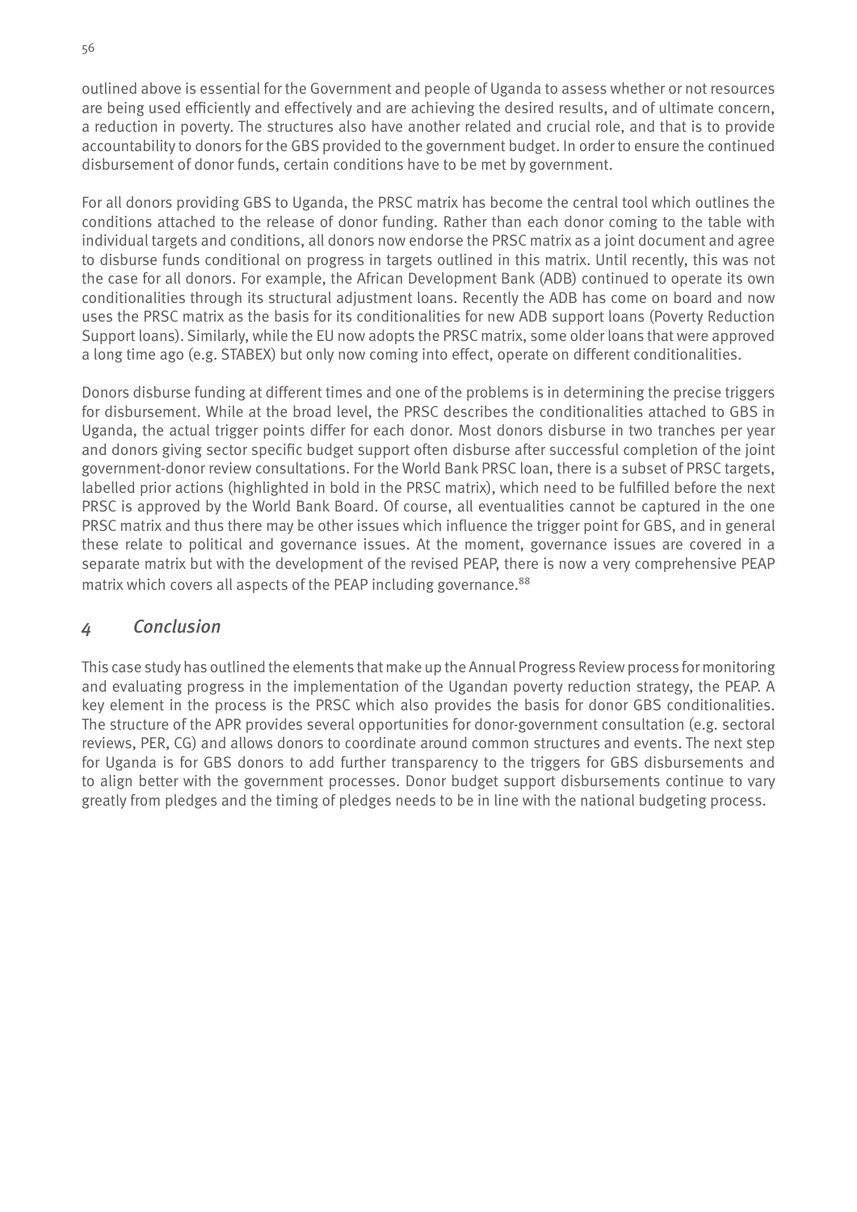outlined above is essential for the Government and people of Uganda to assess whether or not resources are being used efficiently and effectively and are achieving the desired results, and of ultimate concern, a reduction in poverty. The structures also have another related and crucial role, and that is to provide accountability to donors for the GBS provided to the government budget. In order to ensure the continued disbursement of donor funds, certain conditions have to be met by government.

For all donors providing GBS to Uganda, the PRSC matrix has become the central tool which outlines the conditions attached to the release of donor funding. Rather than each donor coming to the table with individual targets and conditions, all donors now endorse the PRSC matrix as a joint document and agree to disburse funds conditional on progress in targets outlined in this matrix. Until recently, this was not the case for all donors. For example, the African Development Bank (ADB) continued to operate its own conditionalities through its structural adjustment loans. Recently the ADB has come on board and now uses the PRSC matrix as the basis for its conditionalities for new ADB support loans (Poverty Reduction Support loans). Similarly, while the EU now adopts the PRSC matrix, some older loans that were approved a long time ago (e.g. STABEX) but only now coming into effect, operate on different conditionalities.

Donors disburse funding at different times and one of the problems is in determining the precise triggers for disbursement. While at the broad level, the PRSC describes the conditionalities attached to GBS in Uganda, the actual trigger points differ for each donor. Most donors disburse in two tranches per year and donors giving sector specific budget support often disburse after successful completion of the joint government-donor review consultations. For the World Bank PRSC loan, there is a subset of PRSC targets, labelled prior actions (highlighted in bold in the PRSC matrix), which need to be fulfilled before the next PRSC is approved by the World Bank Board. Of course, all eventualities cannot be captured in the one PRSC matrix and thus there may be other issues which influence the trigger point for GBS, and in general these relate to political and governance issues. At the moment, governance issues are covered in a separate matrix but with the development of the revised PEAP, there is now a very comprehensive PEAP matrix which covers all aspects of the PEAP including governance.[88]

## 4 *Conclusion*

This case study has outlined the elements that make up the Annual Progress Review process for monitoring and evaluating progress in the implementation of the Ugandan poverty reduction strategy, the PEAP. A key element in the process is the PRSC which also provides the basis for donor GBS conditionalities. The structure of the APR provides several opportunities for donor-government consultation (e.g. sectoral reviews, PER, CG) and allows donors to coordinate around common structures and events. The next step for Uganda is for GBS donors to add further transparency to the triggers for GBS disbursements and to align better with the government processes. Donor budget support disbursements continue to vary greatly from pledges and the timing of pledges needs to be in line with the national budgeting process.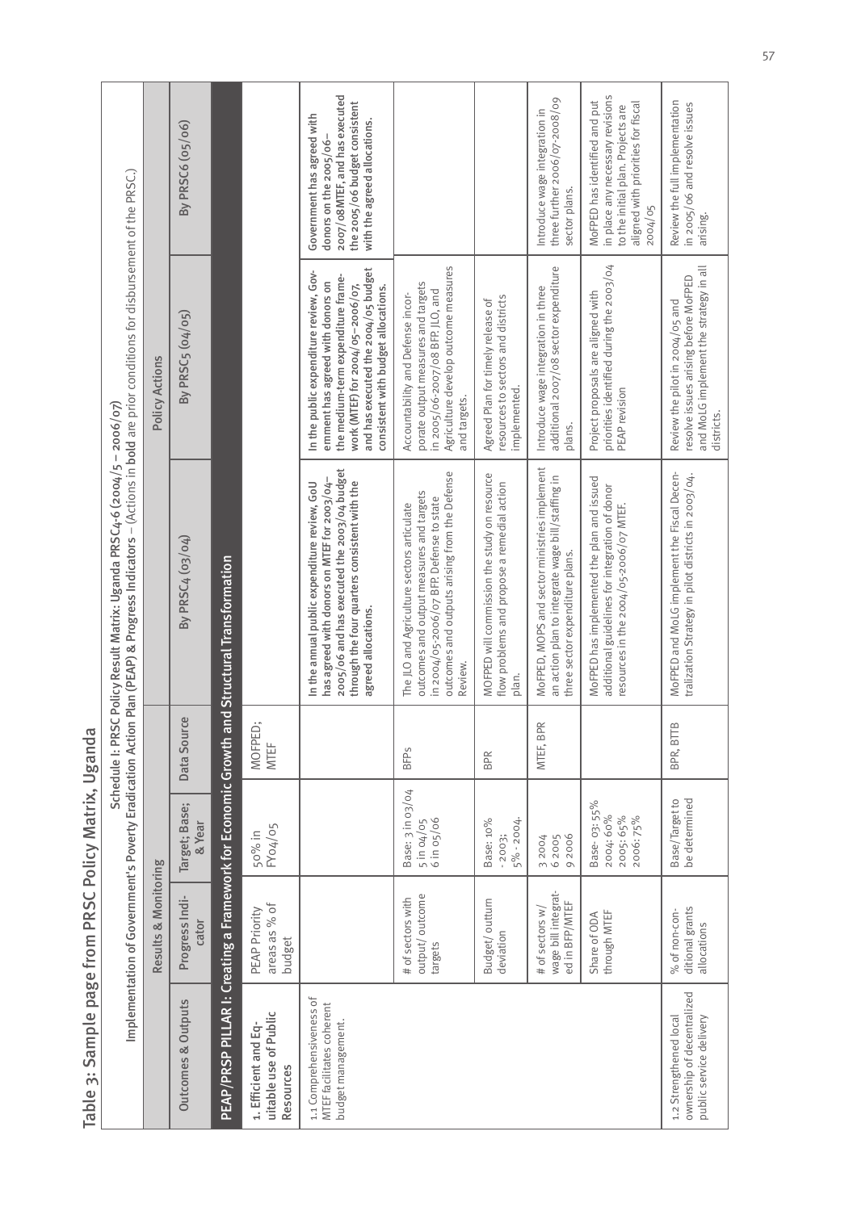## Table 3: Sample page from PRSC Policy Matrix, Uganda

Schedule I: PRSC Policy Result Matrix: Uganda PRSC4-6 (2004/5 – 2006/07)

Implementation of Government's Poverty Eradication Action Plan (PEAP) & Progress Indicators – (Actions in bold are prior conditions for disbursement of the PRSC.)

| Outcomes & Outputs | Results & Monitoring | | | Policy Actions | | |
|---|---|---|---|---|---|---|
| | Progress Indicator | Target; Base; & Year | Data Source | By PRSC4 (03/04) | By PRSC5 (04/05) | By PRSC6 (05/06) |
| **PEAP/PRSP PILLAR I: Creating a Framework for Economic Growth and Structural Transformation** | | | | | | |
| 1. Efficient and Equitable use of Public Resources | PEAP Priority areas as % of budget | 50% in FY04/05 | MOFPED; MTEF | | | |
| 1.1 Comprehensiveness of MTEF facilitates coherent budget management. | | | | In the annual public expenditure review, GoU has agreed with donors on MTEF for 2003/04–2005/06 and has executed the 2003/04 budget through the four quarters consistent with the agreed allocations. | **In the public expenditure review, Government has agreed with donors on the medium-term expenditure framework (MTEF) for 2004/05–2006/07, and has executed the 2004/05 budget consistent with budget allocations.** | **Government has agreed with donors on the 2005/06–2007/08MTEF, and has executed the 2005/06 budget consistent with the agreed allocations.** |
| | # of sectors with output/ outcome targets | Base: 3 in 03/04; 5 in 04/05; 6 in 05/06 | BFPs | The JLO and Agriculture sectors articulate outcomes and output measures and targets in 2004/05-2006/07 BFP. Defense to state outcomes and outputs arising from the Defense Review. | Accountability and Defense incorporate output measures and targets in 2005/06-2007/08 BFP. JLO, and Agriculture develop outcome measures and targets. | |
| | Budget/ outturn deviation | Base: 10% - 2003; 5% - 2004. | BPR | MOFPED will commission the study on resource flow problems and propose a remedial action plan. | Agreed Plan for timely release of resources to sectors and districts implemented. | |
| | # of sectors w/ wage bill integrated in BFP/MTEF | 3 2004; 6 2005; 9 2006 | MTEF, BPR | MoFPED, MOPS and sector ministries implement an action plan to integrate wage bill/staffing in three sector expenditure plans. | Introduce wage integration in three additional 2007/08 sector expenditure plans. | Introduce wage integration in three further 2006/07-2008/09 sector plans. |
| | Share of ODA through MTEF | Base- 03: 55%; 2004: 60%; 2005: 65%; 2006: 75% | | MoFPED has implemented the plan and issued additional guidelines for integration of donor resources in the 2004/05-2006/07 MTEF. | Project proposals are aligned with priorities identified during the 2003/04 PEAP revision | MoFPED has identified and put in place any necessary revisions to the initial plan. Projects are aligned with priorities for fiscal 2004/05 |
| 1.2 Strengthened local ownership of decentralized public service delivery | % of non-conditional grants allocations | Base/Target to be determined | BPR, BTTB | MoFPED and MoLG implement the Fiscal Decentralization Strategy in pilot districts in 2003/04. | Review the pilot in 2004/05 and resolve issues arising before MoFPED and MoLG implement the strategy in all districts. | Review the full implementation in 2005/06 and resolve issues arising. |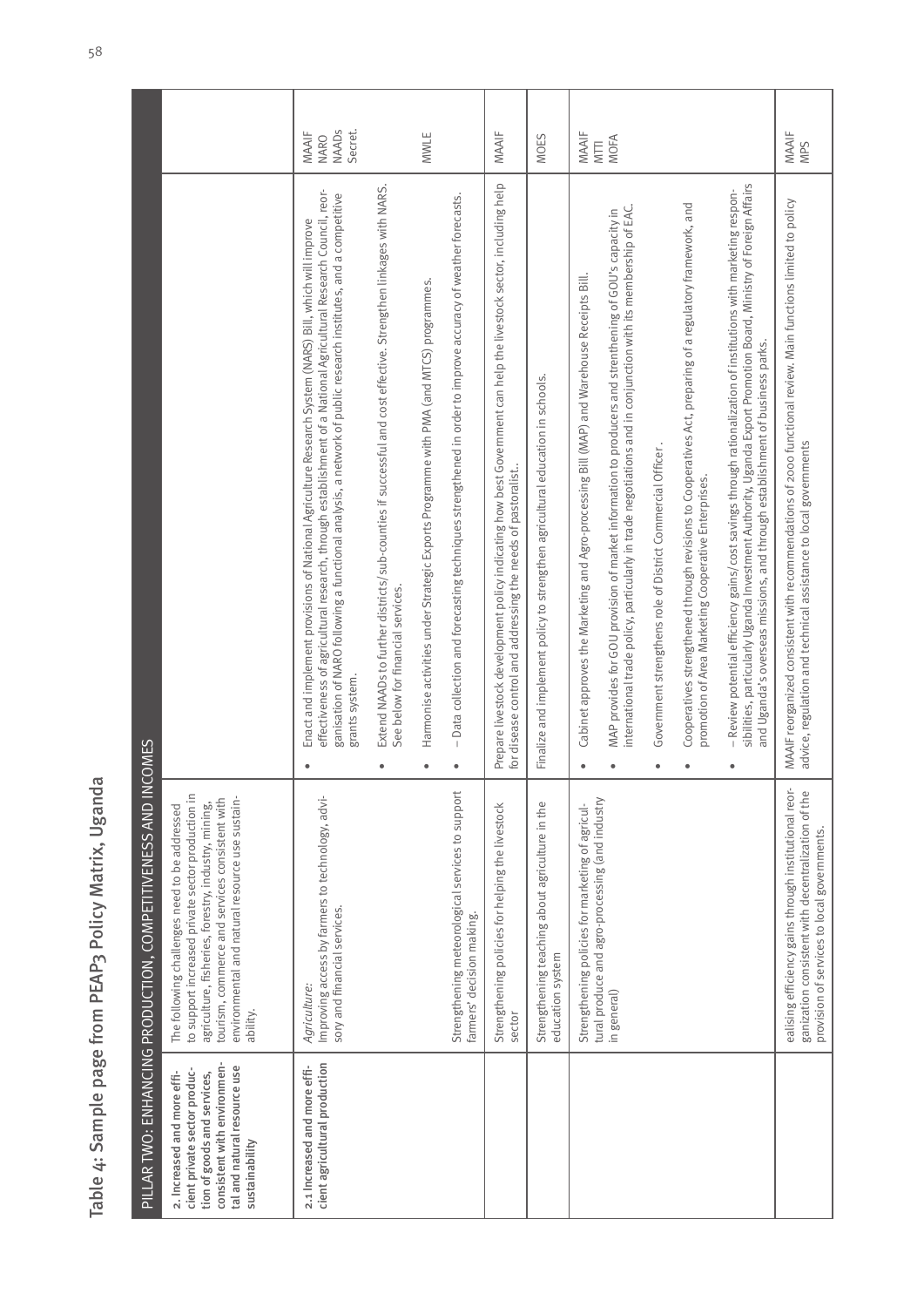# Table 4: Sample page from PEAP3 Policy Matrix, Uganda

| PILLAR TWO: ENHANCING PRODUCTION, COMPETITIVENESS AND INCOMES | | | |
|---|---|---|---|
| **2. Increased and more efficient private sector production of goods and services, consistent with environmental and natural resource use sustainability** | The following challenges need to be addressed to support increased private sector production in agriculture, fisheries, forestry, industry, mining, tourism, commerce and services consistent with environmental and natural resource use sustainability. | | |
| **2.1 Increased and more efficient agricultural production** | *Agriculture:* Improving access by farmers to technology, advisory and financial services. | • Enact and implement provisions of National Agriculture Research System (NARS) Bill, which will improve effectiveness of agricultural research, through establishment of a National Agricultural Research Council, reorganisation of NARO following a functional analysis, a network of public research institutes, and a competitive grants system.<br>• Extend NAADs to further districts/sub-counties if successful and cost effective. Strengthen linkages with NARS. See below for financial services.<br>• Harmonise activities under Strategic Exports Programme with PMA (and MTCS) programmes. | MAAIF NARO NAADs Secret. |
| | Strengthening meteorological services to support farmers' decision making. | • – Data collection and forecasting techniques strengthened in order to improve accuracy of weather forecasts. | MWLE |
| | Strengthening policies for helping the livestock sector | Prepare livestock development policy indicating how best Government can help the livestock sector, including help for disease control and addressing the needs of pastoralist.. | MAAIF |
| | Strengthening teaching about agriculture in the education system | Finalize and implement policy to strengthen agricultural education in schools. | MOES |
| | Strengthening policies for marketing of agricultural produce and agro-processing (and industry in general) | • Cabinet approves the Marketing and Agro-processing Bill (MAP) and Warehouse Receipts Bill.<br>• MAP provides for GOU provision of market information to producers and strengthening of GOU's capacity in international trade policy, particularly in trade negotiations and in conjunction with its membership of EAC.<br>• Government strengthens role of District Commercial Officer.<br>• Cooperatives strengthened through revisions to Cooperatives Act, preparing of a regulatory framework, and promotion of Area Marketing Cooperative Enterprises.<br>• – Review potential efficiency gains/cost savings through rationalization of institutions with marketing responsibilities, particularly Uganda Investment Authority, Uganda Export Promotion Board, Ministry of Foreign Affairs and Uganda's overseas missions, and through establishment of business parks. | MAAIF MTTI MOFA |
| | ealising efficiency gains through institutional reorganization consistent with decentralization of the provision of services to local governments. | MAAIF reorganized consistent with recommendations of 2000 functional review. Main functions limited to policy advice, regulation and technical assistance to local governments | MAAIF MPS |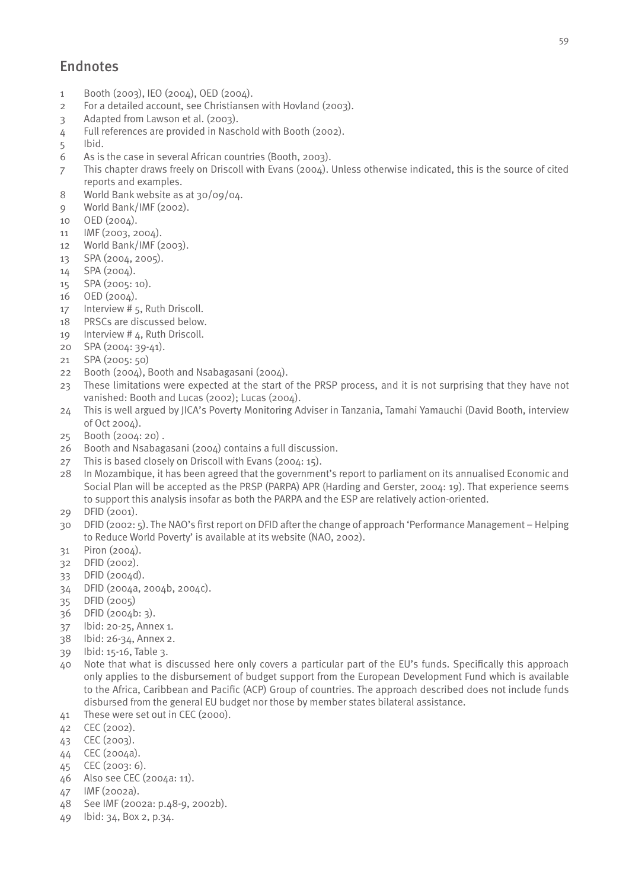## Endnotes

1. Booth (2003), IEO (2004), OED (2004).
2. For a detailed account, see Christiansen with Hovland (2003).
3. Adapted from Lawson et al. (2003).
4. Full references are provided in Naschold with Booth (2002).
5. Ibid.
6. As is the case in several African countries (Booth, 2003).
7. This chapter draws freely on Driscoll with Evans (2004). Unless otherwise indicated, this is the source of cited reports and examples.
8. World Bank website as at 30/09/04.
9. World Bank/IMF (2002).
10. OED (2004).
11. IMF (2003, 2004).
12. World Bank/IMF (2003).
13. SPA (2004, 2005).
14. SPA (2004).
15. SPA (2005: 10).
16. OED (2004).
17. Interview # 5, Ruth Driscoll.
18. PRSCs are discussed below.
19. Interview # 4, Ruth Driscoll.
20. SPA (2004: 39-41).
21. SPA (2005: 50)
22. Booth (2004), Booth and Nsabagasani (2004).
23. These limitations were expected at the start of the PRSP process, and it is not surprising that they have not vanished: Booth and Lucas (2002); Lucas (2004).
24. This is well argued by JICA's Poverty Monitoring Adviser in Tanzania, Tamahi Yamauchi (David Booth, interview of Oct 2004).
25. Booth (2004: 20) .
26. Booth and Nsabagasani (2004) contains a full discussion.
27. This is based closely on Driscoll with Evans (2004: 15).
28. In Mozambique, it has been agreed that the government's report to parliament on its annualised Economic and Social Plan will be accepted as the PRSP (PARPA) APR (Harding and Gerster, 2004: 19). That experience seems to support this analysis insofar as both the PARPA and the ESP are relatively action-oriented.
29. DFID (2001).
30. DFID (2002: 5). The NAO's first report on DFID after the change of approach 'Performance Management – Helping to Reduce World Poverty' is available at its website (NAO, 2002).
31. Piron (2004).
32. DFID (2002).
33. DFID (2004d).
34. DFID (2004a, 2004b, 2004c).
35. DFID (2005)
36. DFID (2004b: 3).
37. Ibid: 20-25, Annex 1.
38. Ibid: 26-34, Annex 2.
39. Ibid: 15-16, Table 3.
40. Note that what is discussed here only covers a particular part of the EU's funds. Specifically this approach only applies to the disbursement of budget support from the European Development Fund which is available to the Africa, Caribbean and Pacific (ACP) Group of countries. The approach described does not include funds disbursed from the general EU budget nor those by member states bilateral assistance.
41. These were set out in CEC (2000).
42. CEC (2002).
43. CEC (2003).
44. CEC (2004a).
45. CEC (2003: 6).
46. Also see CEC (2004a: 11).
47. IMF (2002a).
48. See IMF (2002a: p.48-9, 2002b).
49. Ibid: 34, Box 2, p.34.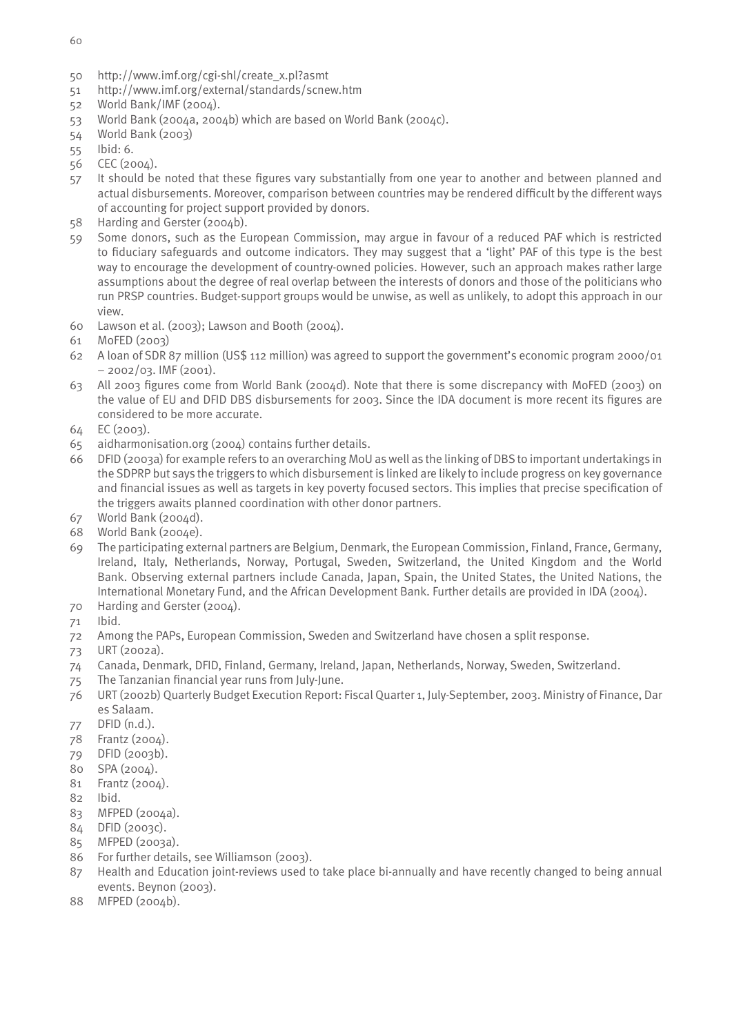50 http://www.imf.org/cgi-shl/create_x.pl?asmt

51 http://www.imf.org/external/standards/scnew.htm

52 World Bank/IMF (2004).

53 World Bank (2004a, 2004b) which are based on World Bank (2004c).

54 World Bank (2003)

55 Ibid: 6.

56 CEC (2004).

57 It should be noted that these figures vary substantially from one year to another and between planned and actual disbursements. Moreover, comparison between countries may be rendered difficult by the different ways of accounting for project support provided by donors.

58 Harding and Gerster (2004b).

59 Some donors, such as the European Commission, may argue in favour of a reduced PAF which is restricted to fiduciary safeguards and outcome indicators. They may suggest that a 'light' PAF of this type is the best way to encourage the development of country-owned policies. However, such an approach makes rather large assumptions about the degree of real overlap between the interests of donors and those of the politicians who run PRSP countries. Budget-support groups would be unwise, as well as unlikely, to adopt this approach in our view.

60 Lawson et al. (2003); Lawson and Booth (2004).

61 MoFED (2003)

62 A loan of SDR 87 million (US$ 112 million) was agreed to support the government's economic program 2000/01 – 2002/03. IMF (2001).

63 All 2003 figures come from World Bank (2004d). Note that there is some discrepancy with MoFED (2003) on the value of EU and DFID DBS disbursements for 2003. Since the IDA document is more recent its figures are considered to be more accurate.

64 EC (2003).

65 aidharmonisation.org (2004) contains further details.

66 DFID (2003a) for example refers to an overarching MoU as well as the linking of DBS to important undertakings in the SDPRP but says the triggers to which disbursement is linked are likely to include progress on key governance and financial issues as well as targets in key poverty focused sectors. This implies that precise specification of the triggers awaits planned coordination with other donor partners.

67 World Bank (2004d).

68 World Bank (2004e).

69 The participating external partners are Belgium, Denmark, the European Commission, Finland, France, Germany, Ireland, Italy, Netherlands, Norway, Portugal, Sweden, Switzerland, the United Kingdom and the World Bank. Observing external partners include Canada, Japan, Spain, the United States, the United Nations, the International Monetary Fund, and the African Development Bank. Further details are provided in IDA (2004).

70 Harding and Gerster (2004).

71 Ibid.

72 Among the PAPs, European Commission, Sweden and Switzerland have chosen a split response.

73 URT (2002a).

74 Canada, Denmark, DFID, Finland, Germany, Ireland, Japan, Netherlands, Norway, Sweden, Switzerland.

75 The Tanzanian financial year runs from July-June.

76 URT (2002b) Quarterly Budget Execution Report: Fiscal Quarter 1, July-September, 2003. Ministry of Finance, Dar es Salaam.

77 DFID (n.d.).

78 Frantz (2004).

79 DFID (2003b).

80 SPA (2004).

81 Frantz (2004).

82 Ibid.

83 MFPED (2004a).

84 DFID (2003c).

85 MFPED (2003a).

86 For further details, see Williamson (2003).

87 Health and Education joint-reviews used to take place bi-annually and have recently changed to being annual events. Beynon (2003).

88 MFPED (2004b).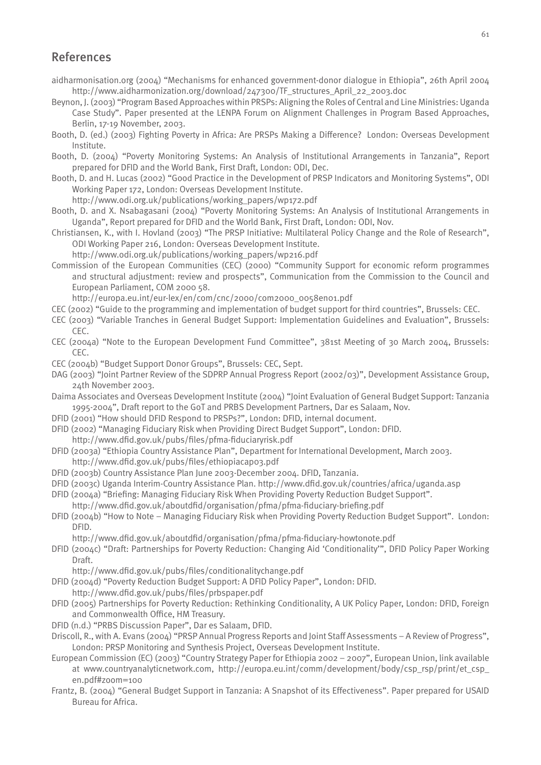## References

aidharmonisation.org (2004) "Mechanisms for enhanced government-donor dialogue in Ethiopia", 26th April 2004 http://www.aidharmonization.org/download/247300/TF_structures_April_22_2003.doc

Beynon, J. (2003) "Program Based Approaches within PRSPs: Aligning the Roles of Central and Line Ministries: Uganda Case Study". Paper presented at the LENPA Forum on Alignment Challenges in Program Based Approaches, Berlin, 17-19 November, 2003.

Booth, D. (ed.) (2003) Fighting Poverty in Africa: Are PRSPs Making a Difference? London: Overseas Development Institute.

Booth, D. (2004) "Poverty Monitoring Systems: An Analysis of Institutional Arrangements in Tanzania", Report prepared for DFID and the World Bank, First Draft, London: ODI, Dec.

Booth, D. and H. Lucas (2002) "Good Practice in the Development of PRSP Indicators and Monitoring Systems", ODI Working Paper 172, London: Overseas Development Institute.
http://www.odi.org.uk/publications/working_papers/wp172.pdf

Booth, D. and X. Nsabagasani (2004) "Poverty Monitoring Systems: An Analysis of Institutional Arrangements in Uganda", Report prepared for DFID and the World Bank, First Draft, London: ODI, Nov.

Christiansen, K., with I. Hovland (2003) "The PRSP Initiative: Multilateral Policy Change and the Role of Research", ODI Working Paper 216, London: Overseas Development Institute.
http://www.odi.org.uk/publications/working_papers/wp216.pdf

Commission of the European Communities (CEC) (2000) "Community Support for economic reform programmes and structural adjustment: review and prospects", Communication from the Commission to the Council and European Parliament, COM 2000 58.
http://europa.eu.int/eur-lex/en/com/cnc/2000/com2000_0058en01.pdf

CEC (2002) "Guide to the programming and implementation of budget support for third countries", Brussels: CEC.

CEC (2003) "Variable Tranches in General Budget Support: Implementation Guidelines and Evaluation", Brussels: CEC.

CEC (2004a) "Note to the European Development Fund Committee", 381st Meeting of 30 March 2004, Brussels: CEC.

CEC (2004b) "Budget Support Donor Groups", Brussels: CEC, Sept.

DAG (2003) "Joint Partner Review of the SDPRP Annual Progress Report (2002/03)", Development Assistance Group, 24th November 2003.

Daima Associates and Overseas Development Institute (2004) "Joint Evaluation of General Budget Support: Tanzania 1995-2004", Draft report to the GoT and PRBS Development Partners, Dar es Salaam, Nov.

DFID (2001) "How should DFID Respond to PRSPs?", London: DFID, internal document.

DFID (2002) "Managing Fiduciary Risk when Providing Direct Budget Support", London: DFID.
http://www.dfid.gov.uk/pubs/files/pfma-fiduciaryrisk.pdf

DFID (2003a) "Ethiopia Country Assistance Plan", Department for International Development, March 2003.
http://www.dfid.gov.uk/pubs/files/ethiopiacap03.pdf

DFID (2003b) Country Assistance Plan June 2003-December 2004. DFID, Tanzania.

DFID (2003c) Uganda Interim-Country Assistance Plan. http://www.dfid.gov.uk/countries/africa/uganda.asp

DFID (2004a) "Briefing: Managing Fiduciary Risk When Providing Poverty Reduction Budget Support".
http://www.dfid.gov.uk/aboutdfid/organisation/pfma/pfma-fiduciary-briefing.pdf

DFID (2004b) "How to Note – Managing Fiduciary Risk when Providing Poverty Reduction Budget Support". London: DFID.
http://www.dfid.gov.uk/aboutdfid/organisation/pfma/pfma-fiduciary-howtonote.pdf

DFID (2004c) "Draft: Partnerships for Poverty Reduction: Changing Aid 'Conditionality'", DFID Policy Paper Working Draft.
http://www.dfid.gov.uk/pubs/files/conditionalitychange.pdf

DFID (2004d) "Poverty Reduction Budget Support: A DFID Policy Paper", London: DFID.
http://www.dfid.gov.uk/pubs/files/prbspaper.pdf

DFID (2005) Partnerships for Poverty Reduction: Rethinking Conditionality, A UK Policy Paper, London: DFID, Foreign and Commonwealth Office, HM Treasury.

DFID (n.d.) "PRBS Discussion Paper", Dar es Salaam, DFID.

Driscoll, R., with A. Evans (2004) "PRSP Annual Progress Reports and Joint Staff Assessments – A Review of Progress", London: PRSP Monitoring and Synthesis Project, Overseas Development Institute.

European Commission (EC) (2003) "Country Strategy Paper for Ethiopia 2002 – 2007", European Union, link available at www.countryanalyticnetwork.com, http://europa.eu.int/comm/development/body/csp_rsp/print/et_csp_en.pdf#zoom=100

Frantz, B. (2004) "General Budget Support in Tanzania: A Snapshot of its Effectiveness". Paper prepared for USAID Bureau for Africa.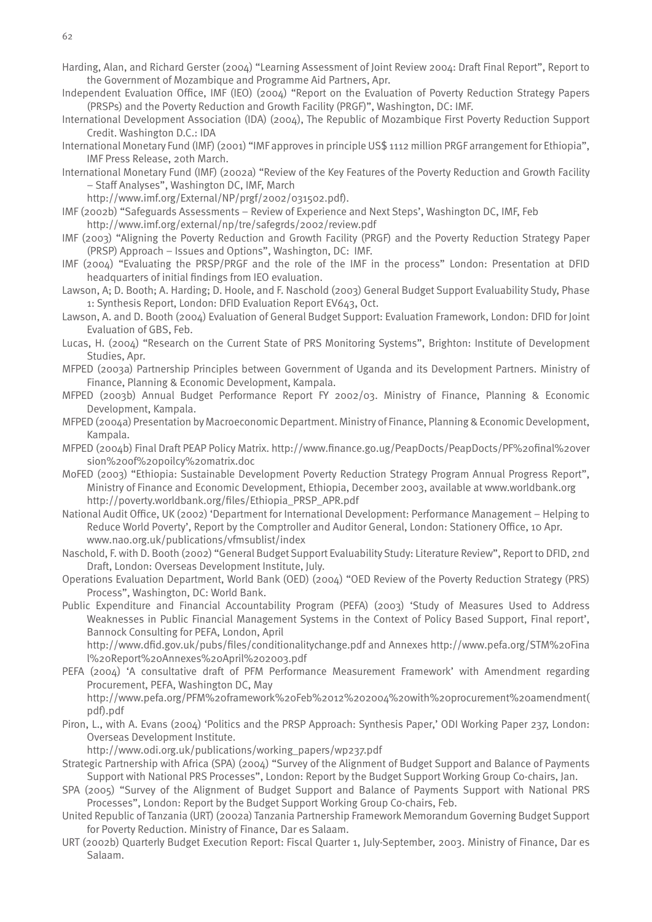Harding, Alan, and Richard Gerster (2004) "Learning Assessment of Joint Review 2004: Draft Final Report", Report to the Government of Mozambique and Programme Aid Partners, Apr.

Independent Evaluation Office, IMF (IEO) (2004) "Report on the Evaluation of Poverty Reduction Strategy Papers (PRSPs) and the Poverty Reduction and Growth Facility (PRGF)", Washington, DC: IMF.

International Development Association (IDA) (2004), The Republic of Mozambique First Poverty Reduction Support Credit. Washington D.C.: IDA

International Monetary Fund (IMF) (2001) "IMF approves in principle US$ 1112 million PRGF arrangement for Ethiopia", IMF Press Release, 20th March.

International Monetary Fund (IMF) (2002a) "Review of the Key Features of the Poverty Reduction and Growth Facility – Staff Analyses", Washington DC, IMF, March http://www.imf.org/External/NP/prgf/2002/031502.pdf).

IMF (2002b) "Safeguards Assessments – Review of Experience and Next Steps', Washington DC, IMF, Feb http://www.imf.org/external/np/tre/safegrds/2002/review.pdf

IMF (2003) "Aligning the Poverty Reduction and Growth Facility (PRGF) and the Poverty Reduction Strategy Paper (PRSP) Approach – Issues and Options", Washington, DC: IMF.

IMF (2004) "Evaluating the PRSP/PRGF and the role of the IMF in the process" London: Presentation at DFID headquarters of initial findings from IEO evaluation.

Lawson, A; D. Booth; A. Harding; D. Hoole, and F. Naschold (2003) General Budget Support Evaluability Study, Phase 1: Synthesis Report, London: DFID Evaluation Report EV643, Oct.

Lawson, A. and D. Booth (2004) Evaluation of General Budget Support: Evaluation Framework, London: DFID for Joint Evaluation of GBS, Feb.

Lucas, H. (2004) "Research on the Current State of PRS Monitoring Systems", Brighton: Institute of Development Studies, Apr.

MFPED (2003a) Partnership Principles between Government of Uganda and its Development Partners. Ministry of Finance, Planning & Economic Development, Kampala.

MFPED (2003b) Annual Budget Performance Report FY 2002/03. Ministry of Finance, Planning & Economic Development, Kampala.

MFPED (2004a) Presentation by Macroeconomic Department. Ministry of Finance, Planning & Economic Development, Kampala.

MFPED (2004b) Final Draft PEAP Policy Matrix. http://www.finance.go.ug/PeapDocts/PeapDocts/PF%20final%20version%20of%20poilcy%20matrix.doc

MoFED (2003) "Ethiopia: Sustainable Development Poverty Reduction Strategy Program Annual Progress Report", Ministry of Finance and Economic Development, Ethiopia, December 2003, available at www.worldbank.org http://poverty.worldbank.org/files/Ethiopia_PRSP_APR.pdf

National Audit Office, UK (2002) 'Department for International Development: Performance Management – Helping to Reduce World Poverty', Report by the Comptroller and Auditor General, London: Stationery Office, 10 Apr. www.nao.org.uk/publications/vfmsublist/index

Naschold, F. with D. Booth (2002) "General Budget Support Evaluability Study: Literature Review", Report to DFID, 2nd Draft, London: Overseas Development Institute, July.

Operations Evaluation Department, World Bank (OED) (2004) "OED Review of the Poverty Reduction Strategy (PRS) Process", Washington, DC: World Bank.

Public Expenditure and Financial Accountability Program (PEFA) (2003) 'Study of Measures Used to Address Weaknesses in Public Financial Management Systems in the Context of Policy Based Support, Final report', Bannock Consulting for PEFA, London, April http://www.dfid.gov.uk/pubs/files/conditionalitychange.pdf and Annexes http://www.pefa.org/STM%20Final%20Report%20Annexes%20April%202003.pdf

PEFA (2004) 'A consultative draft of PFM Performance Measurement Framework' with Amendment regarding Procurement, PEFA, Washington DC, May http://www.pefa.org/PFM%20framework%20Feb%2012%202004%20with%20procurement%20amendment(pdf).pdf

Piron, L., with A. Evans (2004) 'Politics and the PRSP Approach: Synthesis Paper,' ODI Working Paper 237, London: Overseas Development Institute. http://www.odi.org.uk/publications/working_papers/wp237.pdf

Strategic Partnership with Africa (SPA) (2004) "Survey of the Alignment of Budget Support and Balance of Payments Support with National PRS Processes", London: Report by the Budget Support Working Group Co-chairs, Jan.

SPA (2005) "Survey of the Alignment of Budget Support and Balance of Payments Support with National PRS Processes", London: Report by the Budget Support Working Group Co-chairs, Feb.

United Republic of Tanzania (URT) (2002a) Tanzania Partnership Framework Memorandum Governing Budget Support for Poverty Reduction. Ministry of Finance, Dar es Salaam.

URT (2002b) Quarterly Budget Execution Report: Fiscal Quarter 1, July-September, 2003. Ministry of Finance, Dar es Salaam.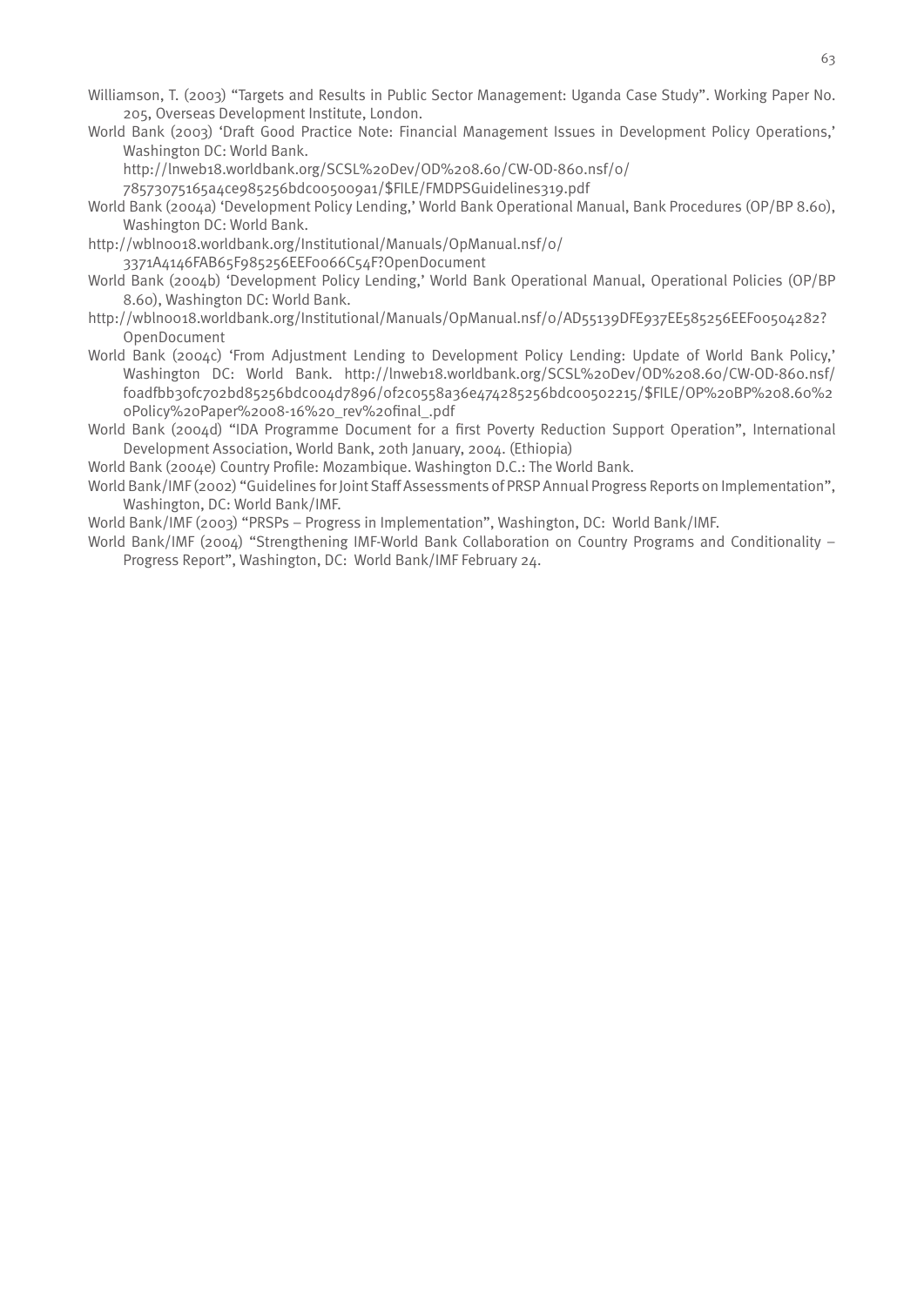Williamson, T. (2003) "Targets and Results in Public Sector Management: Uganda Case Study". Working Paper No. 205, Overseas Development Institute, London.

World Bank (2003) 'Draft Good Practice Note: Financial Management Issues in Development Policy Operations,' Washington DC: World Bank.
http://lnweb18.worldbank.org/SCSL%20Dev/OD%208.60/CW-OD-860.nsf/0/78573075165a4ce985256bdc005009a1/$FILE/FMDPSGuidelines319.pdf

World Bank (2004a) 'Development Policy Lending,' World Bank Operational Manual, Bank Procedures (OP/BP 8.60), Washington DC: World Bank.
http://wbln0018.worldbank.org/Institutional/Manuals/OpManual.nsf/0/3371A4146FAB65F985256EEF0066C54F?OpenDocument

World Bank (2004b) 'Development Policy Lending,' World Bank Operational Manual, Operational Policies (OP/BP 8.60), Washington DC: World Bank.
http://wbln0018.worldbank.org/Institutional/Manuals/OpManual.nsf/0/AD55139DFE937EE585256EEF00504282?OpenDocument

World Bank (2004c) 'From Adjustment Lending to Development Policy Lending: Update of World Bank Policy,' Washington DC: World Bank. http://lnweb18.worldbank.org/SCSL%20Dev/OD%208.60/CW-OD-860.nsf/f0adfbb30fc702bd85256bdc004d7896/0f2c0558a36e474285256bdc00502215/$FILE/OP%20BP%208.60%20Policy%20Paper%2008-16%20_rev%20final_.pdf

World Bank (2004d) "IDA Programme Document for a first Poverty Reduction Support Operation", International Development Association, World Bank, 20th January, 2004. (Ethiopia)

World Bank (2004e) Country Profile: Mozambique. Washington D.C.: The World Bank.

World Bank/IMF (2002) "Guidelines for Joint Staff Assessments of PRSP Annual Progress Reports on Implementation", Washington, DC: World Bank/IMF.

World Bank/IMF (2003) "PRSPs – Progress in Implementation", Washington, DC: World Bank/IMF.

World Bank/IMF (2004) "Strengthening IMF-World Bank Collaboration on Country Programs and Conditionality – Progress Report", Washington, DC: World Bank/IMF February 24.